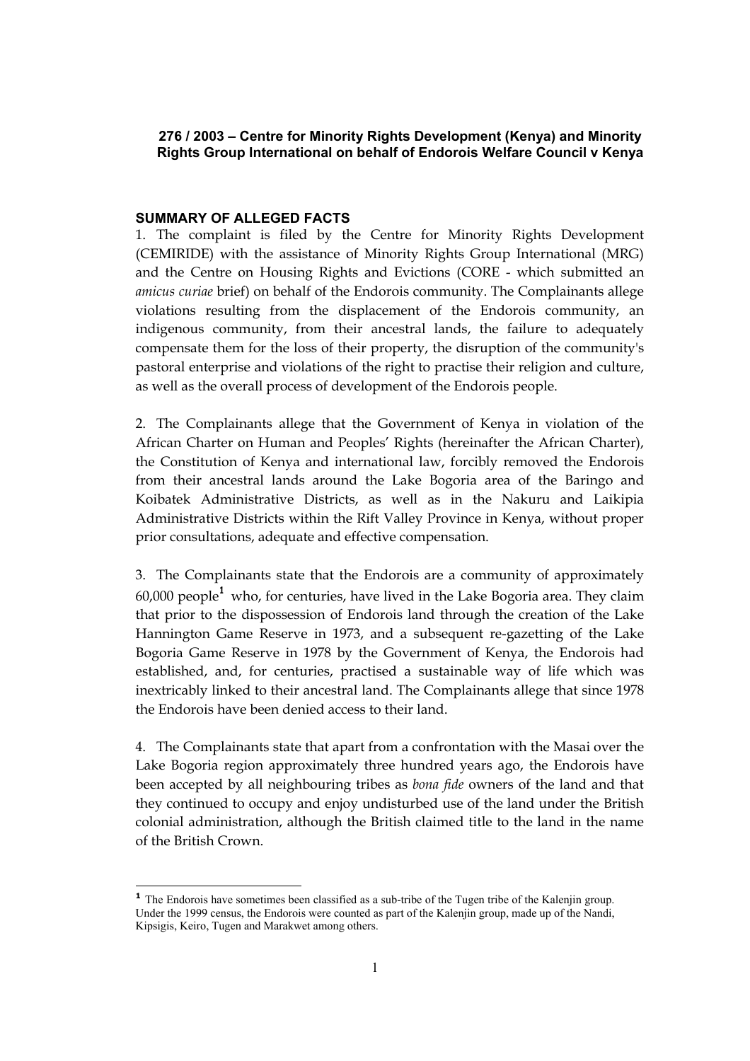**276 / 2003 – Centre for Minority Rights Development (Kenya) and Minority Rights Group International on behalf of Endorois Welfare Council v Kenya**

**SUMMARY OF ALLEGED FACTS**

1. The complaint is filed by the Centre for Minority Rights Development (CEMIRIDE) with the assistance of Minority Rights Group International (MRG) and the Centre on Housing Rights and Evictions (CORE - which submitted an *amicus curiae* brief) on behalf of the Endorois community. The Complainants allege violations resulting from the displacement of the Endorois community, an indigenous community, from their ancestral lands, the failure to adequately compensate them for the loss of their property, the disruption of the community's pastoral enterprise and violations of the right to practise their religion and culture, as well as the overall process of development of the Endorois people.

2. The Complainants allege that the Government of Kenya in violation of the African Charter on Human and Peoples' Rights (hereinafter the African Charter), the Constitution of Kenya and international law, forcibly removed the Endorois from their ancestral lands around the Lake Bogoria area of the Baringo and Koibatek Administrative Districts, as well as in the Nakuru and Laikipia Administrative Districts within the Rift Valley Province in Kenya, without proper prior consultations, adequate and effective compensation.

3. The Complainants state that the Endorois are a community of approximately 60,000 people[1] who, for centuries, have lived in the Lake Bogoria area. They claim that prior to the dispossession of Endorois land through the creation of the Lake Hannington Game Reserve in 1973, and a subsequent re-gazetting of the Lake Bogoria Game Reserve in 1978 by the Government of Kenya, the Endorois had established, and, for centuries, practised a sustainable way of life which was inextricably linked to their ancestral land. The Complainants allege that since 1978 the Endorois have been denied access to their land.

4. The Complainants state that apart from a confrontation with the Masai over the Lake Bogoria region approximately three hundred years ago, the Endorois have been accepted by all neighbouring tribes as *bona fide* owners of the land and that they continued to occupy and enjoy undisturbed use of the land under the British colonial administration, although the British claimed title to the land in the name of the British Crown.

[1] The Endorois have sometimes been classified as a sub-tribe of the Tugen tribe of the Kalenjin group. Under the 1999 census, the Endorois were counted as part of the Kalenjin group, made up of the Nandi, Kipsigis, Keiro, Tugen and Marakwet among others.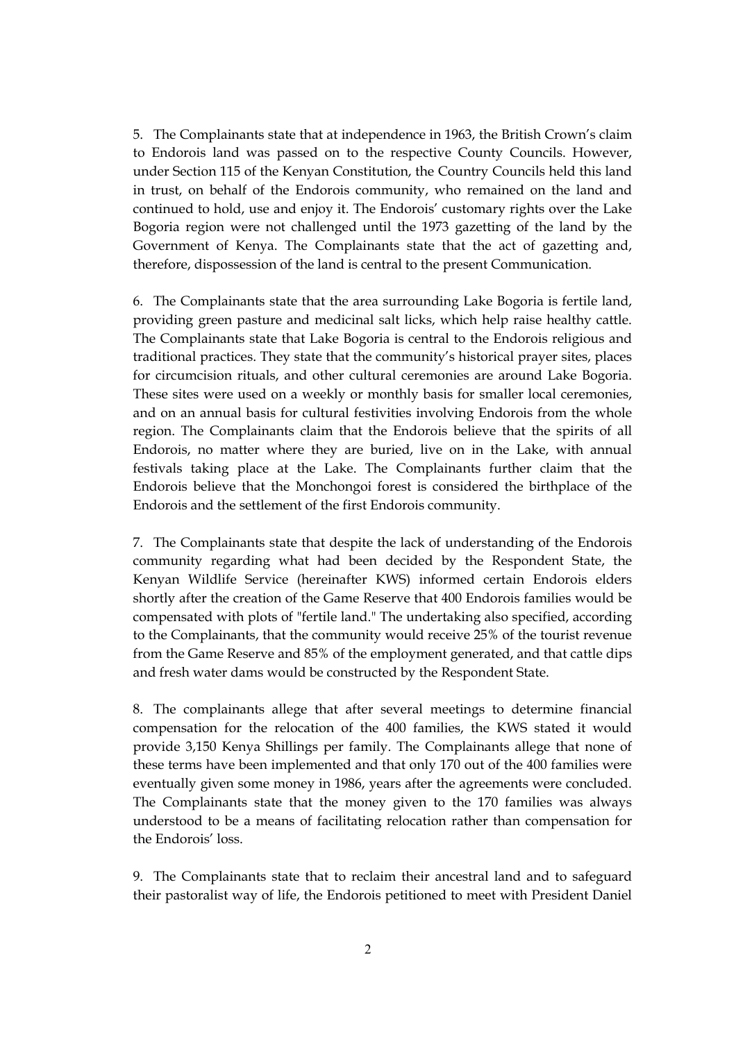5. The Complainants state that at independence in 1963, the British Crown's claim to Endorois land was passed on to the respective County Councils. However, under Section 115 of the Kenyan Constitution, the Country Councils held this land in trust, on behalf of the Endorois community, who remained on the land and continued to hold, use and enjoy it. The Endorois' customary rights over the Lake Bogoria region were not challenged until the 1973 gazetting of the land by the Government of Kenya. The Complainants state that the act of gazetting and, therefore, dispossession of the land is central to the present Communication.

6. The Complainants state that the area surrounding Lake Bogoria is fertile land, providing green pasture and medicinal salt licks, which help raise healthy cattle. The Complainants state that Lake Bogoria is central to the Endorois religious and traditional practices. They state that the community's historical prayer sites, places for circumcision rituals, and other cultural ceremonies are around Lake Bogoria. These sites were used on a weekly or monthly basis for smaller local ceremonies, and on an annual basis for cultural festivities involving Endorois from the whole region. The Complainants claim that the Endorois believe that the spirits of all Endorois, no matter where they are buried, live on in the Lake, with annual festivals taking place at the Lake. The Complainants further claim that the Endorois believe that the Monchongoi forest is considered the birthplace of the Endorois and the settlement of the first Endorois community.

7. The Complainants state that despite the lack of understanding of the Endorois community regarding what had been decided by the Respondent State, the Kenyan Wildlife Service (hereinafter KWS) informed certain Endorois elders shortly after the creation of the Game Reserve that 400 Endorois families would be compensated with plots of "fertile land." The undertaking also specified, according to the Complainants, that the community would receive 25% of the tourist revenue from the Game Reserve and 85% of the employment generated, and that cattle dips and fresh water dams would be constructed by the Respondent State.

8. The complainants allege that after several meetings to determine financial compensation for the relocation of the 400 families, the KWS stated it would provide 3,150 Kenya Shillings per family. The Complainants allege that none of these terms have been implemented and that only 170 out of the 400 families were eventually given some money in 1986, years after the agreements were concluded. The Complainants state that the money given to the 170 families was always understood to be a means of facilitating relocation rather than compensation for the Endorois' loss.

9. The Complainants state that to reclaim their ancestral land and to safeguard their pastoralist way of life, the Endorois petitioned to meet with President Daniel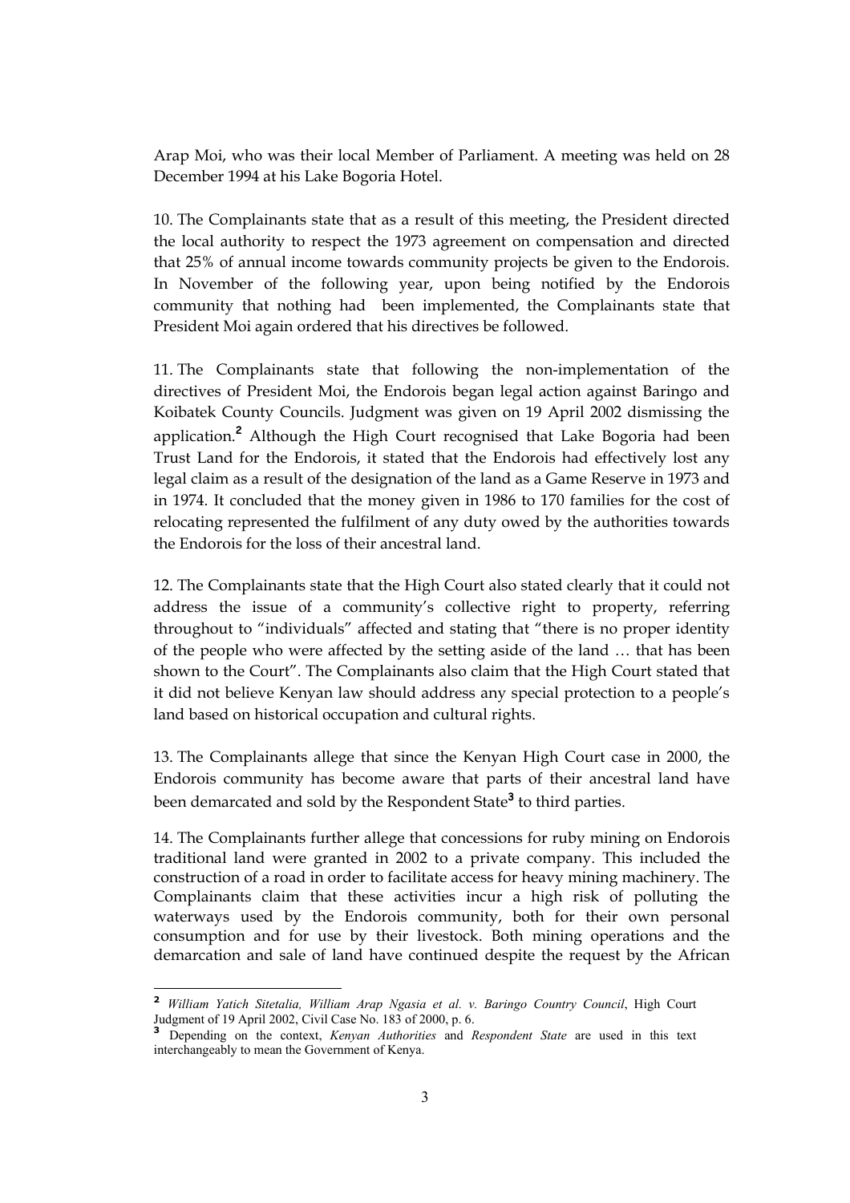Arap Moi, who was their local Member of Parliament. A meeting was held on 28 December 1994 at his Lake Bogoria Hotel.

10. The Complainants state that as a result of this meeting, the President directed the local authority to respect the 1973 agreement on compensation and directed that 25% of annual income towards community projects be given to the Endorois. In November of the following year, upon being notified by the Endorois community that nothing had been implemented, the Complainants state that President Moi again ordered that his directives be followed.

11. The Complainants state that following the non-implementation of the directives of President Moi, the Endorois began legal action against Baringo and Koibatek County Councils. Judgment was given on 19 April 2002 dismissing the application.[2] Although the High Court recognised that Lake Bogoria had been Trust Land for the Endorois, it stated that the Endorois had effectively lost any legal claim as a result of the designation of the land as a Game Reserve in 1973 and in 1974. It concluded that the money given in 1986 to 170 families for the cost of relocating represented the fulfilment of any duty owed by the authorities towards the Endorois for the loss of their ancestral land.

12. The Complainants state that the High Court also stated clearly that it could not address the issue of a community's collective right to property, referring throughout to "individuals" affected and stating that "there is no proper identity of the people who were affected by the setting aside of the land … that has been shown to the Court". The Complainants also claim that the High Court stated that it did not believe Kenyan law should address any special protection to a people's land based on historical occupation and cultural rights.

13. The Complainants allege that since the Kenyan High Court case in 2000, the Endorois community has become aware that parts of their ancestral land have been demarcated and sold by the Respondent State[3] to third parties.

14. The Complainants further allege that concessions for ruby mining on Endorois traditional land were granted in 2002 to a private company. This included the construction of a road in order to facilitate access for heavy mining machinery. The Complainants claim that these activities incur a high risk of polluting the waterways used by the Endorois community, both for their own personal consumption and for use by their livestock. Both mining operations and the demarcation and sale of land have continued despite the request by the African

---

[2] *William Yatich Sitetalia, William Arap Ngasia et al. v. Baringo Country Council*, High Court Judgment of 19 April 2002, Civil Case No. 183 of 2000, p. 6.

[3] Depending on the context, *Kenyan Authorities* and *Respondent State* are used in this text interchangeably to mean the Government of Kenya.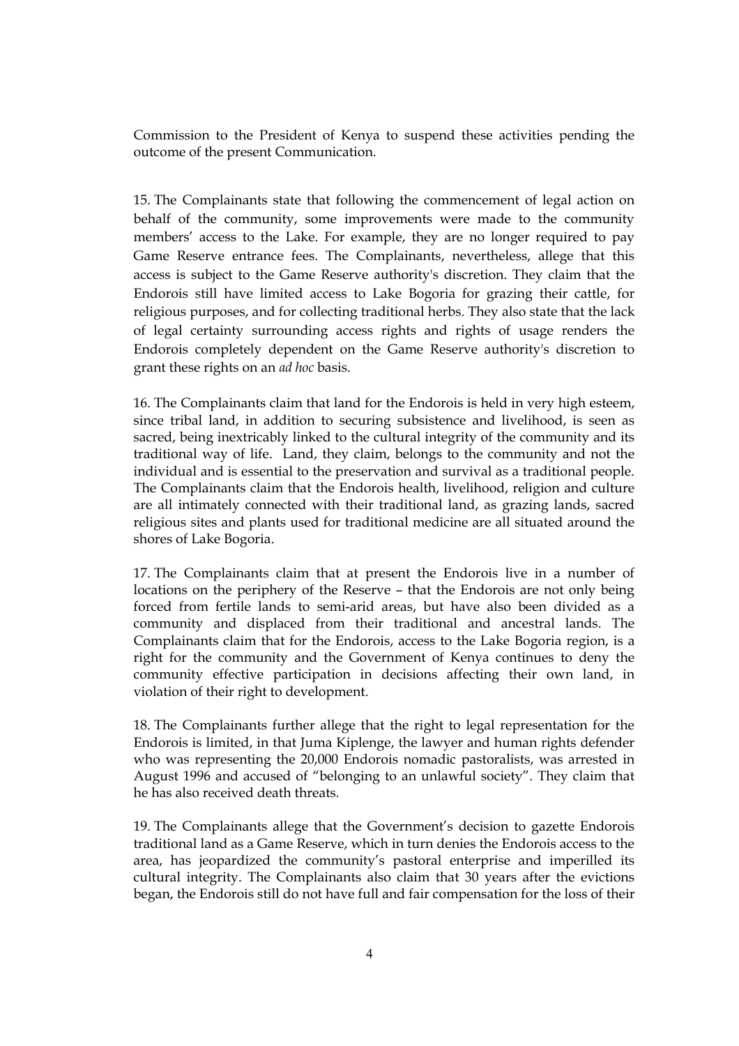Commission to the President of Kenya to suspend these activities pending the outcome of the present Communication.

15. The Complainants state that following the commencement of legal action on behalf of the community, some improvements were made to the community members' access to the Lake. For example, they are no longer required to pay Game Reserve entrance fees. The Complainants, nevertheless, allege that this access is subject to the Game Reserve authority's discretion. They claim that the Endorois still have limited access to Lake Bogoria for grazing their cattle, for religious purposes, and for collecting traditional herbs. They also state that the lack of legal certainty surrounding access rights and rights of usage renders the Endorois completely dependent on the Game Reserve authority's discretion to grant these rights on an *ad hoc* basis.

16. The Complainants claim that land for the Endorois is held in very high esteem, since tribal land, in addition to securing subsistence and livelihood, is seen as sacred, being inextricably linked to the cultural integrity of the community and its traditional way of life. Land, they claim, belongs to the community and not the individual and is essential to the preservation and survival as a traditional people. The Complainants claim that the Endorois health, livelihood, religion and culture are all intimately connected with their traditional land, as grazing lands, sacred religious sites and plants used for traditional medicine are all situated around the shores of Lake Bogoria.

17. The Complainants claim that at present the Endorois live in a number of locations on the periphery of the Reserve – that the Endorois are not only being forced from fertile lands to semi-arid areas, but have also been divided as a community and displaced from their traditional and ancestral lands. The Complainants claim that for the Endorois, access to the Lake Bogoria region, is a right for the community and the Government of Kenya continues to deny the community effective participation in decisions affecting their own land, in violation of their right to development.

18. The Complainants further allege that the right to legal representation for the Endorois is limited, in that Juma Kiplenge, the lawyer and human rights defender who was representing the 20,000 Endorois nomadic pastoralists, was arrested in August 1996 and accused of "belonging to an unlawful society". They claim that he has also received death threats.

19. The Complainants allege that the Government's decision to gazette Endorois traditional land as a Game Reserve, which in turn denies the Endorois access to the area, has jeopardized the community's pastoral enterprise and imperilled its cultural integrity. The Complainants also claim that 30 years after the evictions began, the Endorois still do not have full and fair compensation for the loss of their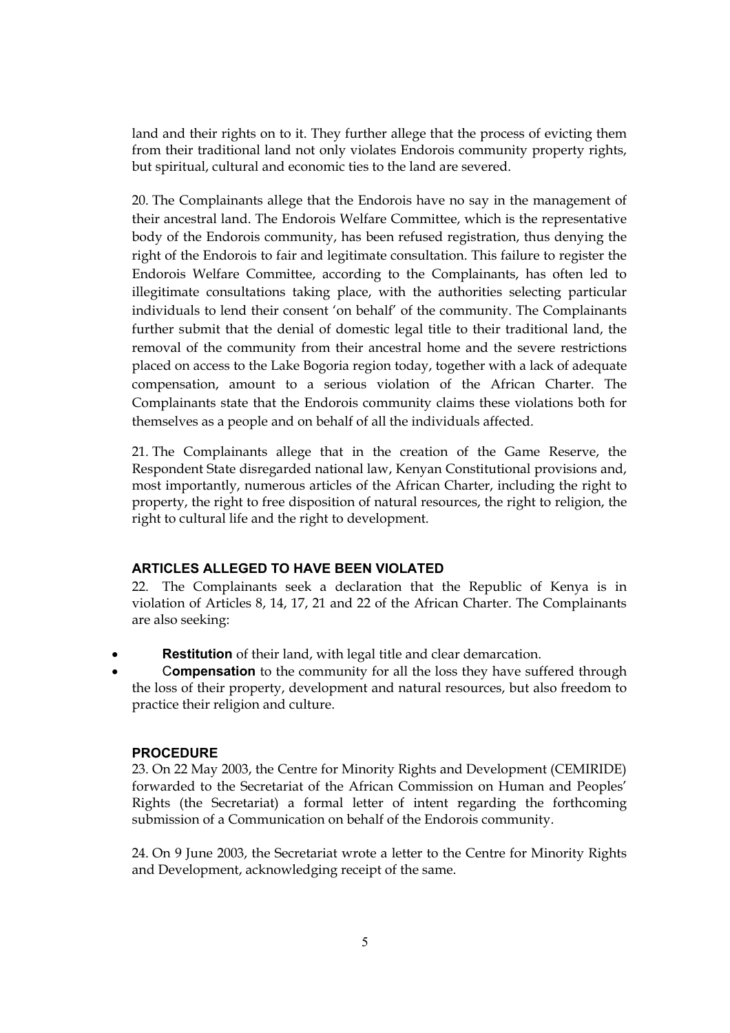land and their rights on to it. They further allege that the process of evicting them from their traditional land not only violates Endorois community property rights, but spiritual, cultural and economic ties to the land are severed.

20. The Complainants allege that the Endorois have no say in the management of their ancestral land. The Endorois Welfare Committee, which is the representative body of the Endorois community, has been refused registration, thus denying the right of the Endorois to fair and legitimate consultation. This failure to register the Endorois Welfare Committee, according to the Complainants, has often led to illegitimate consultations taking place, with the authorities selecting particular individuals to lend their consent 'on behalf' of the community. The Complainants further submit that the denial of domestic legal title to their traditional land, the removal of the community from their ancestral home and the severe restrictions placed on access to the Lake Bogoria region today, together with a lack of adequate compensation, amount to a serious violation of the African Charter. The Complainants state that the Endorois community claims these violations both for themselves as a people and on behalf of all the individuals affected.

21. The Complainants allege that in the creation of the Game Reserve, the Respondent State disregarded national law, Kenyan Constitutional provisions and, most importantly, numerous articles of the African Charter, including the right to property, the right to free disposition of natural resources, the right to religion, the right to cultural life and the right to development.

### ARTICLES ALLEGED TO HAVE BEEN VIOLATED

22. The Complainants seek a declaration that the Republic of Kenya is in violation of Articles 8, 14, 17, 21 and 22 of the African Charter. The Complainants are also seeking:

- **Restitution** of their land, with legal title and clear demarcation.
- C**ompensation** to the community for all the loss they have suffered through the loss of their property, development and natural resources, but also freedom to practice their religion and culture.

### PROCEDURE

23. On 22 May 2003, the Centre for Minority Rights and Development (CEMIRIDE) forwarded to the Secretariat of the African Commission on Human and Peoples' Rights (the Secretariat) a formal letter of intent regarding the forthcoming submission of a Communication on behalf of the Endorois community.

24. On 9 June 2003, the Secretariat wrote a letter to the Centre for Minority Rights and Development, acknowledging receipt of the same.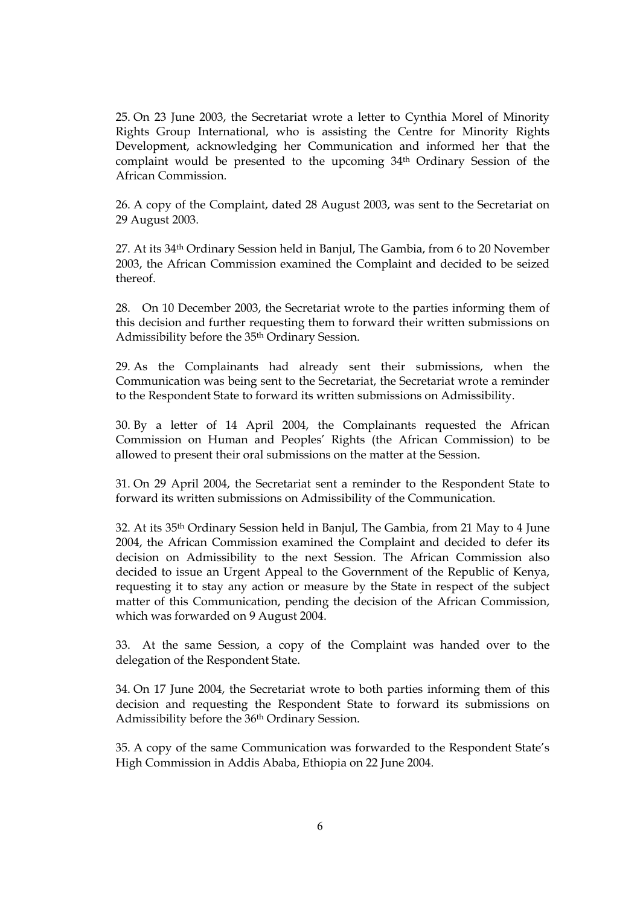25. On 23 June 2003, the Secretariat wrote a letter to Cynthia Morel of Minority Rights Group International, who is assisting the Centre for Minority Rights Development, acknowledging her Communication and informed her that the complaint would be presented to the upcoming 34th Ordinary Session of the African Commission.

26. A copy of the Complaint, dated 28 August 2003, was sent to the Secretariat on 29 August 2003.

27. At its 34th Ordinary Session held in Banjul, The Gambia, from 6 to 20 November 2003, the African Commission examined the Complaint and decided to be seized thereof.

28. On 10 December 2003, the Secretariat wrote to the parties informing them of this decision and further requesting them to forward their written submissions on Admissibility before the 35th Ordinary Session.

29. As the Complainants had already sent their submissions, when the Communication was being sent to the Secretariat, the Secretariat wrote a reminder to the Respondent State to forward its written submissions on Admissibility.

30. By a letter of 14 April 2004, the Complainants requested the African Commission on Human and Peoples' Rights (the African Commission) to be allowed to present their oral submissions on the matter at the Session.

31. On 29 April 2004, the Secretariat sent a reminder to the Respondent State to forward its written submissions on Admissibility of the Communication.

32. At its 35th Ordinary Session held in Banjul, The Gambia, from 21 May to 4 June 2004, the African Commission examined the Complaint and decided to defer its decision on Admissibility to the next Session. The African Commission also decided to issue an Urgent Appeal to the Government of the Republic of Kenya, requesting it to stay any action or measure by the State in respect of the subject matter of this Communication, pending the decision of the African Commission, which was forwarded on 9 August 2004.

33. At the same Session, a copy of the Complaint was handed over to the delegation of the Respondent State.

34. On 17 June 2004, the Secretariat wrote to both parties informing them of this decision and requesting the Respondent State to forward its submissions on Admissibility before the 36th Ordinary Session.

35. A copy of the same Communication was forwarded to the Respondent State's High Commission in Addis Ababa, Ethiopia on 22 June 2004.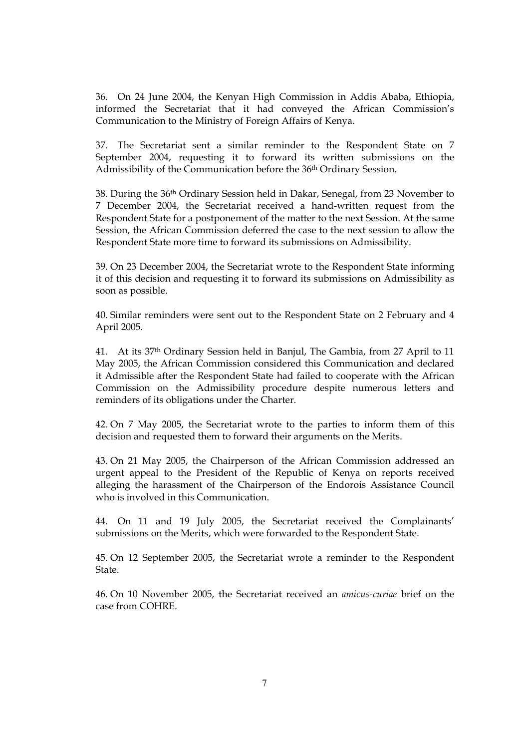36. On 24 June 2004, the Kenyan High Commission in Addis Ababa, Ethiopia, informed the Secretariat that it had conveyed the African Commission's Communication to the Ministry of Foreign Affairs of Kenya.

37. The Secretariat sent a similar reminder to the Respondent State on 7 September 2004, requesting it to forward its written submissions on the Admissibility of the Communication before the 36th Ordinary Session.

38. During the 36th Ordinary Session held in Dakar, Senegal, from 23 November to 7 December 2004, the Secretariat received a hand-written request from the Respondent State for a postponement of the matter to the next Session. At the same Session, the African Commission deferred the case to the next session to allow the Respondent State more time to forward its submissions on Admissibility.

39. On 23 December 2004, the Secretariat wrote to the Respondent State informing it of this decision and requesting it to forward its submissions on Admissibility as soon as possible.

40. Similar reminders were sent out to the Respondent State on 2 February and 4 April 2005.

41. At its 37th Ordinary Session held in Banjul, The Gambia, from 27 April to 11 May 2005, the African Commission considered this Communication and declared it Admissible after the Respondent State had failed to cooperate with the African Commission on the Admissibility procedure despite numerous letters and reminders of its obligations under the Charter.

42. On 7 May 2005, the Secretariat wrote to the parties to inform them of this decision and requested them to forward their arguments on the Merits.

43. On 21 May 2005, the Chairperson of the African Commission addressed an urgent appeal to the President of the Republic of Kenya on reports received alleging the harassment of the Chairperson of the Endorois Assistance Council who is involved in this Communication.

44. On 11 and 19 July 2005, the Secretariat received the Complainants' submissions on the Merits, which were forwarded to the Respondent State.

45. On 12 September 2005, the Secretariat wrote a reminder to the Respondent State.

46. On 10 November 2005, the Secretariat received an *amicus-curiae* brief on the case from COHRE.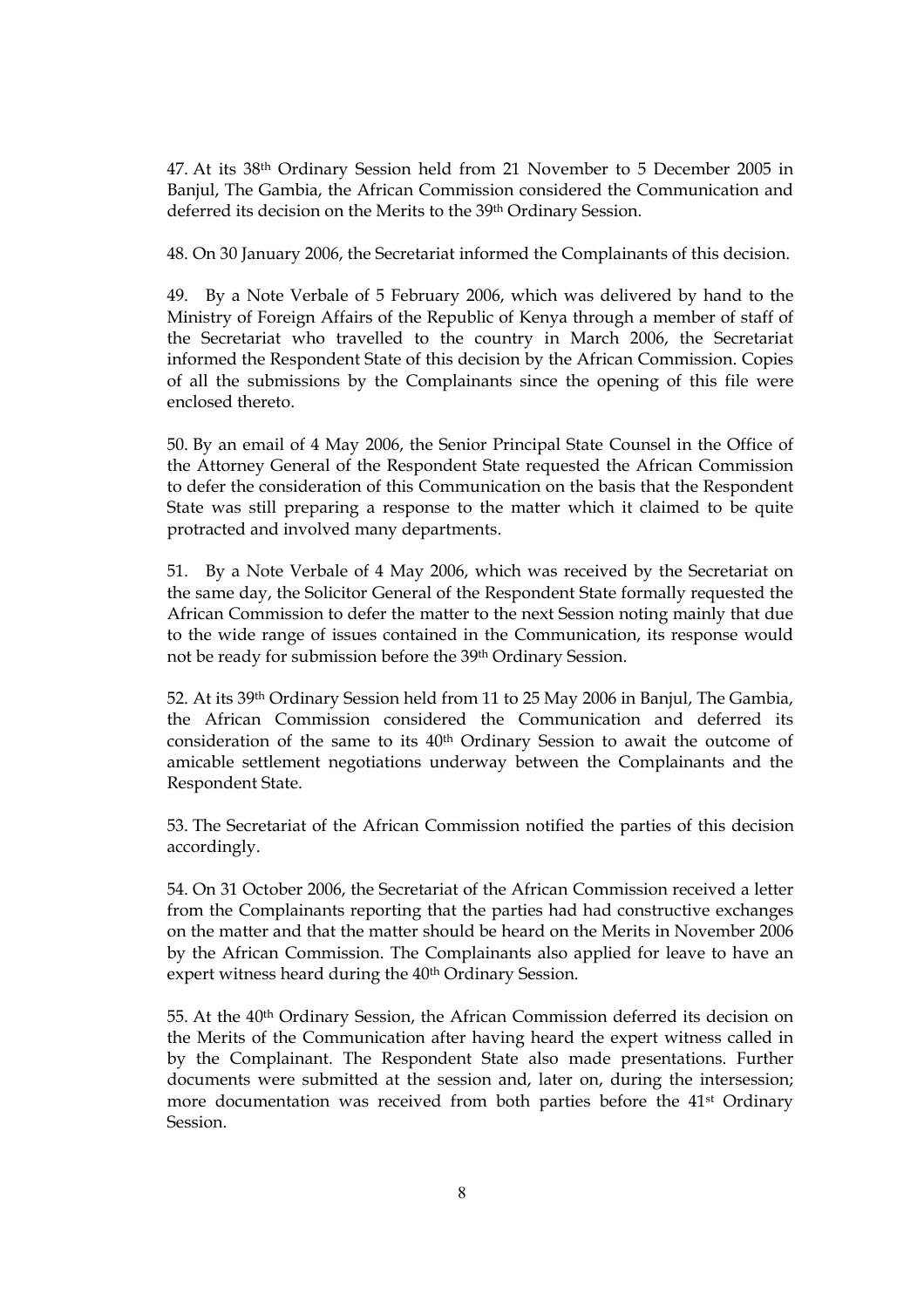47. At its 38th Ordinary Session held from 21 November to 5 December 2005 in Banjul, The Gambia, the African Commission considered the Communication and deferred its decision on the Merits to the 39th Ordinary Session.

48. On 30 January 2006, the Secretariat informed the Complainants of this decision.

49. By a Note Verbale of 5 February 2006, which was delivered by hand to the Ministry of Foreign Affairs of the Republic of Kenya through a member of staff of the Secretariat who travelled to the country in March 2006, the Secretariat informed the Respondent State of this decision by the African Commission. Copies of all the submissions by the Complainants since the opening of this file were enclosed thereto.

50. By an email of 4 May 2006, the Senior Principal State Counsel in the Office of the Attorney General of the Respondent State requested the African Commission to defer the consideration of this Communication on the basis that the Respondent State was still preparing a response to the matter which it claimed to be quite protracted and involved many departments.

51. By a Note Verbale of 4 May 2006, which was received by the Secretariat on the same day, the Solicitor General of the Respondent State formally requested the African Commission to defer the matter to the next Session noting mainly that due to the wide range of issues contained in the Communication, its response would not be ready for submission before the 39th Ordinary Session.

52. At its 39th Ordinary Session held from 11 to 25 May 2006 in Banjul, The Gambia, the African Commission considered the Communication and deferred its consideration of the same to its 40th Ordinary Session to await the outcome of amicable settlement negotiations underway between the Complainants and the Respondent State.

53. The Secretariat of the African Commission notified the parties of this decision accordingly.

54. On 31 October 2006, the Secretariat of the African Commission received a letter from the Complainants reporting that the parties had had constructive exchanges on the matter and that the matter should be heard on the Merits in November 2006 by the African Commission. The Complainants also applied for leave to have an expert witness heard during the 40th Ordinary Session.

55. At the 40th Ordinary Session, the African Commission deferred its decision on the Merits of the Communication after having heard the expert witness called in by the Complainant. The Respondent State also made presentations. Further documents were submitted at the session and, later on, during the intersession; more documentation was received from both parties before the 41st Ordinary Session.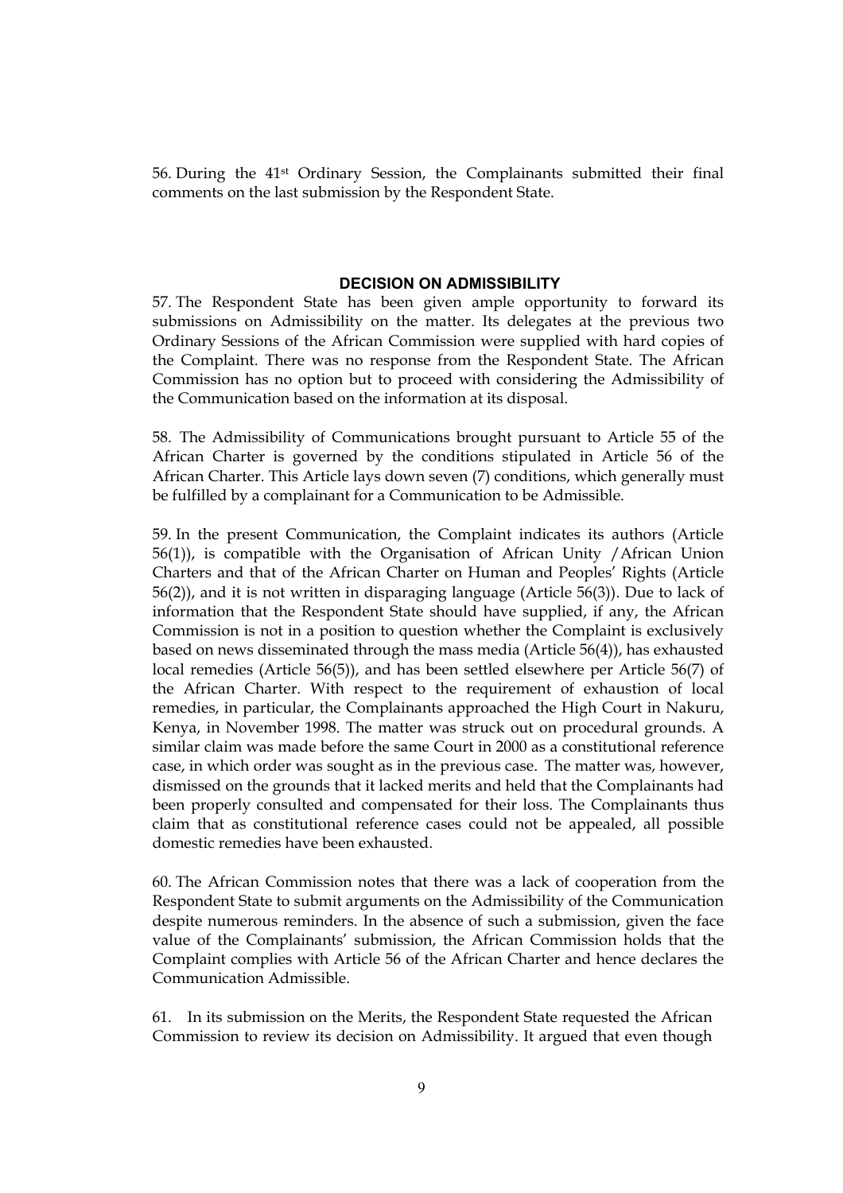56. During the 41st Ordinary Session, the Complainants submitted their final comments on the last submission by the Respondent State.

## DECISION ON ADMISSIBILITY

57. The Respondent State has been given ample opportunity to forward its submissions on Admissibility on the matter. Its delegates at the previous two Ordinary Sessions of the African Commission were supplied with hard copies of the Complaint. There was no response from the Respondent State. The African Commission has no option but to proceed with considering the Admissibility of the Communication based on the information at its disposal.

58. The Admissibility of Communications brought pursuant to Article 55 of the African Charter is governed by the conditions stipulated in Article 56 of the African Charter. This Article lays down seven (7) conditions, which generally must be fulfilled by a complainant for a Communication to be Admissible.

59. In the present Communication, the Complaint indicates its authors (Article 56(1)), is compatible with the Organisation of African Unity / African Union Charters and that of the African Charter on Human and Peoples' Rights (Article 56(2)), and it is not written in disparaging language (Article 56(3)). Due to lack of information that the Respondent State should have supplied, if any, the African Commission is not in a position to question whether the Complaint is exclusively based on news disseminated through the mass media (Article 56(4)), has exhausted local remedies (Article 56(5)), and has been settled elsewhere per Article 56(7) of the African Charter. With respect to the requirement of exhaustion of local remedies, in particular, the Complainants approached the High Court in Nakuru, Kenya, in November 1998. The matter was struck out on procedural grounds. A similar claim was made before the same Court in 2000 as a constitutional reference case, in which order was sought as in the previous case. The matter was, however, dismissed on the grounds that it lacked merits and held that the Complainants had been properly consulted and compensated for their loss. The Complainants thus claim that as constitutional reference cases could not be appealed, all possible domestic remedies have been exhausted.

60. The African Commission notes that there was a lack of cooperation from the Respondent State to submit arguments on the Admissibility of the Communication despite numerous reminders. In the absence of such a submission, given the face value of the Complainants' submission, the African Commission holds that the Complaint complies with Article 56 of the African Charter and hence declares the Communication Admissible.

61. In its submission on the Merits, the Respondent State requested the African Commission to review its decision on Admissibility. It argued that even though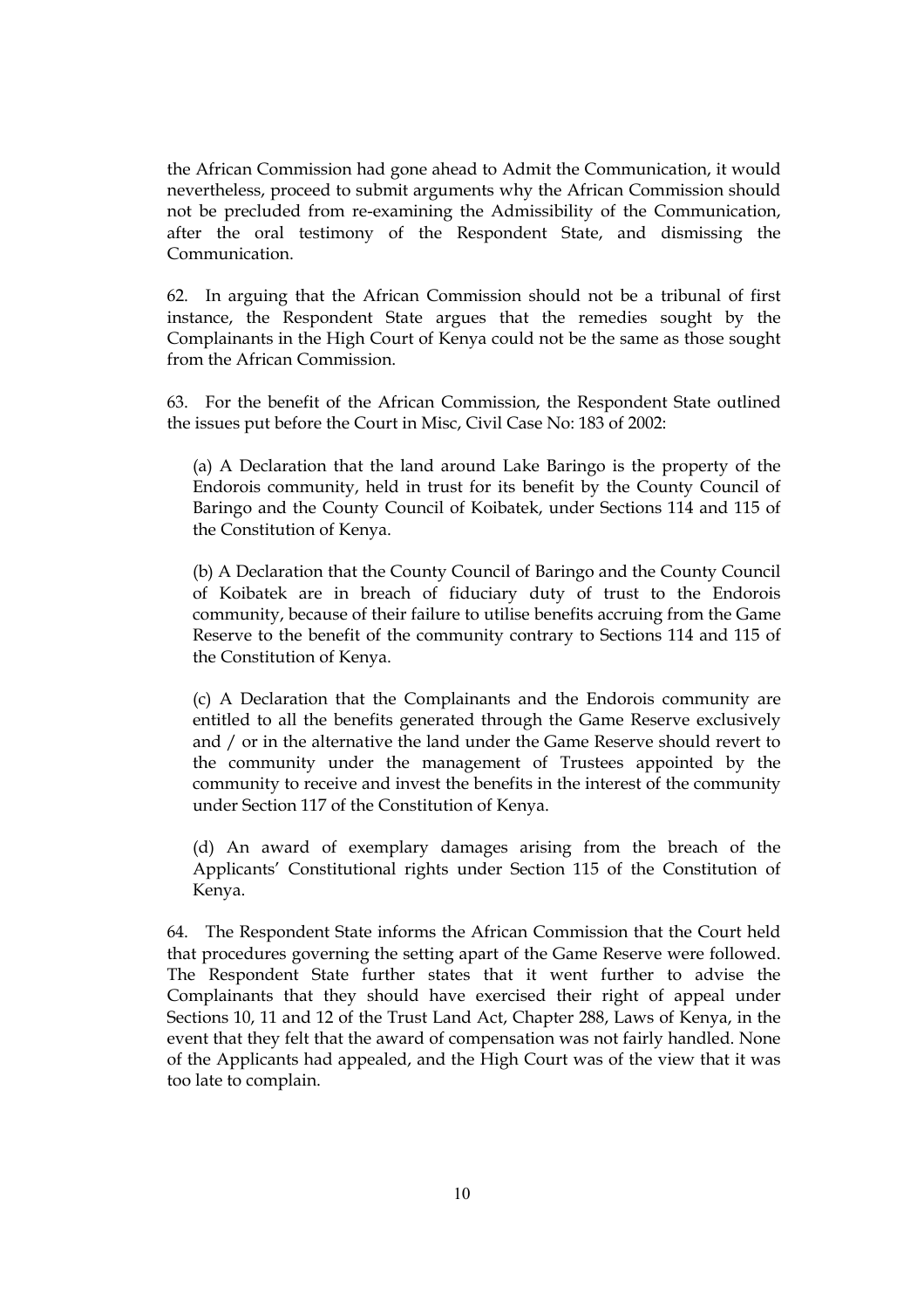the African Commission had gone ahead to Admit the Communication, it would nevertheless, proceed to submit arguments why the African Commission should not be precluded from re-examining the Admissibility of the Communication, after the oral testimony of the Respondent State, and dismissing the Communication.

62. In arguing that the African Commission should not be a tribunal of first instance, the Respondent State argues that the remedies sought by the Complainants in the High Court of Kenya could not be the same as those sought from the African Commission.

63. For the benefit of the African Commission, the Respondent State outlined the issues put before the Court in Misc, Civil Case No: 183 of 2002:

(a) A Declaration that the land around Lake Baringo is the property of the Endorois community, held in trust for its benefit by the County Council of Baringo and the County Council of Koibatek, under Sections 114 and 115 of the Constitution of Kenya.

(b) A Declaration that the County Council of Baringo and the County Council of Koibatek are in breach of fiduciary duty of trust to the Endorois community, because of their failure to utilise benefits accruing from the Game Reserve to the benefit of the community contrary to Sections 114 and 115 of the Constitution of Kenya.

(c) A Declaration that the Complainants and the Endorois community are entitled to all the benefits generated through the Game Reserve exclusively and / or in the alternative the land under the Game Reserve should revert to the community under the management of Trustees appointed by the community to receive and invest the benefits in the interest of the community under Section 117 of the Constitution of Kenya.

(d) An award of exemplary damages arising from the breach of the Applicants' Constitutional rights under Section 115 of the Constitution of Kenya.

64. The Respondent State informs the African Commission that the Court held that procedures governing the setting apart of the Game Reserve were followed. The Respondent State further states that it went further to advise the Complainants that they should have exercised their right of appeal under Sections 10, 11 and 12 of the Trust Land Act, Chapter 288, Laws of Kenya, in the event that they felt that the award of compensation was not fairly handled. None of the Applicants had appealed, and the High Court was of the view that it was too late to complain.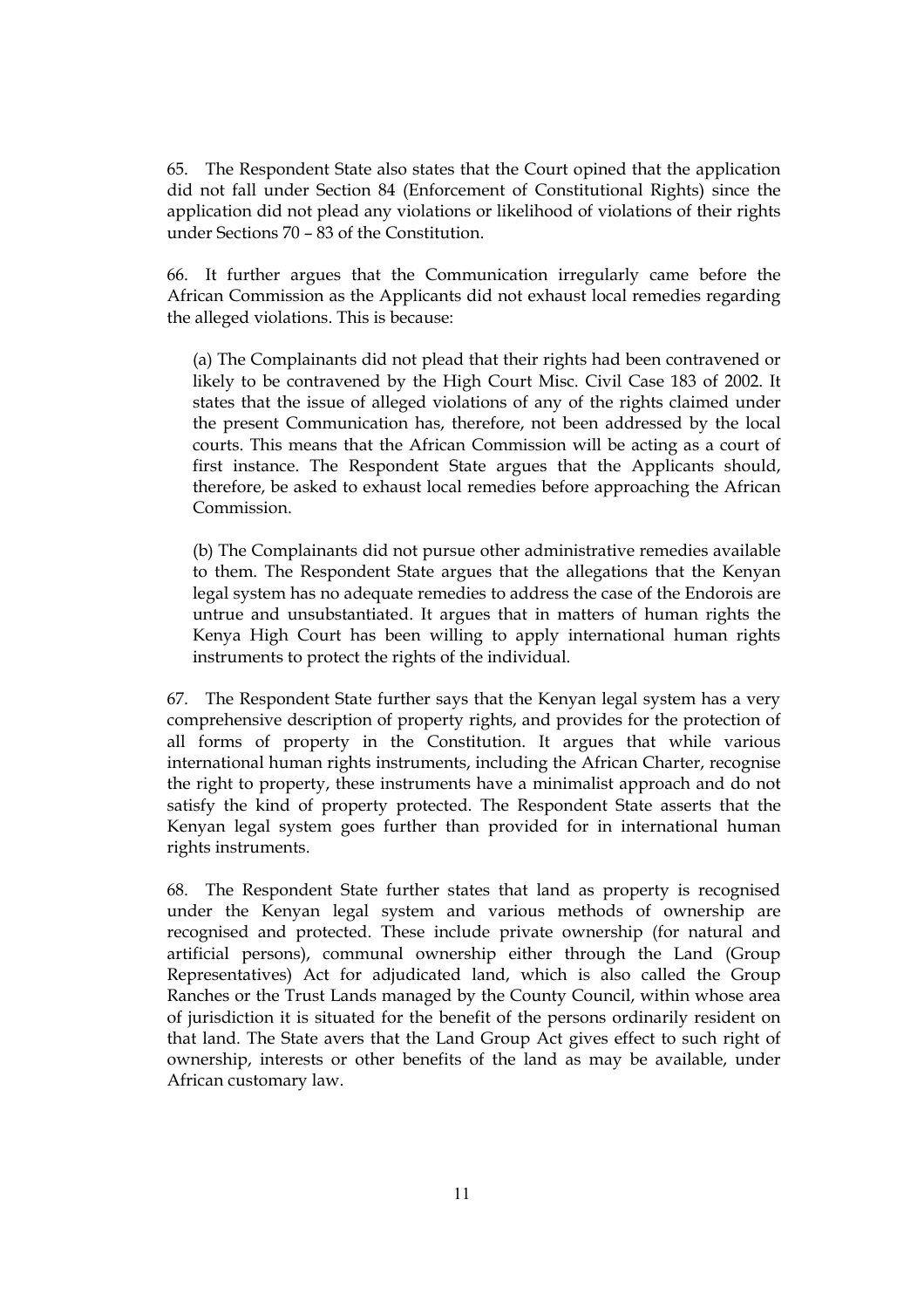65. The Respondent State also states that the Court opined that the application did not fall under Section 84 (Enforcement of Constitutional Rights) since the application did not plead any violations or likelihood of violations of their rights under Sections 70 – 83 of the Constitution.

66. It further argues that the Communication irregularly came before the African Commission as the Applicants did not exhaust local remedies regarding the alleged violations. This is because:

(a) The Complainants did not plead that their rights had been contravened or likely to be contravened by the High Court Misc. Civil Case 183 of 2002. It states that the issue of alleged violations of any of the rights claimed under the present Communication has, therefore, not been addressed by the local courts. This means that the African Commission will be acting as a court of first instance. The Respondent State argues that the Applicants should, therefore, be asked to exhaust local remedies before approaching the African Commission.

(b) The Complainants did not pursue other administrative remedies available to them. The Respondent State argues that the allegations that the Kenyan legal system has no adequate remedies to address the case of the Endorois are untrue and unsubstantiated. It argues that in matters of human rights the Kenya High Court has been willing to apply international human rights instruments to protect the rights of the individual.

67. The Respondent State further says that the Kenyan legal system has a very comprehensive description of property rights, and provides for the protection of all forms of property in the Constitution. It argues that while various international human rights instruments, including the African Charter, recognise the right to property, these instruments have a minimalist approach and do not satisfy the kind of property protected. The Respondent State asserts that the Kenyan legal system goes further than provided for in international human rights instruments.

68. The Respondent State further states that land as property is recognised under the Kenyan legal system and various methods of ownership are recognised and protected. These include private ownership (for natural and artificial persons), communal ownership either through the Land (Group Representatives) Act for adjudicated land, which is also called the Group Ranches or the Trust Lands managed by the County Council, within whose area of jurisdiction it is situated for the benefit of the persons ordinarily resident on that land. The State avers that the Land Group Act gives effect to such right of ownership, interests or other benefits of the land as may be available, under African customary law.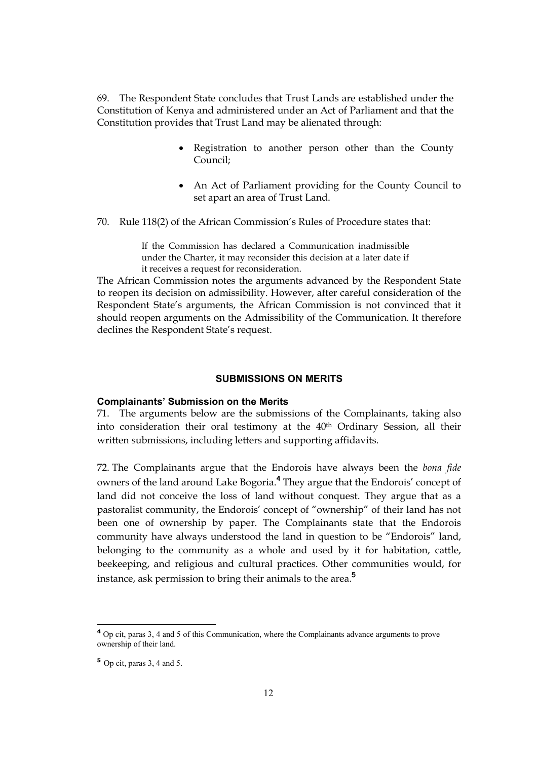69. The Respondent State concludes that Trust Lands are established under the Constitution of Kenya and administered under an Act of Parliament and that the Constitution provides that Trust Land may be alienated through:

- Registration to another person other than the County Council;
- An Act of Parliament providing for the County Council to set apart an area of Trust Land.

70. Rule 118(2) of the African Commission's Rules of Procedure states that:

> If the Commission has declared a Communication inadmissible under the Charter, it may reconsider this decision at a later date if it receives a request for reconsideration.

The African Commission notes the arguments advanced by the Respondent State to reopen its decision on admissibility. However, after careful consideration of the Respondent State's arguments, the African Commission is not convinced that it should reopen arguments on the Admissibility of the Communication. It therefore declines the Respondent State's request.

## SUBMISSIONS ON MERITS

### Complainants' Submission on the Merits

71. The arguments below are the submissions of the Complainants, taking also into consideration their oral testimony at the 40th Ordinary Session, all their written submissions, including letters and supporting affidavits.

72. The Complainants argue that the Endorois have always been the *bona fide* owners of the land around Lake Bogoria.[4] They argue that the Endorois' concept of land did not conceive the loss of land without conquest. They argue that as a pastoralist community, the Endorois' concept of "ownership" of their land has not been one of ownership by paper. The Complainants state that the Endorois community have always understood the land in question to be "Endorois" land, belonging to the community as a whole and used by it for habitation, cattle, beekeeping, and religious and cultural practices. Other communities would, for instance, ask permission to bring their animals to the area.[5]

---

[4] Op cit, paras 3, 4 and 5 of this Communication, where the Complainants advance arguments to prove ownership of their land.

[5] Op cit, paras 3, 4 and 5.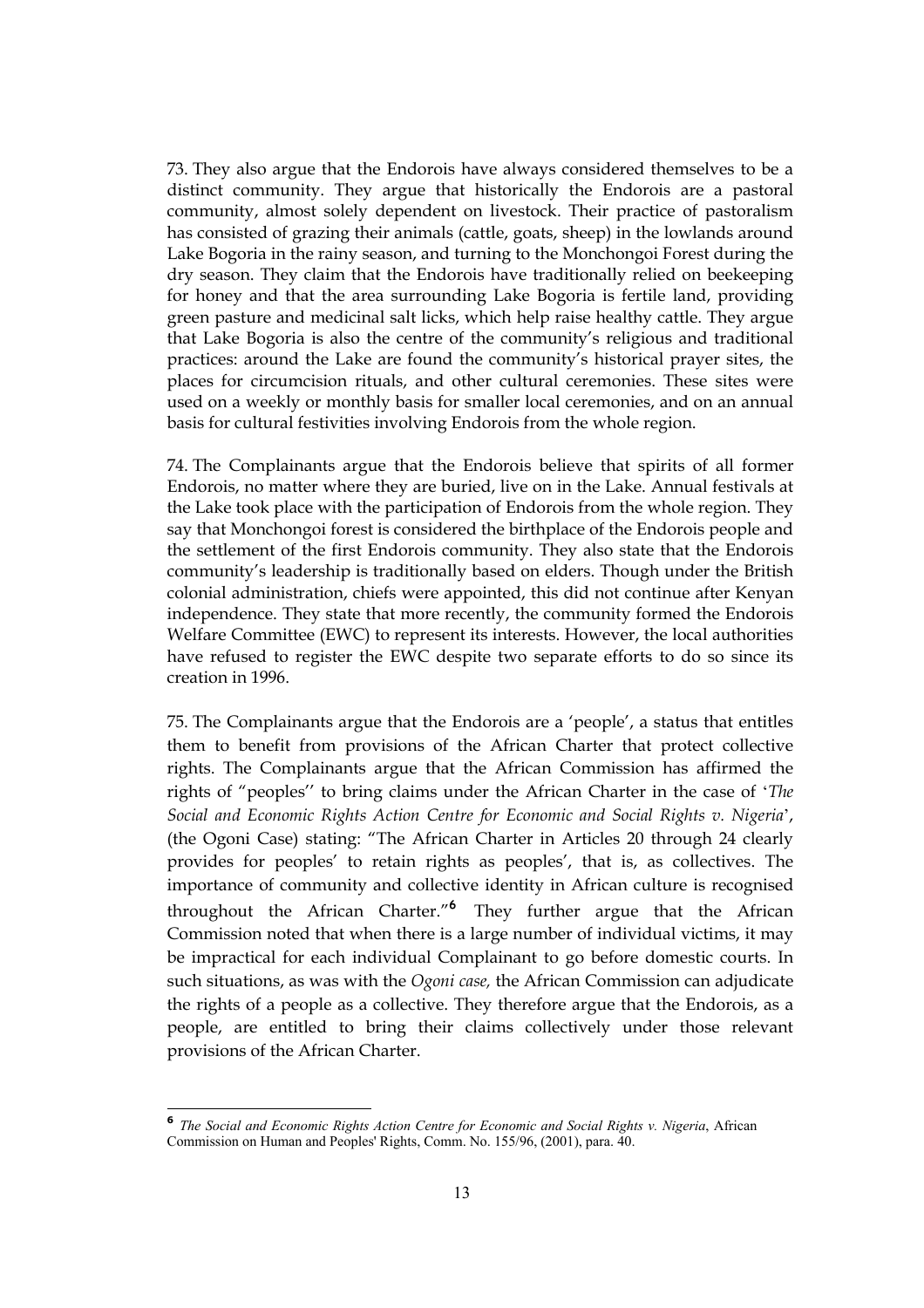73. They also argue that the Endorois have always considered themselves to be a distinct community. They argue that historically the Endorois are a pastoral community, almost solely dependent on livestock. Their practice of pastoralism has consisted of grazing their animals (cattle, goats, sheep) in the lowlands around Lake Bogoria in the rainy season, and turning to the Monchongoi Forest during the dry season. They claim that the Endorois have traditionally relied on beekeeping for honey and that the area surrounding Lake Bogoria is fertile land, providing green pasture and medicinal salt licks, which help raise healthy cattle. They argue that Lake Bogoria is also the centre of the community's religious and traditional practices: around the Lake are found the community's historical prayer sites, the places for circumcision rituals, and other cultural ceremonies. These sites were used on a weekly or monthly basis for smaller local ceremonies, and on an annual basis for cultural festivities involving Endorois from the whole region.

74. The Complainants argue that the Endorois believe that spirits of all former Endorois, no matter where they are buried, live on in the Lake. Annual festivals at the Lake took place with the participation of Endorois from the whole region. They say that Monchongoi forest is considered the birthplace of the Endorois people and the settlement of the first Endorois community. They also state that the Endorois community's leadership is traditionally based on elders. Though under the British colonial administration, chiefs were appointed, this did not continue after Kenyan independence. They state that more recently, the community formed the Endorois Welfare Committee (EWC) to represent its interests. However, the local authorities have refused to register the EWC despite two separate efforts to do so since its creation in 1996.

75. The Complainants argue that the Endorois are a 'people', a status that entitles them to benefit from provisions of the African Charter that protect collective rights. The Complainants argue that the African Commission has affirmed the rights of "peoples'' to bring claims under the African Charter in the case of '*The Social and Economic Rights Action Centre for Economic and Social Rights v. Nigeria*', (the Ogoni Case) stating: "The African Charter in Articles 20 through 24 clearly provides for peoples' to retain rights as peoples', that is, as collectives. The importance of community and collective identity in African culture is recognised throughout the African Charter."[6] They further argue that the African Commission noted that when there is a large number of individual victims, it may be impractical for each individual Complainant to go before domestic courts. In such situations, as was with the *Ogoni case,* the African Commission can adjudicate the rights of a people as a collective. They therefore argue that the Endorois, as a people, are entitled to bring their claims collectively under those relevant provisions of the African Charter.

---

[6] *The Social and Economic Rights Action Centre for Economic and Social Rights v. Nigeria*, African Commission on Human and Peoples' Rights, Comm. No. 155/96, (2001), para. 40.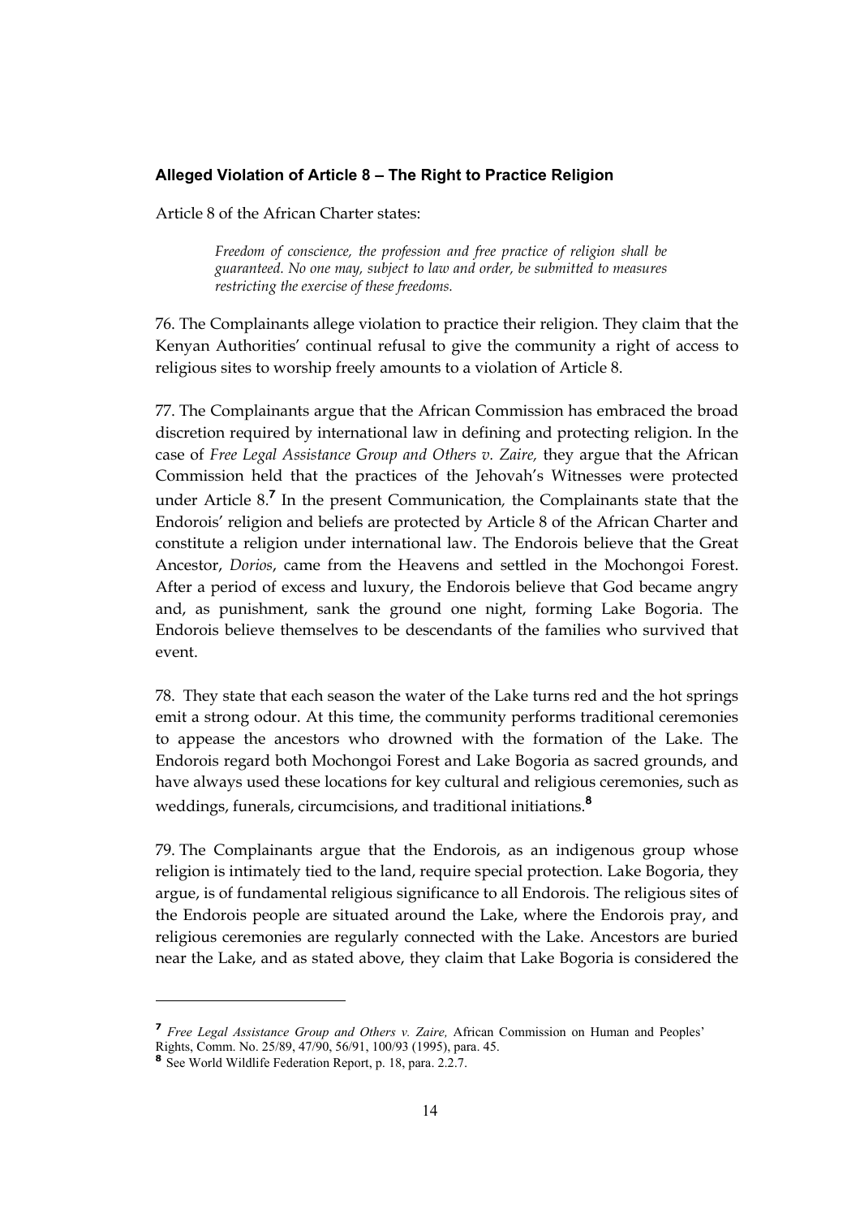### **Alleged Violation of Article 8 – The Right to Practice Religion**

Article 8 of the African Charter states:

> *Freedom of conscience, the profession and free practice of religion shall be guaranteed. No one may, subject to law and order, be submitted to measures restricting the exercise of these freedoms.*

76. The Complainants allege violation to practice their religion. They claim that the Kenyan Authorities' continual refusal to give the community a right of access to religious sites to worship freely amounts to a violation of Article 8.

77. The Complainants argue that the African Commission has embraced the broad discretion required by international law in defining and protecting religion. In the case of *Free Legal Assistance Group and Others v. Zaire,* they argue that the African Commission held that the practices of the Jehovah's Witnesses were protected under Article 8.[7] In the present Communication*,* the Complainants state that the Endorois' religion and beliefs are protected by Article 8 of the African Charter and constitute a religion under international law. The Endorois believe that the Great Ancestor, *Dorios*, came from the Heavens and settled in the Mochongoi Forest. After a period of excess and luxury, the Endorois believe that God became angry and, as punishment, sank the ground one night, forming Lake Bogoria. The Endorois believe themselves to be descendants of the families who survived that event.

78. They state that each season the water of the Lake turns red and the hot springs emit a strong odour. At this time, the community performs traditional ceremonies to appease the ancestors who drowned with the formation of the Lake. The Endorois regard both Mochongoi Forest and Lake Bogoria as sacred grounds, and have always used these locations for key cultural and religious ceremonies, such as weddings, funerals, circumcisions, and traditional initiations.[8]

79. The Complainants argue that the Endorois, as an indigenous group whose religion is intimately tied to the land, require special protection. Lake Bogoria, they argue, is of fundamental religious significance to all Endorois. The religious sites of the Endorois people are situated around the Lake, where the Endorois pray, and religious ceremonies are regularly connected with the Lake. Ancestors are buried near the Lake, and as stated above, they claim that Lake Bogoria is considered the

---

[7] *Free Legal Assistance Group and Others v. Zaire,* African Commission on Human and Peoples' Rights, Comm. No. 25/89, 47/90, 56/91, 100/93 (1995), para. 45.

[8] See World Wildlife Federation Report, p. 18, para. 2.2.7.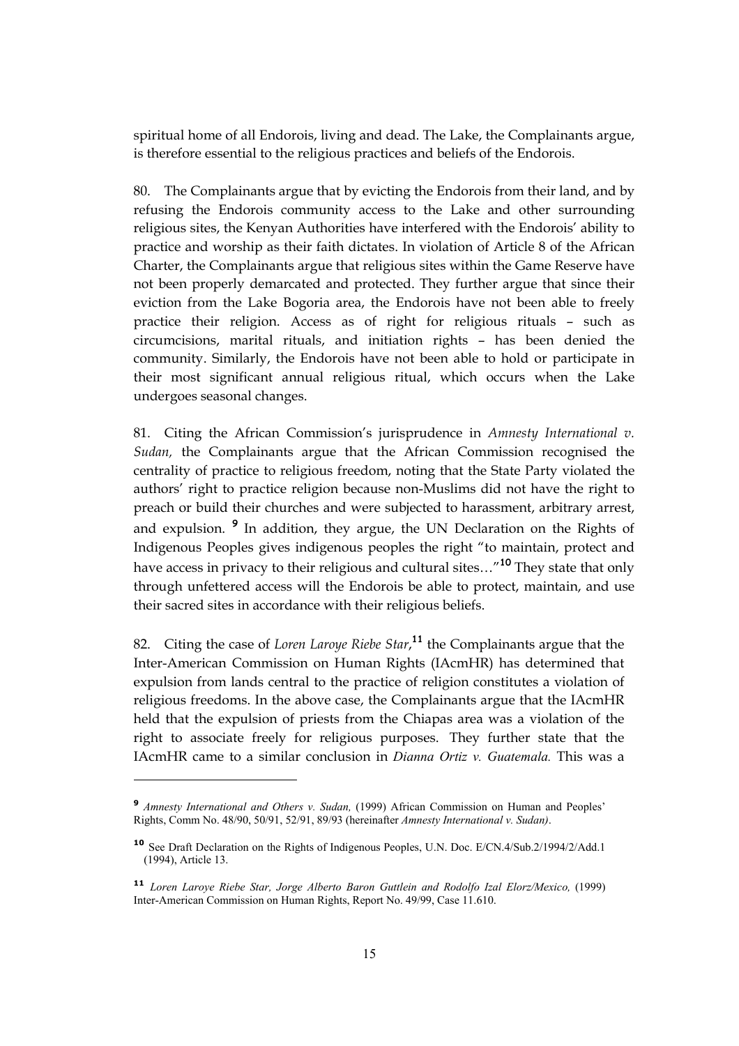spiritual home of all Endorois, living and dead. The Lake, the Complainants argue, is therefore essential to the religious practices and beliefs of the Endorois.

80. The Complainants argue that by evicting the Endorois from their land, and by refusing the Endorois community access to the Lake and other surrounding religious sites, the Kenyan Authorities have interfered with the Endorois' ability to practice and worship as their faith dictates. In violation of Article 8 of the African Charter, the Complainants argue that religious sites within the Game Reserve have not been properly demarcated and protected. They further argue that since their eviction from the Lake Bogoria area, the Endorois have not been able to freely practice their religion. Access as of right for religious rituals – such as circumcisions, marital rituals, and initiation rights – has been denied the community. Similarly, the Endorois have not been able to hold or participate in their most significant annual religious ritual, which occurs when the Lake undergoes seasonal changes.

81. Citing the African Commission's jurisprudence in *Amnesty International v. Sudan,* the Complainants argue that the African Commission recognised the centrality of practice to religious freedom, noting that the State Party violated the authors' right to practice religion because non-Muslims did not have the right to preach or build their churches and were subjected to harassment, arbitrary arrest, and expulsion. [9] In addition, they argue, the UN Declaration on the Rights of Indigenous Peoples gives indigenous peoples the right "to maintain, protect and have access in privacy to their religious and cultural sites…"[10] They state that only through unfettered access will the Endorois be able to protect, maintain, and use their sacred sites in accordance with their religious beliefs.

82. Citing the case of *Loren Laroye Riebe Star*,[11] the Complainants argue that the Inter-American Commission on Human Rights (IAcmHR) has determined that expulsion from lands central to the practice of religion constitutes a violation of religious freedoms. In the above case, the Complainants argue that the IAcmHR held that the expulsion of priests from the Chiapas area was a violation of the right to associate freely for religious purposes. They further state that the IAcmHR came to a similar conclusion in *Dianna Ortiz v. Guatemala.* This was a

---

[9] *Amnesty International and Others v. Sudan,* (1999) African Commission on Human and Peoples' Rights, Comm No. 48/90, 50/91, 52/91, 89/93 (hereinafter *Amnesty International v. Sudan)*.

[10] See Draft Declaration on the Rights of Indigenous Peoples, U.N. Doc. E/CN.4/Sub.2/1994/2/Add.1 (1994), Article 13.

[11] *Loren Laroye Riebe Star, Jorge Alberto Baron Guttlein and Rodolfo Izal Elorz/Mexico,* (1999) Inter-American Commission on Human Rights, Report No. 49/99, Case 11.610.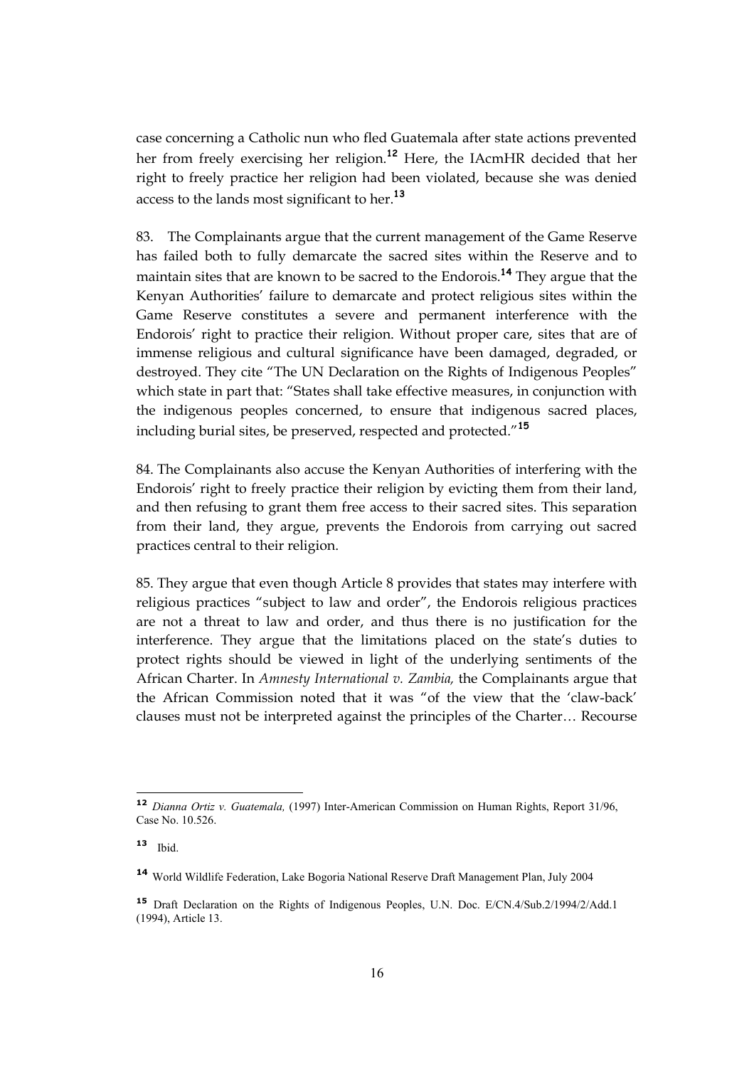case concerning a Catholic nun who fled Guatemala after state actions prevented her from freely exercising her religion.[12] Here, the IAcmHR decided that her right to freely practice her religion had been violated, because she was denied access to the lands most significant to her.[13]

83. The Complainants argue that the current management of the Game Reserve has failed both to fully demarcate the sacred sites within the Reserve and to maintain sites that are known to be sacred to the Endorois.[14] They argue that the Kenyan Authorities' failure to demarcate and protect religious sites within the Game Reserve constitutes a severe and permanent interference with the Endorois' right to practice their religion. Without proper care, sites that are of immense religious and cultural significance have been damaged, degraded, or destroyed. They cite "The UN Declaration on the Rights of Indigenous Peoples" which state in part that: "States shall take effective measures, in conjunction with the indigenous peoples concerned, to ensure that indigenous sacred places, including burial sites, be preserved, respected and protected."[15]

84. The Complainants also accuse the Kenyan Authorities of interfering with the Endorois' right to freely practice their religion by evicting them from their land, and then refusing to grant them free access to their sacred sites. This separation from their land, they argue, prevents the Endorois from carrying out sacred practices central to their religion.

85. They argue that even though Article 8 provides that states may interfere with religious practices "subject to law and order", the Endorois religious practices are not a threat to law and order, and thus there is no justification for the interference. They argue that the limitations placed on the state's duties to protect rights should be viewed in light of the underlying sentiments of the African Charter. In *Amnesty International v. Zambia,* the Complainants argue that the African Commission noted that it was "of the view that the 'claw-back' clauses must not be interpreted against the principles of the Charter… Recourse

---

[12] *Dianna Ortiz v. Guatemala,* (1997) Inter-American Commission on Human Rights, Report 31/96, Case No. 10.526.

[13] Ibid.

[14] World Wildlife Federation, Lake Bogoria National Reserve Draft Management Plan, July 2004

[15] Draft Declaration on the Rights of Indigenous Peoples, U.N. Doc. E/CN.4/Sub.2/1994/2/Add.1 (1994), Article 13.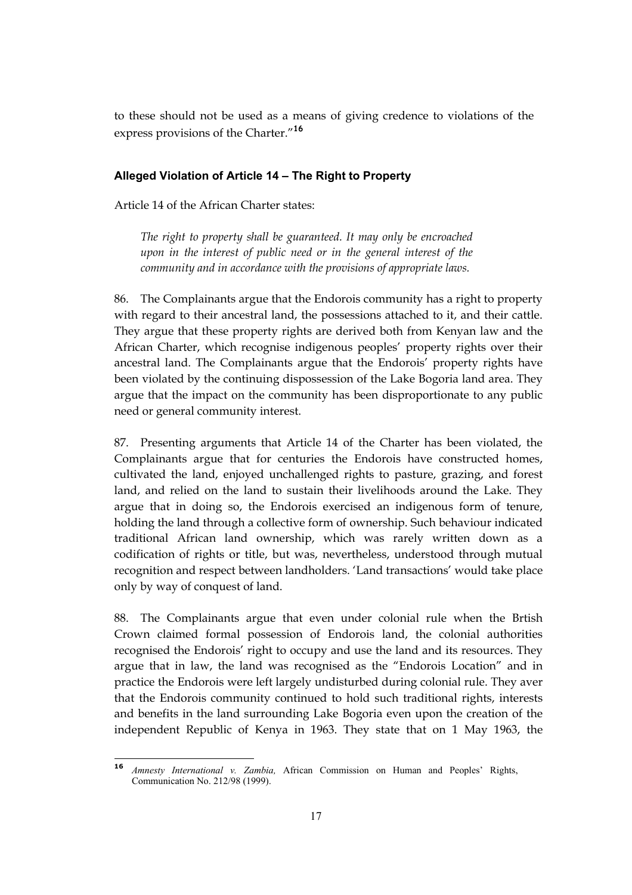to these should not be used as a means of giving credence to violations of the express provisions of the Charter."[16]

#### Alleged Violation of Article 14 – The Right to Property

Article 14 of the African Charter states:

> *The right to property shall be guaranteed. It may only be encroached upon in the interest of public need or in the general interest of the community and in accordance with the provisions of appropriate laws.*

86. The Complainants argue that the Endorois community has a right to property with regard to their ancestral land, the possessions attached to it, and their cattle. They argue that these property rights are derived both from Kenyan law and the African Charter, which recognise indigenous peoples' property rights over their ancestral land. The Complainants argue that the Endorois' property rights have been violated by the continuing dispossession of the Lake Bogoria land area. They argue that the impact on the community has been disproportionate to any public need or general community interest.

87. Presenting arguments that Article 14 of the Charter has been violated, the Complainants argue that for centuries the Endorois have constructed homes, cultivated the land, enjoyed unchallenged rights to pasture, grazing, and forest land, and relied on the land to sustain their livelihoods around the Lake. They argue that in doing so, the Endorois exercised an indigenous form of tenure, holding the land through a collective form of ownership. Such behaviour indicated traditional African land ownership, which was rarely written down as a codification of rights or title, but was, nevertheless, understood through mutual recognition and respect between landholders. 'Land transactions' would take place only by way of conquest of land.

88. The Complainants argue that even under colonial rule when the Brtish Crown claimed formal possession of Endorois land, the colonial authorities recognised the Endorois' right to occupy and use the land and its resources. They argue that in law, the land was recognised as the "Endorois Location" and in practice the Endorois were left largely undisturbed during colonial rule. They aver that the Endorois community continued to hold such traditional rights, interests and benefits in the land surrounding Lake Bogoria even upon the creation of the independent Republic of Kenya in 1963. They state that on 1 May 1963, the

---

[16] *Amnesty International v. Zambia,* African Commission on Human and Peoples' Rights, Communication No. 212/98 (1999).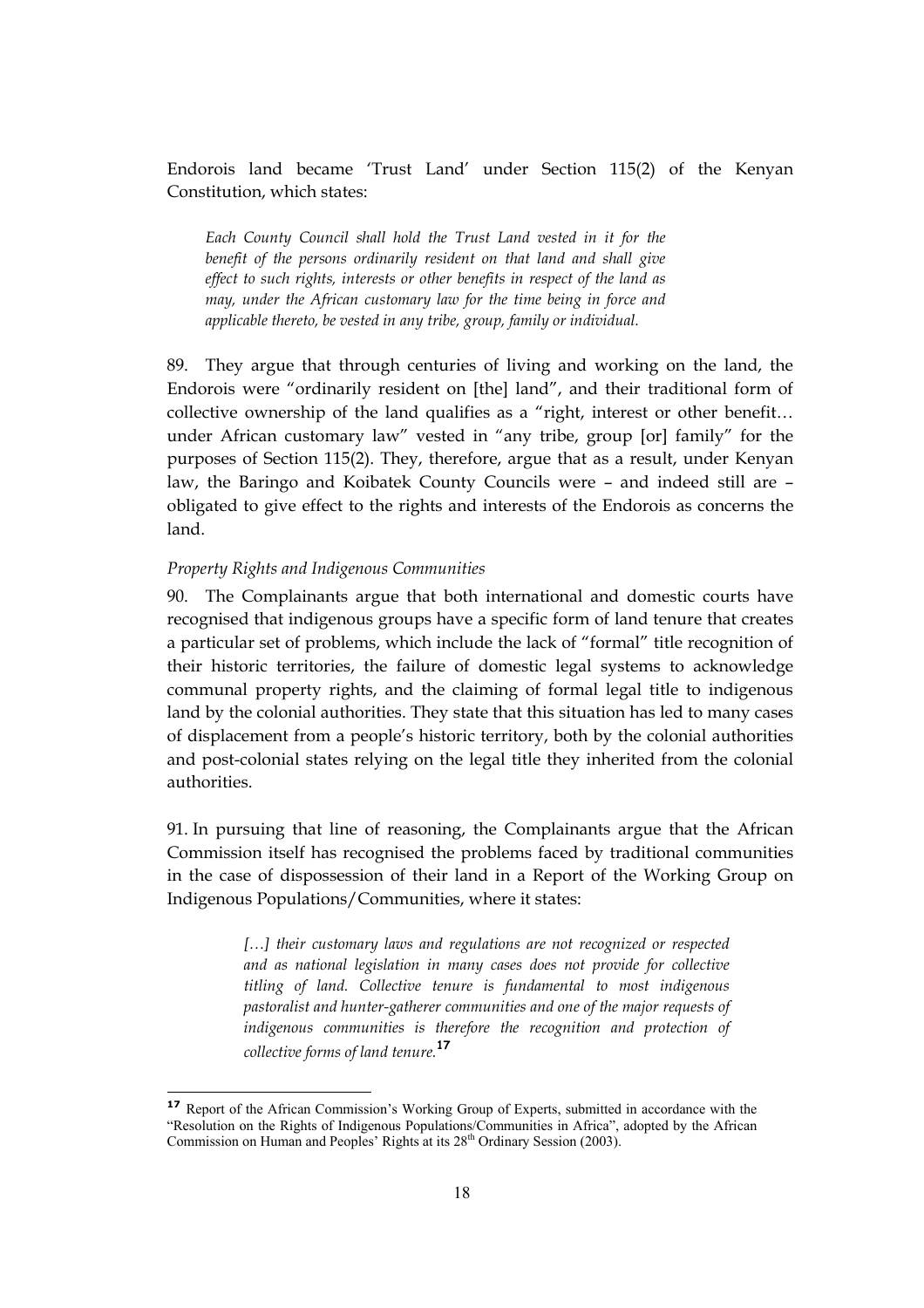Endorois land became 'Trust Land' under Section 115(2) of the Kenyan Constitution, which states:

> *Each County Council shall hold the Trust Land vested in it for the benefit of the persons ordinarily resident on that land and shall give effect to such rights, interests or other benefits in respect of the land as may, under the African customary law for the time being in force and applicable thereto, be vested in any tribe, group, family or individual.*

89. They argue that through centuries of living and working on the land, the Endorois were "ordinarily resident on [the] land", and their traditional form of collective ownership of the land qualifies as a "right, interest or other benefit… under African customary law" vested in "any tribe, group [or] family" for the purposes of Section 115(2). They, therefore, argue that as a result, under Kenyan law, the Baringo and Koibatek County Councils were – and indeed still are – obligated to give effect to the rights and interests of the Endorois as concerns the land.

*Property Rights and Indigenous Communities*

90. The Complainants argue that both international and domestic courts have recognised that indigenous groups have a specific form of land tenure that creates a particular set of problems, which include the lack of "formal" title recognition of their historic territories, the failure of domestic legal systems to acknowledge communal property rights, and the claiming of formal legal title to indigenous land by the colonial authorities. They state that this situation has led to many cases of displacement from a people's historic territory, both by the colonial authorities and post-colonial states relying on the legal title they inherited from the colonial authorities.

91. In pursuing that line of reasoning, the Complainants argue that the African Commission itself has recognised the problems faced by traditional communities in the case of dispossession of their land in a Report of the Working Group on Indigenous Populations/Communities, where it states:

> *[…] their customary laws and regulations are not recognized or respected and as national legislation in many cases does not provide for collective titling of land. Collective tenure is fundamental to most indigenous pastoralist and hunter-gatherer communities and one of the major requests of indigenous communities is therefore the recognition and protection of collective forms of land tenure.*[17]

[17] Report of the African Commission's Working Group of Experts, submitted in accordance with the "Resolution on the Rights of Indigenous Populations/Communities in Africa", adopted by the African Commission on Human and Peoples' Rights at its 28th Ordinary Session (2003).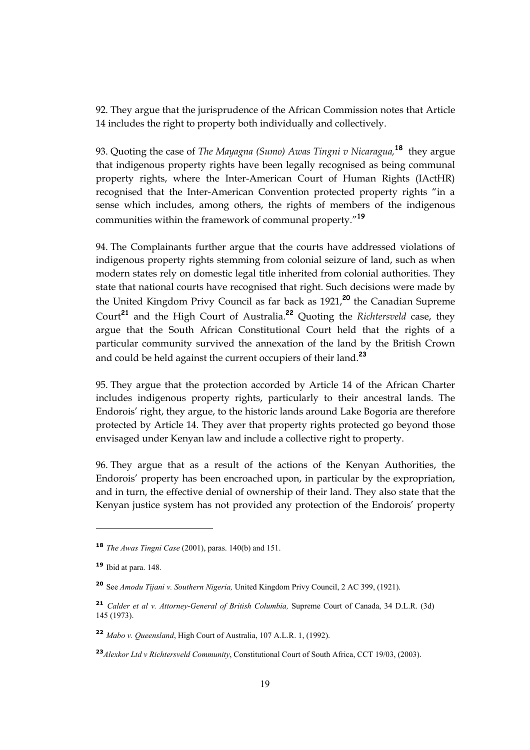92. They argue that the jurisprudence of the African Commission notes that Article 14 includes the right to property both individually and collectively.

93. Quoting the case of *The Mayagna (Sumo) Awas Tingni v Nicaragua,*[18] they argue that indigenous property rights have been legally recognised as being communal property rights, where the Inter-American Court of Human Rights (IActHR) recognised that the Inter-American Convention protected property rights "in a sense which includes, among others, the rights of members of the indigenous communities within the framework of communal property."[19]

94. The Complainants further argue that the courts have addressed violations of indigenous property rights stemming from colonial seizure of land, such as when modern states rely on domestic legal title inherited from colonial authorities. They state that national courts have recognised that right. Such decisions were made by the United Kingdom Privy Council as far back as 1921,[20] the Canadian Supreme Court[21] and the High Court of Australia.[22] Quoting the *Richtersveld* case, they argue that the South African Constitutional Court held that the rights of a particular community survived the annexation of the land by the British Crown and could be held against the current occupiers of their land.[23]

95. They argue that the protection accorded by Article 14 of the African Charter includes indigenous property rights, particularly to their ancestral lands. The Endorois' right, they argue, to the historic lands around Lake Bogoria are therefore protected by Article 14. They aver that property rights protected go beyond those envisaged under Kenyan law and include a collective right to property.

96. They argue that as a result of the actions of the Kenyan Authorities, the Endorois' property has been encroached upon, in particular by the expropriation, and in turn, the effective denial of ownership of their land. They also state that the Kenyan justice system has not provided any protection of the Endorois' property

---

[18] *The Awas Tingni Case* (2001), paras. 140(b) and 151.

[19] Ibid at para. 148.

[20] See *Amodu Tijani v. Southern Nigeria,* United Kingdom Privy Council, 2 AC 399, (1921).

[21] *Calder et al v. Attorney-General of British Columbia,* Supreme Court of Canada, 34 D.L.R. (3d) 145 (1973).

[22] *Mabo v. Queensland*, High Court of Australia, 107 A.L.R. 1, (1992).

[23] *Alexkor Ltd v Richtersveld Community*, Constitutional Court of South Africa, CCT 19/03, (2003).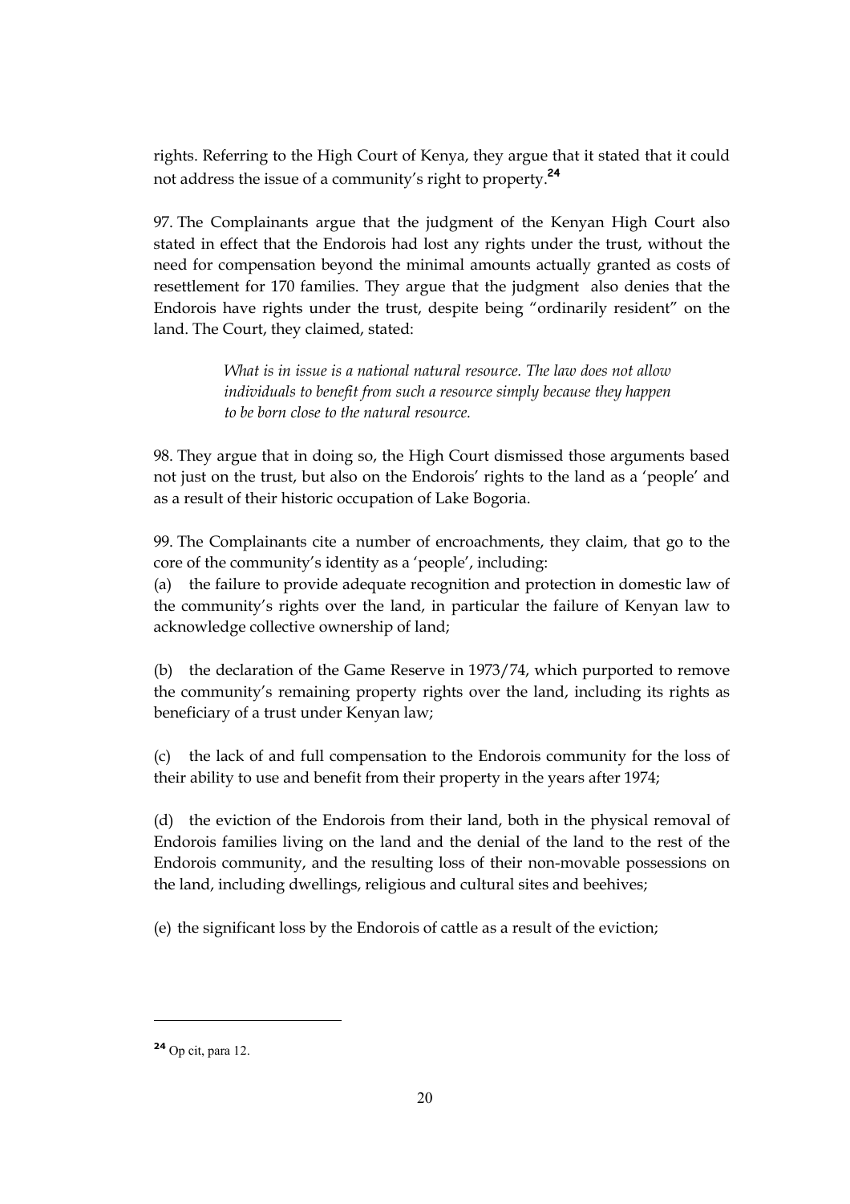rights. Referring to the High Court of Kenya, they argue that it stated that it could not address the issue of a community's right to property.[24]

97. The Complainants argue that the judgment of the Kenyan High Court also stated in effect that the Endorois had lost any rights under the trust, without the need for compensation beyond the minimal amounts actually granted as costs of resettlement for 170 families. They argue that the judgment also denies that the Endorois have rights under the trust, despite being "ordinarily resident" on the land. The Court, they claimed, stated:

> *What is in issue is a national natural resource. The law does not allow individuals to benefit from such a resource simply because they happen to be born close to the natural resource.*

98. They argue that in doing so, the High Court dismissed those arguments based not just on the trust, but also on the Endorois' rights to the land as a 'people' and as a result of their historic occupation of Lake Bogoria.

99. The Complainants cite a number of encroachments, they claim, that go to the core of the community's identity as a 'people', including:

(a) the failure to provide adequate recognition and protection in domestic law of the community's rights over the land, in particular the failure of Kenyan law to acknowledge collective ownership of land;

(b) the declaration of the Game Reserve in 1973/74, which purported to remove the community's remaining property rights over the land, including its rights as beneficiary of a trust under Kenyan law;

(c) the lack of and full compensation to the Endorois community for the loss of their ability to use and benefit from their property in the years after 1974;

(d) the eviction of the Endorois from their land, both in the physical removal of Endorois families living on the land and the denial of the land to the rest of the Endorois community, and the resulting loss of their non-movable possessions on the land, including dwellings, religious and cultural sites and beehives;

(e) the significant loss by the Endorois of cattle as a result of the eviction;

---

[24] Op cit, para 12.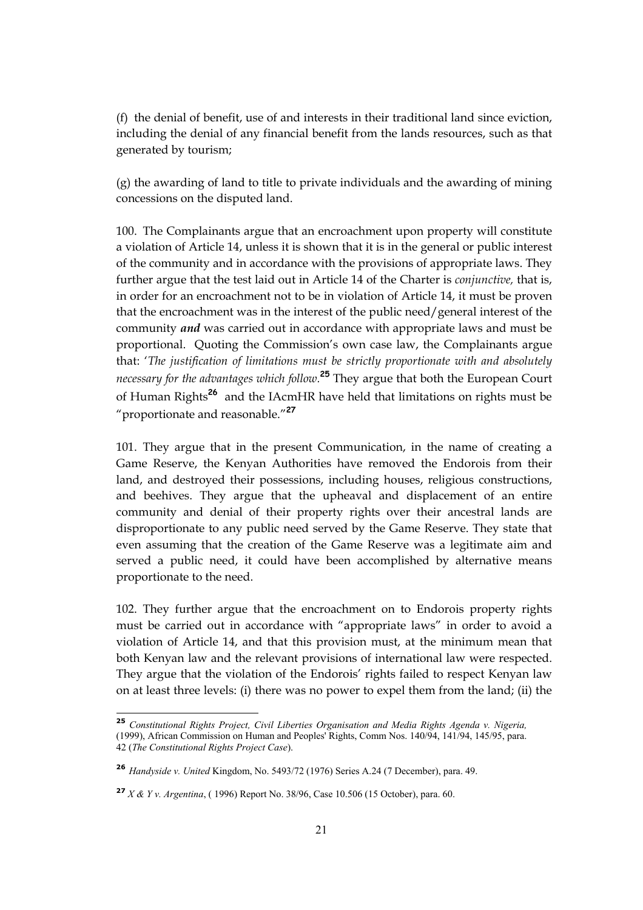(f) the denial of benefit, use of and interests in their traditional land since eviction, including the denial of any financial benefit from the lands resources, such as that generated by tourism;

(g) the awarding of land to title to private individuals and the awarding of mining concessions on the disputed land.

100. The Complainants argue that an encroachment upon property will constitute a violation of Article 14, unless it is shown that it is in the general or public interest of the community and in accordance with the provisions of appropriate laws. They further argue that the test laid out in Article 14 of the Charter is *conjunctive,* that is, in order for an encroachment not to be in violation of Article 14, it must be proven that the encroachment was in the interest of the public need/general interest of the community ***and*** was carried out in accordance with appropriate laws and must be proportional. Quoting the Commission's own case law, the Complainants argue that: '*The justification of limitations must be strictly proportionate with and absolutely necessary for the advantages which follow.*[25] They argue that both the European Court of Human Rights[26] and the IAcmHR have held that limitations on rights must be "proportionate and reasonable."[27]

101. They argue that in the present Communication, in the name of creating a Game Reserve, the Kenyan Authorities have removed the Endorois from their land, and destroyed their possessions, including houses, religious constructions, and beehives. They argue that the upheaval and displacement of an entire community and denial of their property rights over their ancestral lands are disproportionate to any public need served by the Game Reserve. They state that even assuming that the creation of the Game Reserve was a legitimate aim and served a public need, it could have been accomplished by alternative means proportionate to the need.

102. They further argue that the encroachment on to Endorois property rights must be carried out in accordance with "appropriate laws" in order to avoid a violation of Article 14, and that this provision must, at the minimum mean that both Kenyan law and the relevant provisions of international law were respected. They argue that the violation of the Endorois' rights failed to respect Kenyan law on at least three levels: (i) there was no power to expel them from the land; (ii) the

---

[25] *Constitutional Rights Project, Civil Liberties Organisation and Media Rights Agenda v. Nigeria,* (1999), African Commission on Human and Peoples' Rights, Comm Nos. 140/94, 141/94, 145/95, para. 42 (*The Constitutional Rights Project Case*).

[26] *Handyside v. United* Kingdom, No. 5493/72 (1976) Series A.24 (7 December), para. 49.

[27] *X & Y v. Argentina*, ( 1996) Report No. 38/96, Case 10.506 (15 October), para. 60.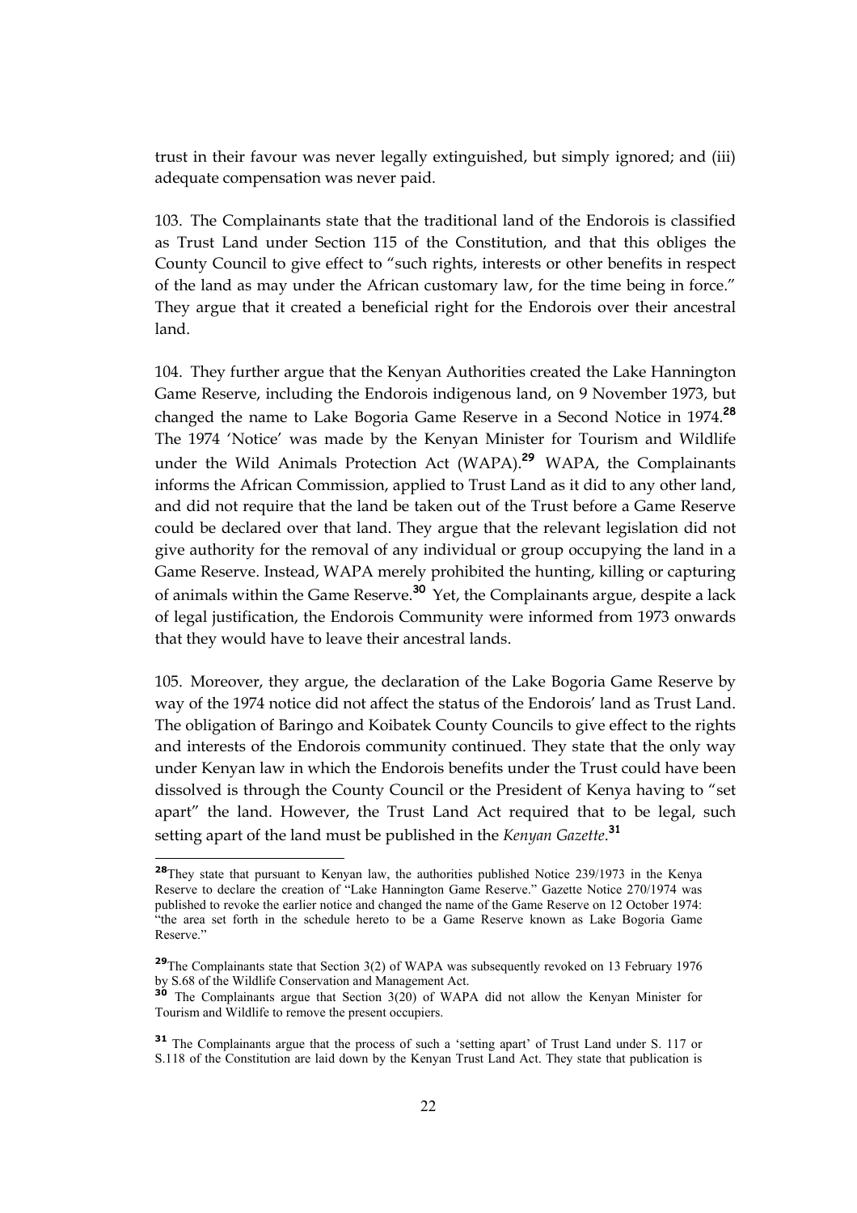trust in their favour was never legally extinguished, but simply ignored; and (iii) adequate compensation was never paid.

103. The Complainants state that the traditional land of the Endorois is classified as Trust Land under Section 115 of the Constitution, and that this obliges the County Council to give effect to "such rights, interests or other benefits in respect of the land as may under the African customary law, for the time being in force." They argue that it created a beneficial right for the Endorois over their ancestral land.

104. They further argue that the Kenyan Authorities created the Lake Hannington Game Reserve, including the Endorois indigenous land, on 9 November 1973, but changed the name to Lake Bogoria Game Reserve in a Second Notice in 1974.[28] The 1974 'Notice' was made by the Kenyan Minister for Tourism and Wildlife under the Wild Animals Protection Act (WAPA).[29] WAPA, the Complainants informs the African Commission, applied to Trust Land as it did to any other land, and did not require that the land be taken out of the Trust before a Game Reserve could be declared over that land. They argue that the relevant legislation did not give authority for the removal of any individual or group occupying the land in a Game Reserve. Instead, WAPA merely prohibited the hunting, killing or capturing of animals within the Game Reserve.[30] Yet, the Complainants argue, despite a lack of legal justification, the Endorois Community were informed from 1973 onwards that they would have to leave their ancestral lands.

105. Moreover, they argue, the declaration of the Lake Bogoria Game Reserve by way of the 1974 notice did not affect the status of the Endorois' land as Trust Land. The obligation of Baringo and Koibatek County Councils to give effect to the rights and interests of the Endorois community continued. They state that the only way under Kenyan law in which the Endorois benefits under the Trust could have been dissolved is through the County Council or the President of Kenya having to "set apart" the land. However, the Trust Land Act required that to be legal, such setting apart of the land must be published in the *Kenyan Gazette*.[31]

[28] They state that pursuant to Kenyan law, the authorities published Notice 239/1973 in the Kenya Reserve to declare the creation of "Lake Hannington Game Reserve." Gazette Notice 270/1974 was published to revoke the earlier notice and changed the name of the Game Reserve on 12 October 1974: "the area set forth in the schedule hereto to be a Game Reserve known as Lake Bogoria Game Reserve."

[29] The Complainants state that Section 3(2) of WAPA was subsequently revoked on 13 February 1976 by S.68 of the Wildlife Conservation and Management Act.

[30] The Complainants argue that Section 3(20) of WAPA did not allow the Kenyan Minister for Tourism and Wildlife to remove the present occupiers.

[31] The Complainants argue that the process of such a 'setting apart' of Trust Land under S. 117 or S.118 of the Constitution are laid down by the Kenyan Trust Land Act. They state that publication is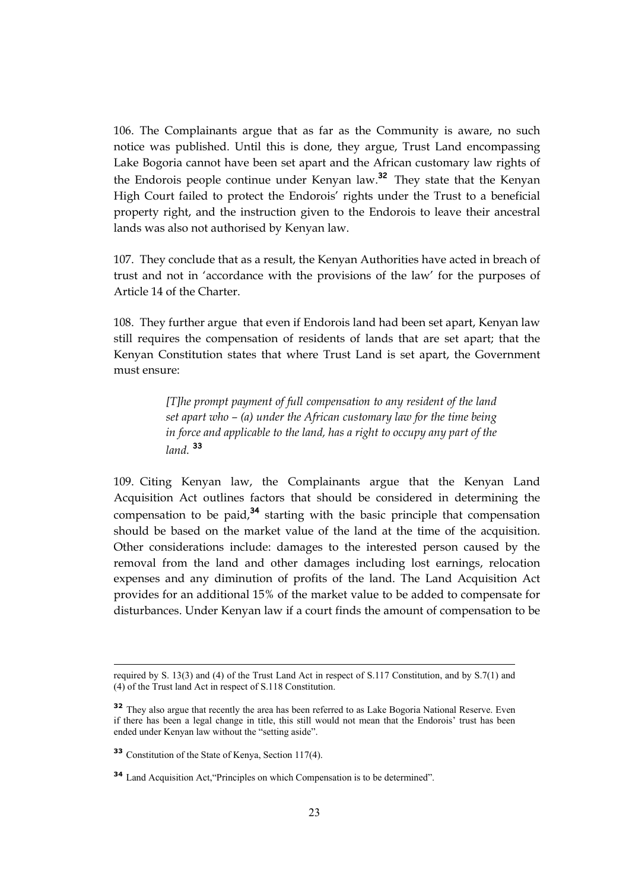106. The Complainants argue that as far as the Community is aware, no such notice was published. Until this is done, they argue, Trust Land encompassing Lake Bogoria cannot have been set apart and the African customary law rights of the Endorois people continue under Kenyan law.[32] They state that the Kenyan High Court failed to protect the Endorois' rights under the Trust to a beneficial property right, and the instruction given to the Endorois to leave their ancestral lands was also not authorised by Kenyan law.

107. They conclude that as a result, the Kenyan Authorities have acted in breach of trust and not in 'accordance with the provisions of the law' for the purposes of Article 14 of the Charter.

108. They further argue that even if Endorois land had been set apart, Kenyan law still requires the compensation of residents of lands that are set apart; that the Kenyan Constitution states that where Trust Land is set apart, the Government must ensure:

> *[T]he prompt payment of full compensation to any resident of the land set apart who – (a) under the African customary law for the time being in force and applicable to the land, has a right to occupy any part of the land.* [33]

109. Citing Kenyan law, the Complainants argue that the Kenyan Land Acquisition Act outlines factors that should be considered in determining the compensation to be paid,[34] starting with the basic principle that compensation should be based on the market value of the land at the time of the acquisition. Other considerations include: damages to the interested person caused by the removal from the land and other damages including lost earnings, relocation expenses and any diminution of profits of the land. The Land Acquisition Act provides for an additional 15% of the market value to be added to compensate for disturbances. Under Kenyan law if a court finds the amount of compensation to be

---

required by S. 13(3) and (4) of the Trust Land Act in respect of S.117 Constitution, and by S.7(1) and (4) of the Trust land Act in respect of S.118 Constitution.

[32] They also argue that recently the area has been referred to as Lake Bogoria National Reserve. Even if there has been a legal change in title, this still would not mean that the Endorois' trust has been ended under Kenyan law without the "setting aside".

[33] Constitution of the State of Kenya, Section 117(4).

[34] Land Acquisition Act,"Principles on which Compensation is to be determined".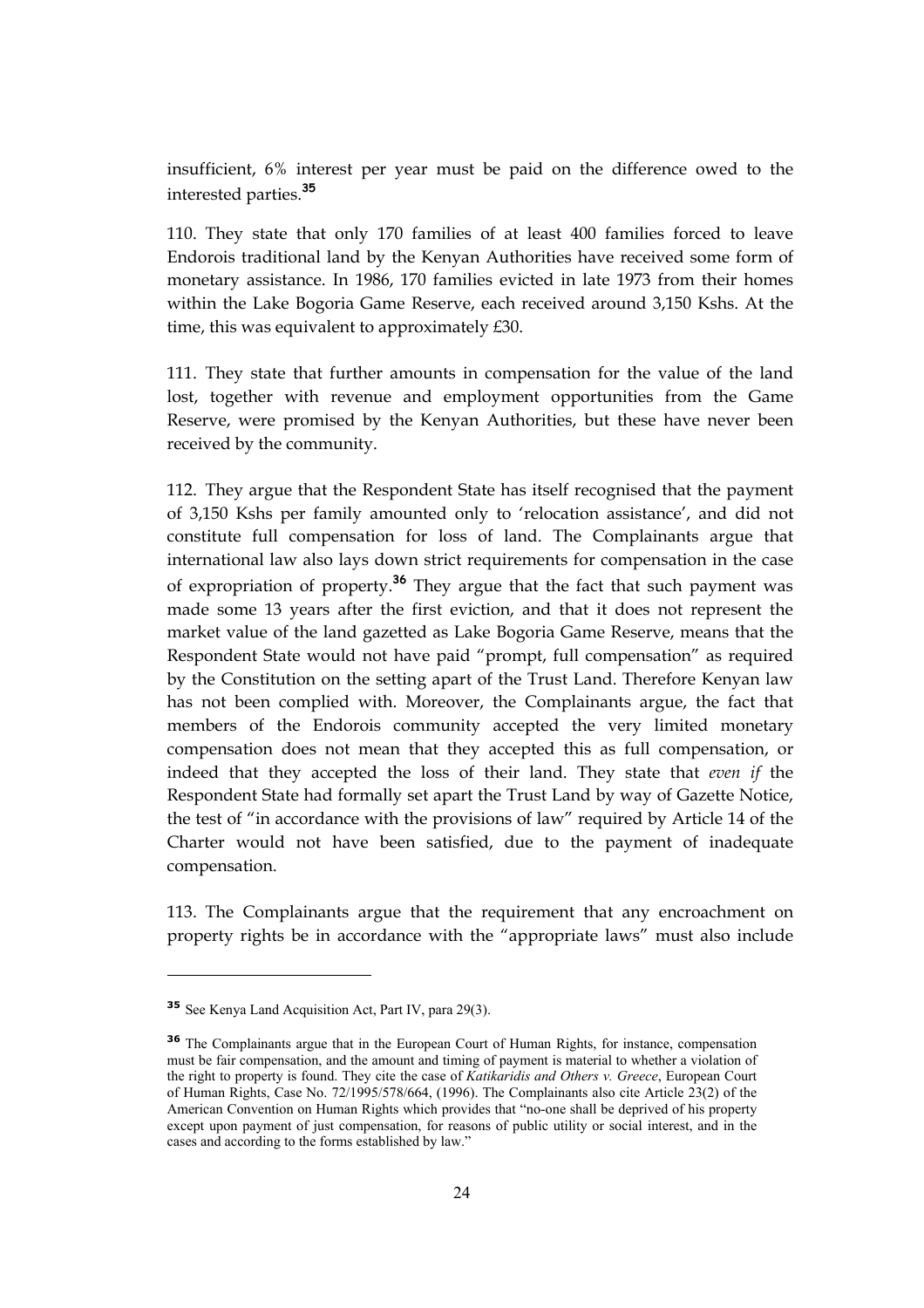insufficient, 6% interest per year must be paid on the difference owed to the interested parties.[35]

110. They state that only 170 families of at least 400 families forced to leave Endorois traditional land by the Kenyan Authorities have received some form of monetary assistance. In 1986, 170 families evicted in late 1973 from their homes within the Lake Bogoria Game Reserve, each received around 3,150 Kshs. At the time, this was equivalent to approximately £30.

111. They state that further amounts in compensation for the value of the land lost, together with revenue and employment opportunities from the Game Reserve, were promised by the Kenyan Authorities, but these have never been received by the community.

112. They argue that the Respondent State has itself recognised that the payment of 3,150 Kshs per family amounted only to 'relocation assistance', and did not constitute full compensation for loss of land. The Complainants argue that international law also lays down strict requirements for compensation in the case of expropriation of property.[36] They argue that the fact that such payment was made some 13 years after the first eviction, and that it does not represent the market value of the land gazetted as Lake Bogoria Game Reserve, means that the Respondent State would not have paid "prompt, full compensation" as required by the Constitution on the setting apart of the Trust Land. Therefore Kenyan law has not been complied with. Moreover, the Complainants argue, the fact that members of the Endorois community accepted the very limited monetary compensation does not mean that they accepted this as full compensation, or indeed that they accepted the loss of their land. They state that *even if* the Respondent State had formally set apart the Trust Land by way of Gazette Notice, the test of "in accordance with the provisions of law" required by Article 14 of the Charter would not have been satisfied, due to the payment of inadequate compensation.

113. The Complainants argue that the requirement that any encroachment on property rights be in accordance with the "appropriate laws" must also include

---

[35] See Kenya Land Acquisition Act, Part IV, para 29(3).

[36] The Complainants argue that in the European Court of Human Rights, for instance, compensation must be fair compensation, and the amount and timing of payment is material to whether a violation of the right to property is found. They cite the case of *Katikaridis and Others v. Greece*, European Court of Human Rights, Case No. 72/1995/578/664, (1996). The Complainants also cite Article 23(2) of the American Convention on Human Rights which provides that "no-one shall be deprived of his property except upon payment of just compensation, for reasons of public utility or social interest, and in the cases and according to the forms established by law."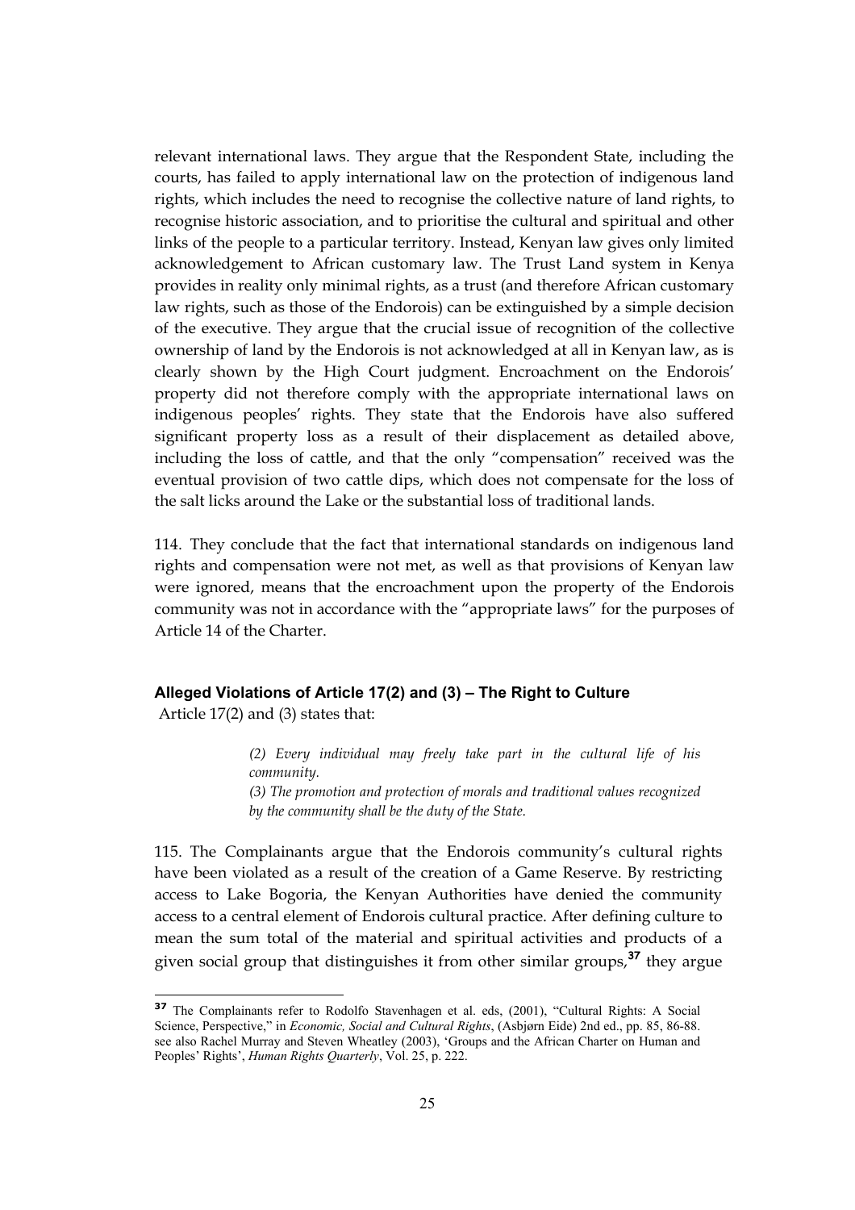relevant international laws. They argue that the Respondent State, including the courts, has failed to apply international law on the protection of indigenous land rights, which includes the need to recognise the collective nature of land rights, to recognise historic association, and to prioritise the cultural and spiritual and other links of the people to a particular territory. Instead, Kenyan law gives only limited acknowledgement to African customary law. The Trust Land system in Kenya provides in reality only minimal rights, as a trust (and therefore African customary law rights, such as those of the Endorois) can be extinguished by a simple decision of the executive. They argue that the crucial issue of recognition of the collective ownership of land by the Endorois is not acknowledged at all in Kenyan law, as is clearly shown by the High Court judgment. Encroachment on the Endorois' property did not therefore comply with the appropriate international laws on indigenous peoples' rights. They state that the Endorois have also suffered significant property loss as a result of their displacement as detailed above, including the loss of cattle, and that the only "compensation" received was the eventual provision of two cattle dips, which does not compensate for the loss of the salt licks around the Lake or the substantial loss of traditional lands.

114. They conclude that the fact that international standards on indigenous land rights and compensation were not met, as well as that provisions of Kenyan law were ignored, means that the encroachment upon the property of the Endorois community was not in accordance with the "appropriate laws" for the purposes of Article 14 of the Charter.

### Alleged Violations of Article 17(2) and (3) – The Right to Culture

Article 17(2) and (3) states that:

> *(2) Every individual may freely take part in the cultural life of his community.*
> *(3) The promotion and protection of morals and traditional values recognized by the community shall be the duty of the State.*

115. The Complainants argue that the Endorois community's cultural rights have been violated as a result of the creation of a Game Reserve. By restricting access to Lake Bogoria, the Kenyan Authorities have denied the community access to a central element of Endorois cultural practice. After defining culture to mean the sum total of the material and spiritual activities and products of a given social group that distinguishes it from other similar groups,[37] they argue

---

[37] The Complainants refer to Rodolfo Stavenhagen et al. eds, (2001), "Cultural Rights: A Social Science, Perspective," in *Economic, Social and Cultural Rights*, (Asbjørn Eide) 2nd ed., pp. 85, 86-88. see also Rachel Murray and Steven Wheatley (2003), 'Groups and the African Charter on Human and Peoples' Rights', *Human Rights Quarterly*, Vol. 25, p. 222.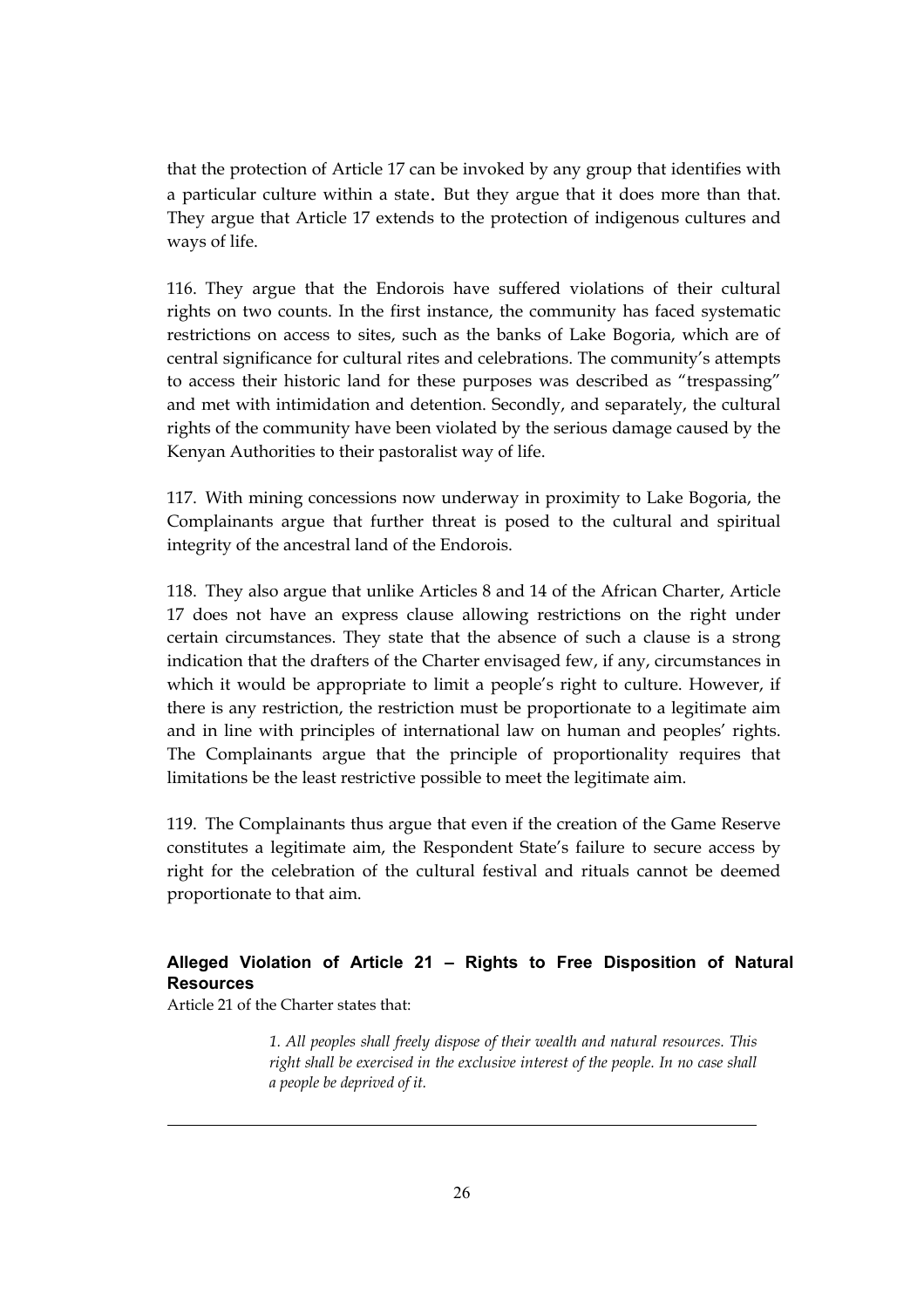that the protection of Article 17 can be invoked by any group that identifies with a particular culture within a state. But they argue that it does more than that. They argue that Article 17 extends to the protection of indigenous cultures and ways of life.

116. They argue that the Endorois have suffered violations of their cultural rights on two counts. In the first instance, the community has faced systematic restrictions on access to sites, such as the banks of Lake Bogoria, which are of central significance for cultural rites and celebrations. The community's attempts to access their historic land for these purposes was described as "trespassing" and met with intimidation and detention. Secondly, and separately, the cultural rights of the community have been violated by the serious damage caused by the Kenyan Authorities to their pastoralist way of life.

117. With mining concessions now underway in proximity to Lake Bogoria, the Complainants argue that further threat is posed to the cultural and spiritual integrity of the ancestral land of the Endorois.

118. They also argue that unlike Articles 8 and 14 of the African Charter, Article 17 does not have an express clause allowing restrictions on the right under certain circumstances. They state that the absence of such a clause is a strong indication that the drafters of the Charter envisaged few, if any, circumstances in which it would be appropriate to limit a people's right to culture. However, if there is any restriction, the restriction must be proportionate to a legitimate aim and in line with principles of international law on human and peoples' rights. The Complainants argue that the principle of proportionality requires that limitations be the least restrictive possible to meet the legitimate aim.

119. The Complainants thus argue that even if the creation of the Game Reserve constitutes a legitimate aim, the Respondent State's failure to secure access by right for the celebration of the cultural festival and rituals cannot be deemed proportionate to that aim.

### Alleged Violation of Article 21 – Rights to Free Disposition of Natural Resources

Article 21 of the Charter states that:

> *1. All peoples shall freely dispose of their wealth and natural resources. This right shall be exercised in the exclusive interest of the people. In no case shall a people be deprived of it.*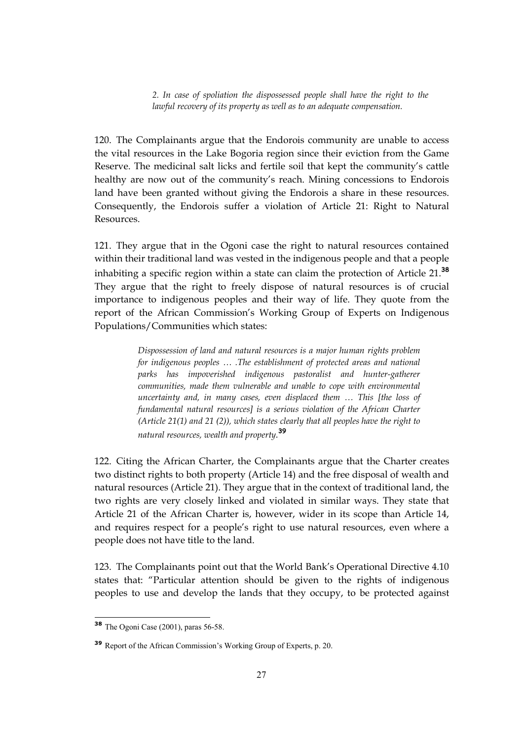> *2. In case of spoliation the dispossessed people shall have the right to the lawful recovery of its property as well as to an adequate compensation.*

120. The Complainants argue that the Endorois community are unable to access the vital resources in the Lake Bogoria region since their eviction from the Game Reserve. The medicinal salt licks and fertile soil that kept the community's cattle healthy are now out of the community's reach. Mining concessions to Endorois land have been granted without giving the Endorois a share in these resources. Consequently, the Endorois suffer a violation of Article 21: Right to Natural Resources.

121. They argue that in the Ogoni case the right to natural resources contained within their traditional land was vested in the indigenous people and that a people inhabiting a specific region within a state can claim the protection of Article 21.[38] They argue that the right to freely dispose of natural resources is of crucial importance to indigenous peoples and their way of life. They quote from the report of the African Commission's Working Group of Experts on Indigenous Populations/Communities which states:

> *Dispossession of land and natural resources is a major human rights problem for indigenous peoples … .The establishment of protected areas and national parks has impoverished indigenous pastoralist and hunter-gatherer communities, made them vulnerable and unable to cope with environmental uncertainty and, in many cases, even displaced them … This [the loss of fundamental natural resources] is a serious violation of the African Charter (Article 21(1) and 21 (2)), which states clearly that all peoples have the right to natural resources, wealth and property.*[39]

122. Citing the African Charter, the Complainants argue that the Charter creates two distinct rights to both property (Article 14) and the free disposal of wealth and natural resources (Article 21). They argue that in the context of traditional land, the two rights are very closely linked and violated in similar ways. They state that Article 21 of the African Charter is, however, wider in its scope than Article 14, and requires respect for a people's right to use natural resources, even where a people does not have title to the land.

123. The Complainants point out that the World Bank's Operational Directive 4.10 states that: "Particular attention should be given to the rights of indigenous peoples to use and develop the lands that they occupy, to be protected against

---

[38] The Ogoni Case (2001), paras 56-58.

[39] Report of the African Commission's Working Group of Experts, p. 20.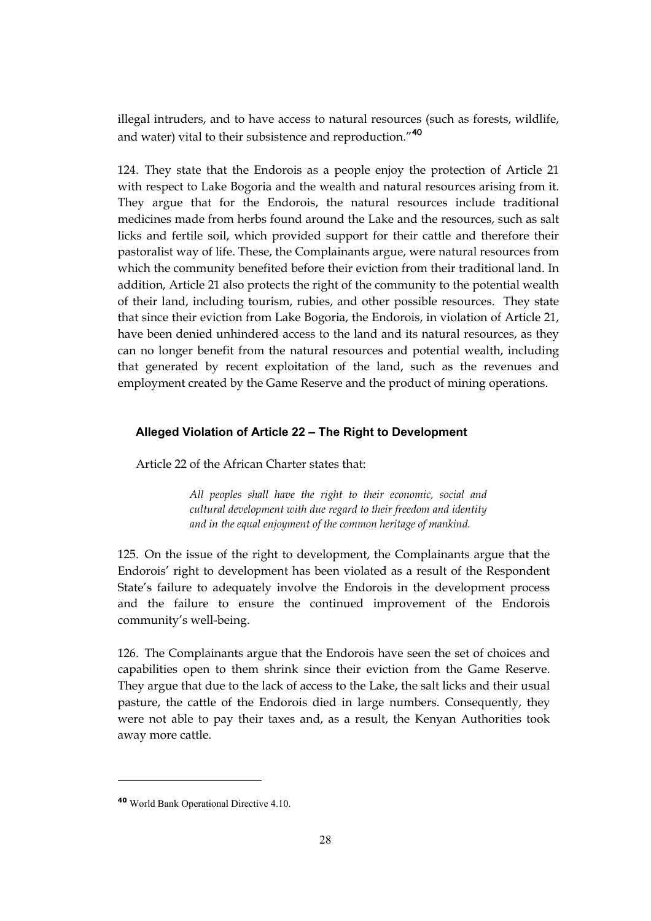illegal intruders, and to have access to natural resources (such as forests, wildlife, and water) vital to their subsistence and reproduction."[40]

124. They state that the Endorois as a people enjoy the protection of Article 21 with respect to Lake Bogoria and the wealth and natural resources arising from it. They argue that for the Endorois, the natural resources include traditional medicines made from herbs found around the Lake and the resources, such as salt licks and fertile soil, which provided support for their cattle and therefore their pastoralist way of life. These, the Complainants argue, were natural resources from which the community benefited before their eviction from their traditional land. In addition, Article 21 also protects the right of the community to the potential wealth of their land, including tourism, rubies, and other possible resources. They state that since their eviction from Lake Bogoria, the Endorois, in violation of Article 21, have been denied unhindered access to the land and its natural resources, as they can no longer benefit from the natural resources and potential wealth, including that generated by recent exploitation of the land, such as the revenues and employment created by the Game Reserve and the product of mining operations.

#### Alleged Violation of Article 22 – The Right to Development

Article 22 of the African Charter states that:

> *All peoples shall have the right to their economic, social and cultural development with due regard to their freedom and identity and in the equal enjoyment of the common heritage of mankind.*

125. On the issue of the right to development, the Complainants argue that the Endorois' right to development has been violated as a result of the Respondent State's failure to adequately involve the Endorois in the development process and the failure to ensure the continued improvement of the Endorois community's well-being.

126. The Complainants argue that the Endorois have seen the set of choices and capabilities open to them shrink since their eviction from the Game Reserve. They argue that due to the lack of access to the Lake, the salt licks and their usual pasture, the cattle of the Endorois died in large numbers. Consequently, they were not able to pay their taxes and, as a result, the Kenyan Authorities took away more cattle.

---

[40] World Bank Operational Directive 4.10.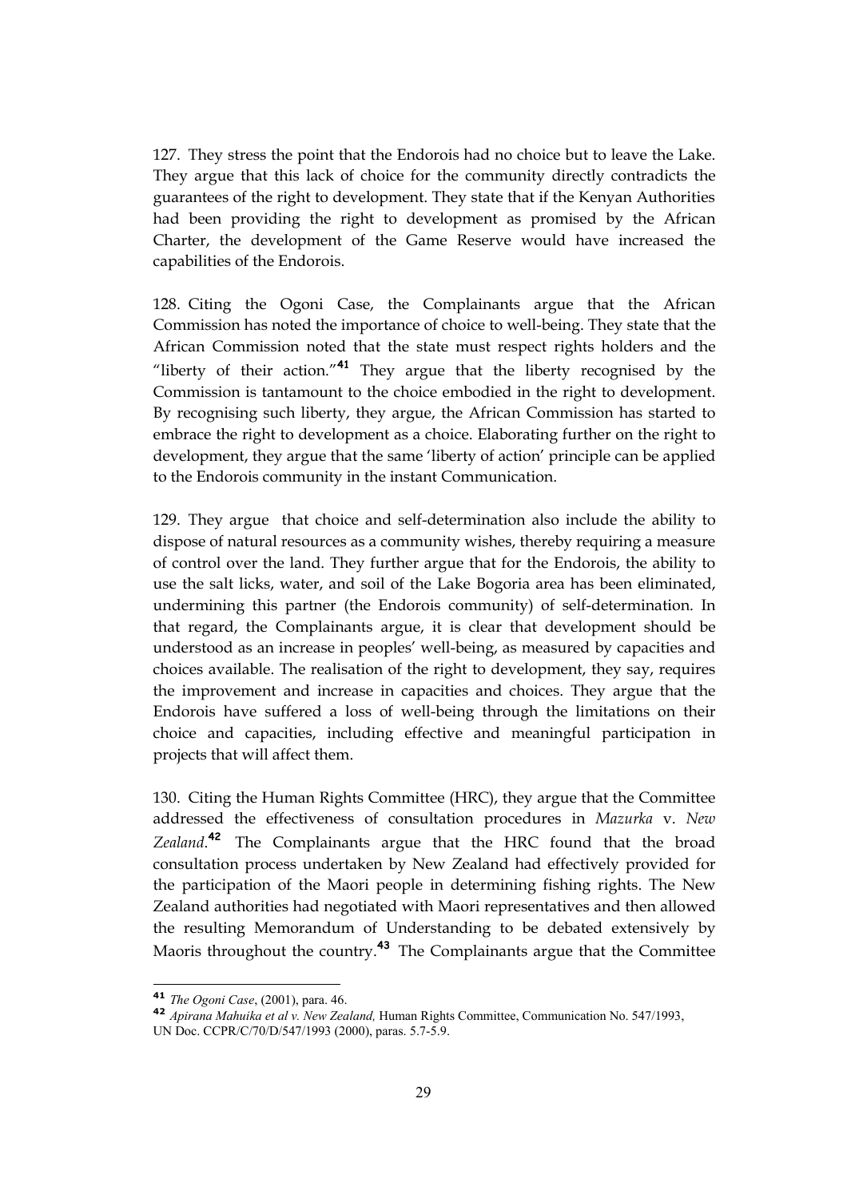127. They stress the point that the Endorois had no choice but to leave the Lake. They argue that this lack of choice for the community directly contradicts the guarantees of the right to development. They state that if the Kenyan Authorities had been providing the right to development as promised by the African Charter, the development of the Game Reserve would have increased the capabilities of the Endorois.

128. Citing the Ogoni Case, the Complainants argue that the African Commission has noted the importance of choice to well-being. They state that the African Commission noted that the state must respect rights holders and the "liberty of their action."[41] They argue that the liberty recognised by the Commission is tantamount to the choice embodied in the right to development. By recognising such liberty, they argue, the African Commission has started to embrace the right to development as a choice. Elaborating further on the right to development, they argue that the same 'liberty of action' principle can be applied to the Endorois community in the instant Communication.

129. They argue that choice and self-determination also include the ability to dispose of natural resources as a community wishes, thereby requiring a measure of control over the land. They further argue that for the Endorois, the ability to use the salt licks, water, and soil of the Lake Bogoria area has been eliminated, undermining this partner (the Endorois community) of self-determination. In that regard, the Complainants argue, it is clear that development should be understood as an increase in peoples' well-being, as measured by capacities and choices available. The realisation of the right to development, they say, requires the improvement and increase in capacities and choices. They argue that the Endorois have suffered a loss of well-being through the limitations on their choice and capacities, including effective and meaningful participation in projects that will affect them.

130. Citing the Human Rights Committee (HRC), they argue that the Committee addressed the effectiveness of consultation procedures in *Mazurka* v. *New Zealand*.[42] The Complainants argue that the HRC found that the broad consultation process undertaken by New Zealand had effectively provided for the participation of the Maori people in determining fishing rights. The New Zealand authorities had negotiated with Maori representatives and then allowed the resulting Memorandum of Understanding to be debated extensively by Maoris throughout the country.[43] The Complainants argue that the Committee

---

[41] *The Ogoni Case*, (2001), para. 46.

[42] *Apirana Mahuika et al v. New Zealand,* Human Rights Committee, Communication No. 547/1993, UN Doc. CCPR/C/70/D/547/1993 (2000), paras. 5.7-5.9.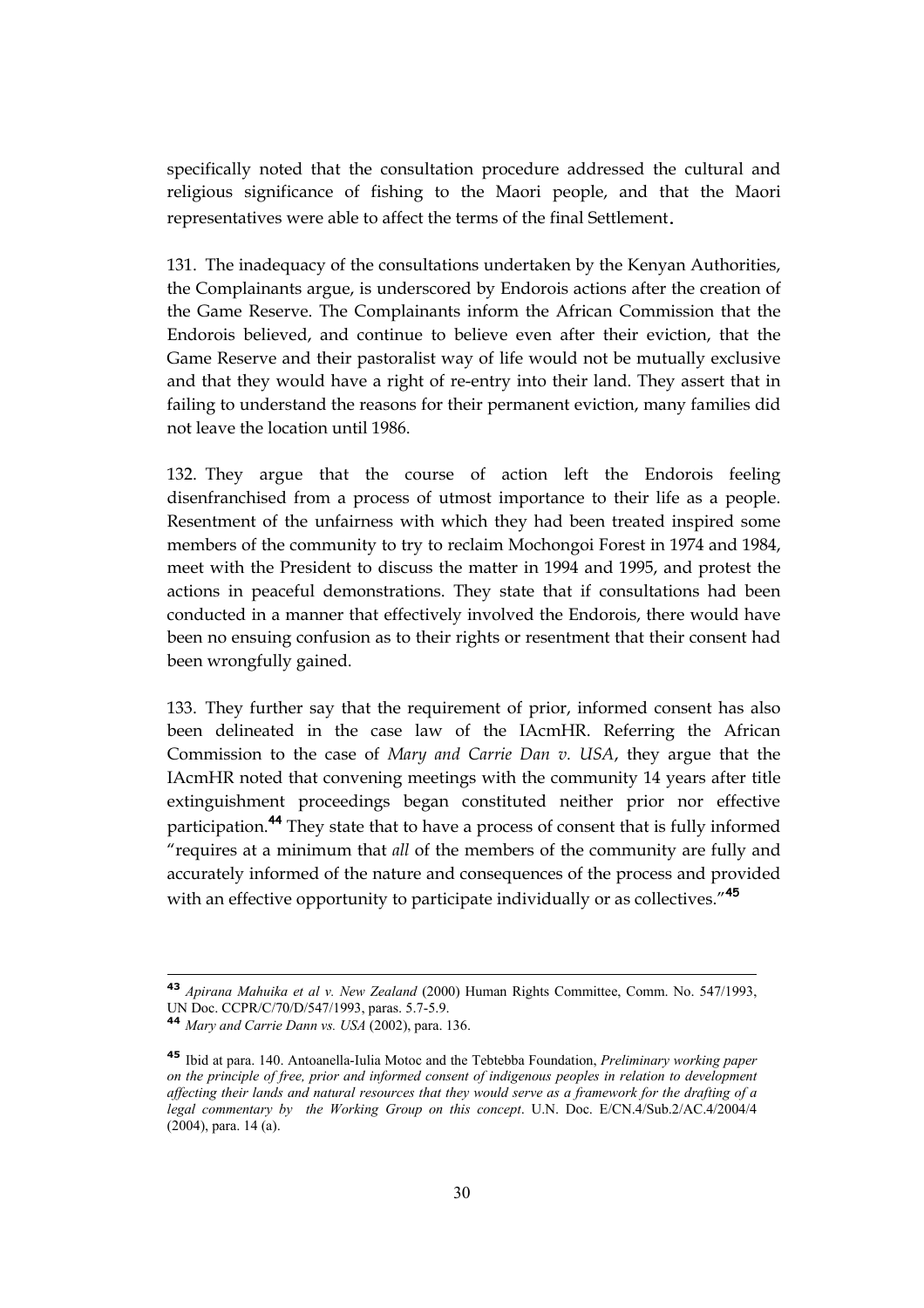specifically noted that the consultation procedure addressed the cultural and religious significance of fishing to the Maori people, and that the Maori representatives were able to affect the terms of the final Settlement.

131. The inadequacy of the consultations undertaken by the Kenyan Authorities, the Complainants argue, is underscored by Endorois actions after the creation of the Game Reserve. The Complainants inform the African Commission that the Endorois believed, and continue to believe even after their eviction, that the Game Reserve and their pastoralist way of life would not be mutually exclusive and that they would have a right of re-entry into their land. They assert that in failing to understand the reasons for their permanent eviction, many families did not leave the location until 1986.

132. They argue that the course of action left the Endorois feeling disenfranchised from a process of utmost importance to their life as a people. Resentment of the unfairness with which they had been treated inspired some members of the community to try to reclaim Mochongoi Forest in 1974 and 1984, meet with the President to discuss the matter in 1994 and 1995, and protest the actions in peaceful demonstrations. They state that if consultations had been conducted in a manner that effectively involved the Endorois, there would have been no ensuing confusion as to their rights or resentment that their consent had been wrongfully gained.

133. They further say that the requirement of prior, informed consent has also been delineated in the case law of the IAcmHR. Referring the African Commission to the case of *Mary and Carrie Dan v. USA*, they argue that the IAcmHR noted that convening meetings with the community 14 years after title extinguishment proceedings began constituted neither prior nor effective participation.[44] They state that to have a process of consent that is fully informed "requires at a minimum that *all* of the members of the community are fully and accurately informed of the nature and consequences of the process and provided with an effective opportunity to participate individually or as collectives."[45]

---

[43] *Apirana Mahuika et al v. New Zealand* (2000) Human Rights Committee, Comm. No. 547/1993, UN Doc. CCPR/C/70/D/547/1993, paras. 5.7-5.9.

[44] *Mary and Carrie Dann vs. USA* (2002), para. 136.

[45] Ibid at para. 140. Antoanella-Iulia Motoc and the Tebtebba Foundation, *Preliminary working paper on the principle of free, prior and informed consent of indigenous peoples in relation to development affecting their lands and natural resources that they would serve as a framework for the drafting of a legal commentary by the Working Group on this concept*. U.N. Doc. E/CN.4/Sub.2/AC.4/2004/4 (2004), para. 14 (a).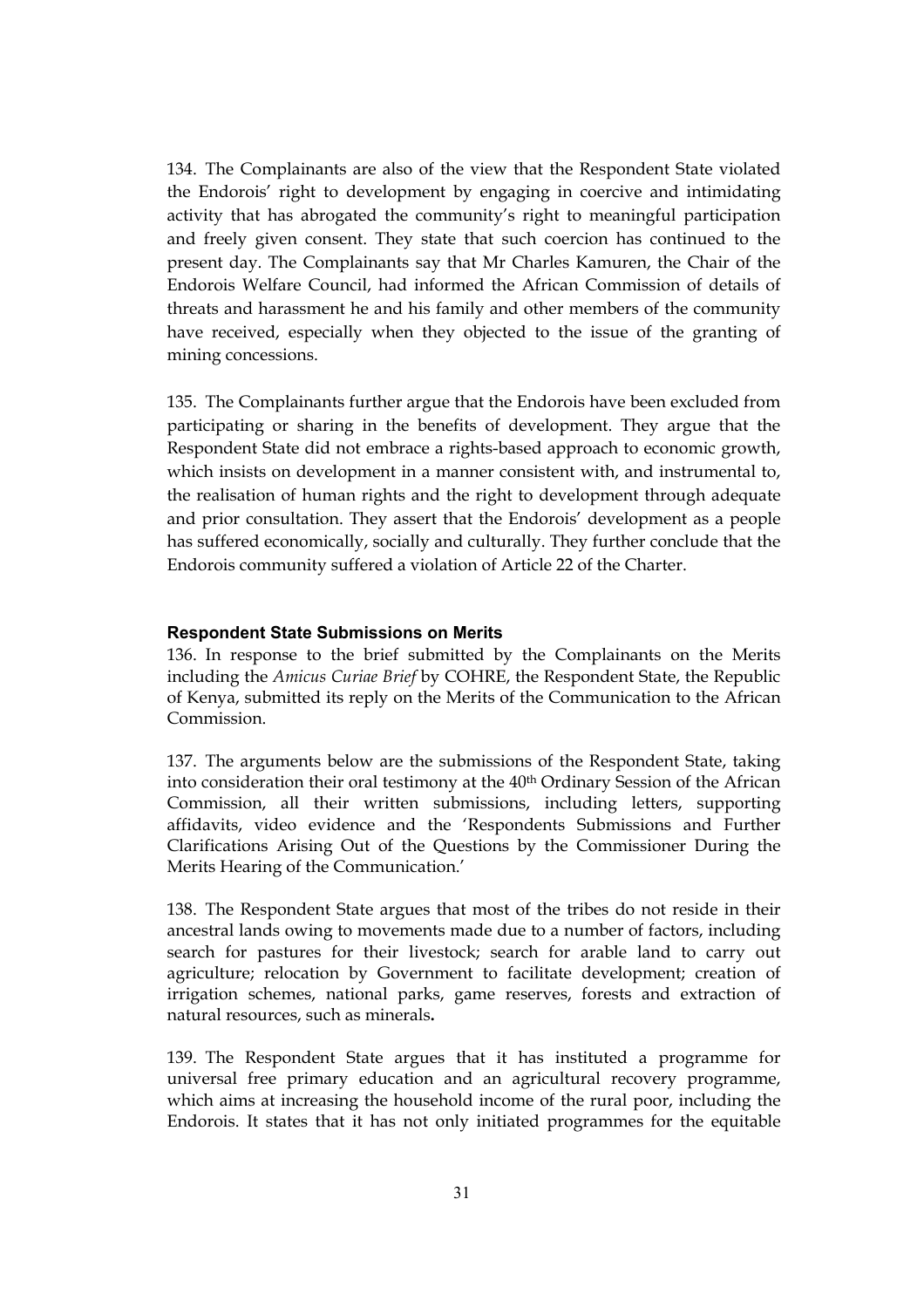134. The Complainants are also of the view that the Respondent State violated the Endorois' right to development by engaging in coercive and intimidating activity that has abrogated the community's right to meaningful participation and freely given consent. They state that such coercion has continued to the present day. The Complainants say that Mr Charles Kamuren, the Chair of the Endorois Welfare Council, had informed the African Commission of details of threats and harassment he and his family and other members of the community have received, especially when they objected to the issue of the granting of mining concessions.

135. The Complainants further argue that the Endorois have been excluded from participating or sharing in the benefits of development. They argue that the Respondent State did not embrace a rights-based approach to economic growth, which insists on development in a manner consistent with, and instrumental to, the realisation of human rights and the right to development through adequate and prior consultation. They assert that the Endorois' development as a people has suffered economically, socially and culturally. They further conclude that the Endorois community suffered a violation of Article 22 of the Charter.

#### Respondent State Submissions on Merits

136. In response to the brief submitted by the Complainants on the Merits including the *Amicus Curiae Brief* by COHRE, the Respondent State, the Republic of Kenya, submitted its reply on the Merits of the Communication to the African Commission.

137. The arguments below are the submissions of the Respondent State, taking into consideration their oral testimony at the 40th Ordinary Session of the African Commission, all their written submissions, including letters, supporting affidavits, video evidence and the 'Respondents Submissions and Further Clarifications Arising Out of the Questions by the Commissioner During the Merits Hearing of the Communication.'

138. The Respondent State argues that most of the tribes do not reside in their ancestral lands owing to movements made due to a number of factors, including search for pastures for their livestock; search for arable land to carry out agriculture; relocation by Government to facilitate development; creation of irrigation schemes, national parks, game reserves, forests and extraction of natural resources, such as minerals**.**

139. The Respondent State argues that it has instituted a programme for universal free primary education and an agricultural recovery programme, which aims at increasing the household income of the rural poor, including the Endorois. It states that it has not only initiated programmes for the equitable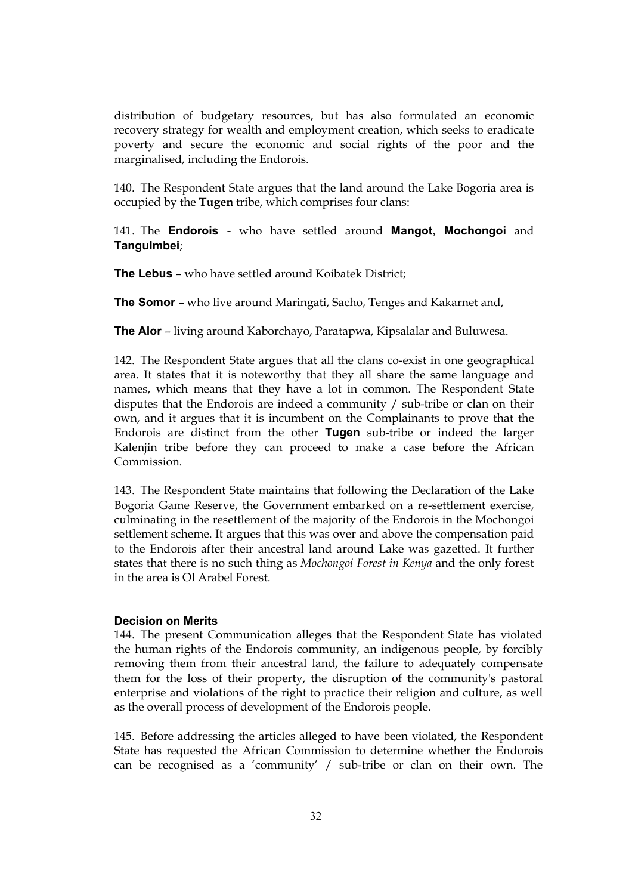distribution of budgetary resources, but has also formulated an economic recovery strategy for wealth and employment creation, which seeks to eradicate poverty and secure the economic and social rights of the poor and the marginalised, including the Endorois.

140. The Respondent State argues that the land around the Lake Bogoria area is occupied by the **Tugen** tribe, which comprises four clans:

141. The **Endorois** - who have settled around **Mangot**, **Mochongoi** and **Tangulmbei**;

**The Lebus** – who have settled around Koibatek District;

**The Somor** – who live around Maringati, Sacho, Tenges and Kakarnet and,

**The Alor** – living around Kaborchayo, Paratapwa, Kipsalalar and Buluwesa.

142. The Respondent State argues that all the clans co-exist in one geographical area. It states that it is noteworthy that they all share the same language and names, which means that they have a lot in common. The Respondent State disputes that the Endorois are indeed a community / sub-tribe or clan on their own, and it argues that it is incumbent on the Complainants to prove that the Endorois are distinct from the other **Tugen** sub-tribe or indeed the larger Kalenjin tribe before they can proceed to make a case before the African Commission.

143. The Respondent State maintains that following the Declaration of the Lake Bogoria Game Reserve, the Government embarked on a re-settlement exercise, culminating in the resettlement of the majority of the Endorois in the Mochongoi settlement scheme. It argues that this was over and above the compensation paid to the Endorois after their ancestral land around Lake was gazetted. It further states that there is no such thing as *Mochongoi Forest in Kenya* and the only forest in the area is Ol Arabel Forest.

**Decision on Merits**

144. The present Communication alleges that the Respondent State has violated the human rights of the Endorois community, an indigenous people, by forcibly removing them from their ancestral land, the failure to adequately compensate them for the loss of their property, the disruption of the community's pastoral enterprise and violations of the right to practice their religion and culture, as well as the overall process of development of the Endorois people.

145. Before addressing the articles alleged to have been violated, the Respondent State has requested the African Commission to determine whether the Endorois can be recognised as a 'community' / sub-tribe or clan on their own. The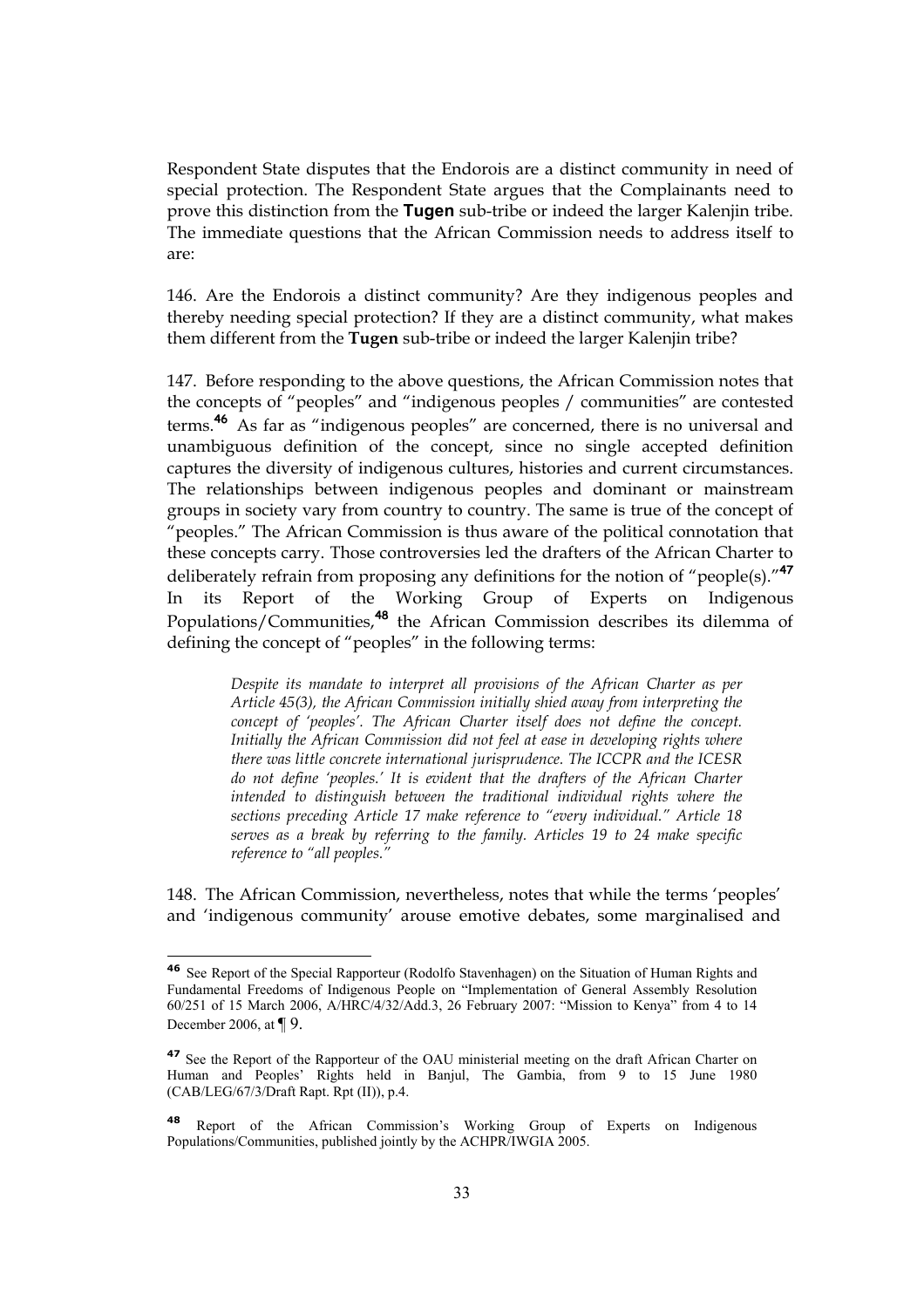Respondent State disputes that the Endorois are a distinct community in need of special protection. The Respondent State argues that the Complainants need to prove this distinction from the **Tugen** sub-tribe or indeed the larger Kalenjin tribe. The immediate questions that the African Commission needs to address itself to are:

146. Are the Endorois a distinct community? Are they indigenous peoples and thereby needing special protection? If they are a distinct community, what makes them different from the **Tugen** sub-tribe or indeed the larger Kalenjin tribe?

147. Before responding to the above questions, the African Commission notes that the concepts of "peoples" and "indigenous peoples / communities" are contested terms.[46] As far as "indigenous peoples" are concerned, there is no universal and unambiguous definition of the concept, since no single accepted definition captures the diversity of indigenous cultures, histories and current circumstances. The relationships between indigenous peoples and dominant or mainstream groups in society vary from country to country. The same is true of the concept of "peoples." The African Commission is thus aware of the political connotation that these concepts carry. Those controversies led the drafters of the African Charter to deliberately refrain from proposing any definitions for the notion of "people(s)."[47] In its Report of the Working Group of Experts on Indigenous Populations/Communities,[48] the African Commission describes its dilemma of defining the concept of "peoples" in the following terms:

> *Despite its mandate to interpret all provisions of the African Charter as per Article 45(3), the African Commission initially shied away from interpreting the concept of 'peoples'. The African Charter itself does not define the concept. Initially the African Commission did not feel at ease in developing rights where there was little concrete international jurisprudence. The ICCPR and the ICESR do not define 'peoples.' It is evident that the drafters of the African Charter intended to distinguish between the traditional individual rights where the sections preceding Article 17 make reference to "every individual." Article 18 serves as a break by referring to the family. Articles 19 to 24 make specific reference to "all peoples."*

148. The African Commission, nevertheless, notes that while the terms 'peoples' and 'indigenous community' arouse emotive debates, some marginalised and

---

[46] See Report of the Special Rapporteur (Rodolfo Stavenhagen) on the Situation of Human Rights and Fundamental Freedoms of Indigenous People on "Implementation of General Assembly Resolution 60/251 of 15 March 2006, A/HRC/4/32/Add.3, 26 February 2007: "Mission to Kenya" from 4 to 14 December 2006, at ¶ 9.

[47] See the Report of the Rapporteur of the OAU ministerial meeting on the draft African Charter on Human and Peoples' Rights held in Banjul, The Gambia, from 9 to 15 June 1980 (CAB/LEG/67/3/Draft Rapt. Rpt (II)), p.4.

[48] Report of the African Commission's Working Group of Experts on Indigenous Populations/Communities, published jointly by the ACHPR/IWGIA 2005.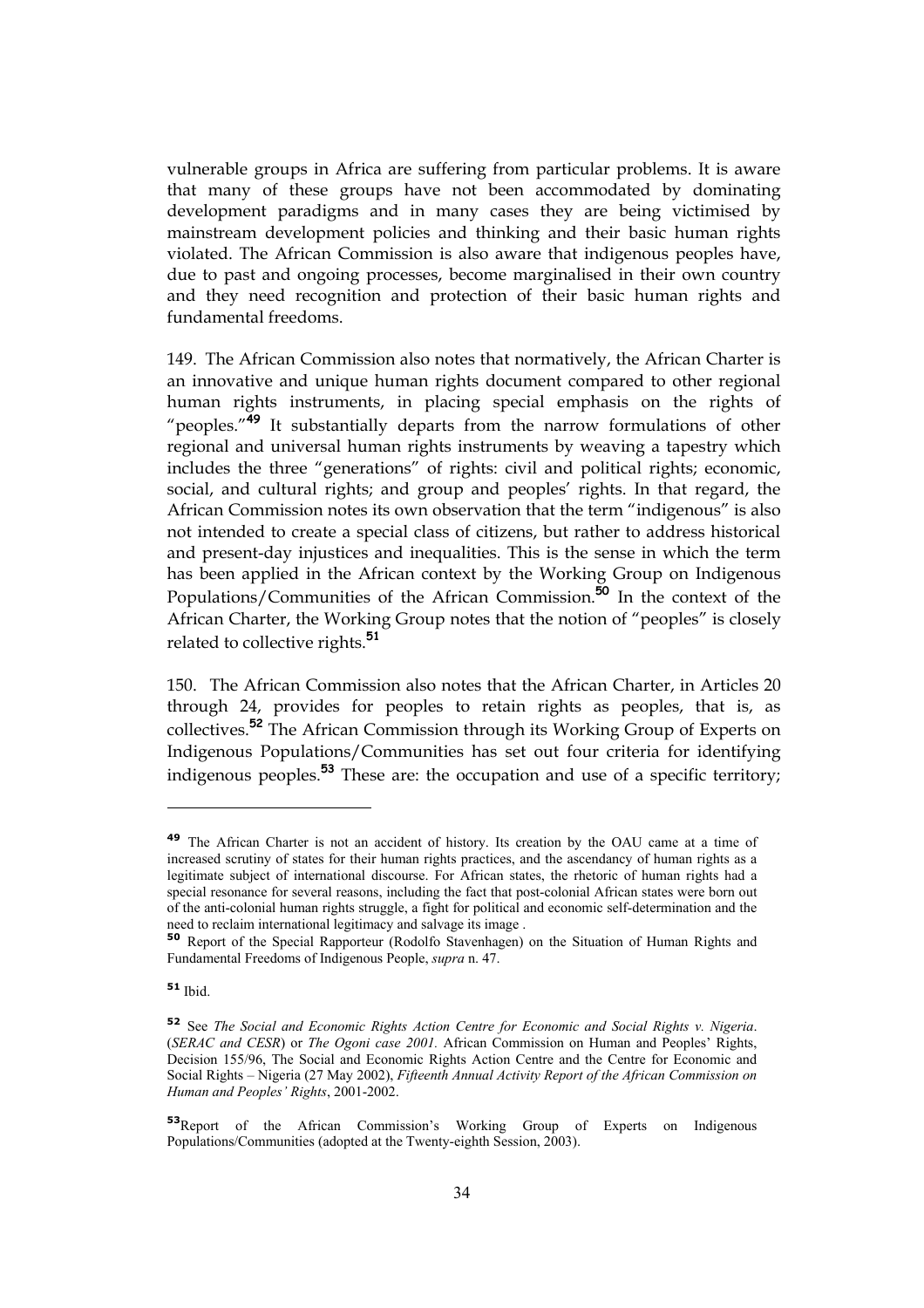vulnerable groups in Africa are suffering from particular problems. It is aware that many of these groups have not been accommodated by dominating development paradigms and in many cases they are being victimised by mainstream development policies and thinking and their basic human rights violated. The African Commission is also aware that indigenous peoples have, due to past and ongoing processes, become marginalised in their own country and they need recognition and protection of their basic human rights and fundamental freedoms.

149. The African Commission also notes that normatively, the African Charter is an innovative and unique human rights document compared to other regional human rights instruments, in placing special emphasis on the rights of "peoples."[49] It substantially departs from the narrow formulations of other regional and universal human rights instruments by weaving a tapestry which includes the three "generations" of rights: civil and political rights; economic, social, and cultural rights; and group and peoples' rights. In that regard, the African Commission notes its own observation that the term "indigenous" is also not intended to create a special class of citizens, but rather to address historical and present-day injustices and inequalities. This is the sense in which the term has been applied in the African context by the Working Group on Indigenous Populations/Communities of the African Commission.[50] In the context of the African Charter, the Working Group notes that the notion of "peoples" is closely related to collective rights.[51]

150. The African Commission also notes that the African Charter, in Articles 20 through 24, provides for peoples to retain rights as peoples, that is, as collectives.[52] The African Commission through its Working Group of Experts on Indigenous Populations/Communities has set out four criteria for identifying indigenous peoples.[53] These are: the occupation and use of a specific territory;

---

[49] The African Charter is not an accident of history. Its creation by the OAU came at a time of increased scrutiny of states for their human rights practices, and the ascendancy of human rights as a legitimate subject of international discourse. For African states, the rhetoric of human rights had a special resonance for several reasons, including the fact that post-colonial African states were born out of the anti-colonial human rights struggle, a fight for political and economic self-determination and the need to reclaim international legitimacy and salvage its image .

[50] Report of the Special Rapporteur (Rodolfo Stavenhagen) on the Situation of Human Rights and Fundamental Freedoms of Indigenous People, *supra* n. 47.

[51] Ibid.

[52] See *The Social and Economic Rights Action Centre for Economic and Social Rights v. Nigeria*. (*SERAC and CESR*) or *The Ogoni case 2001.* African Commission on Human and Peoples' Rights, Decision 155/96, The Social and Economic Rights Action Centre and the Centre for Economic and Social Rights – Nigeria (27 May 2002), *Fifteenth Annual Activity Report of the African Commission on Human and Peoples' Rights*, 2001-2002.

[53] Report of the African Commission's Working Group of Experts on Indigenous Populations/Communities (adopted at the Twenty-eighth Session, 2003).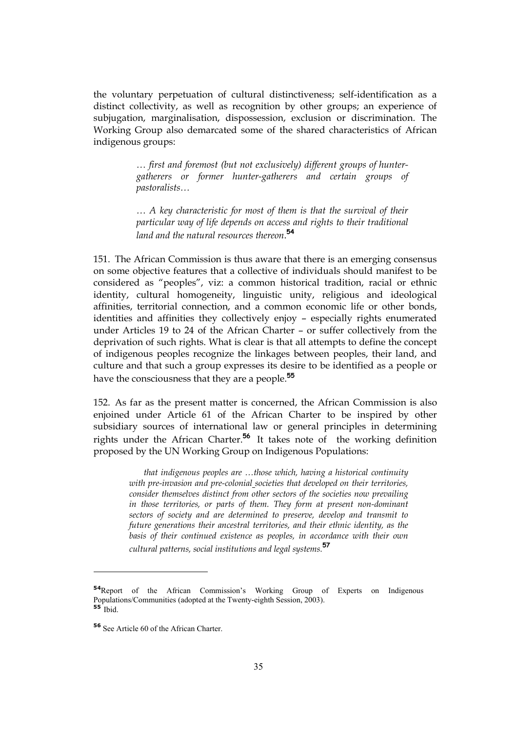the voluntary perpetuation of cultural distinctiveness; self-identification as a distinct collectivity, as well as recognition by other groups; an experience of subjugation, marginalisation, dispossession, exclusion or discrimination. The Working Group also demarcated some of the shared characteristics of African indigenous groups:

> *… first and foremost (but not exclusively) different groups of hunter-gatherers or former hunter-gatherers and certain groups of pastoralists…*
>
> *… A key characteristic for most of them is that the survival of their particular way of life depends on access and rights to their traditional land and the natural resources thereon*.[54]

151. The African Commission is thus aware that there is an emerging consensus on some objective features that a collective of individuals should manifest to be considered as "peoples", viz: a common historical tradition, racial or ethnic identity, cultural homogeneity, linguistic unity, religious and ideological affinities, territorial connection, and a common economic life or other bonds, identities and affinities they collectively enjoy – especially rights enumerated under Articles 19 to 24 of the African Charter – or suffer collectively from the deprivation of such rights. What is clear is that all attempts to define the concept of indigenous peoples recognize the linkages between peoples, their land, and culture and that such a group expresses its desire to be identified as a people or have the consciousness that they are a people.[55]

152. As far as the present matter is concerned, the African Commission is also enjoined under Article 61 of the African Charter to be inspired by other subsidiary sources of international law or general principles in determining rights under the African Charter.[56] It takes note of the working definition proposed by the UN Working Group on Indigenous Populations:

> *that indigenous peoples are …those which, having a historical continuity with pre-invasion and pre-colonial societies that developed on their territories, consider themselves distinct from other sectors of the societies now prevailing in those territories, or parts of them. They form at present non-dominant sectors of society and are determined to preserve, develop and transmit to future generations their ancestral territories, and their ethnic identity, as the basis of their continued existence as peoples, in accordance with their own cultural patterns, social institutions and legal systems.*[57]

---

[54] Report of the African Commission's Working Group of Experts on Indigenous Populations/Communities (adopted at the Twenty-eighth Session, 2003).

[55] Ibid.

[56] See Article 60 of the African Charter.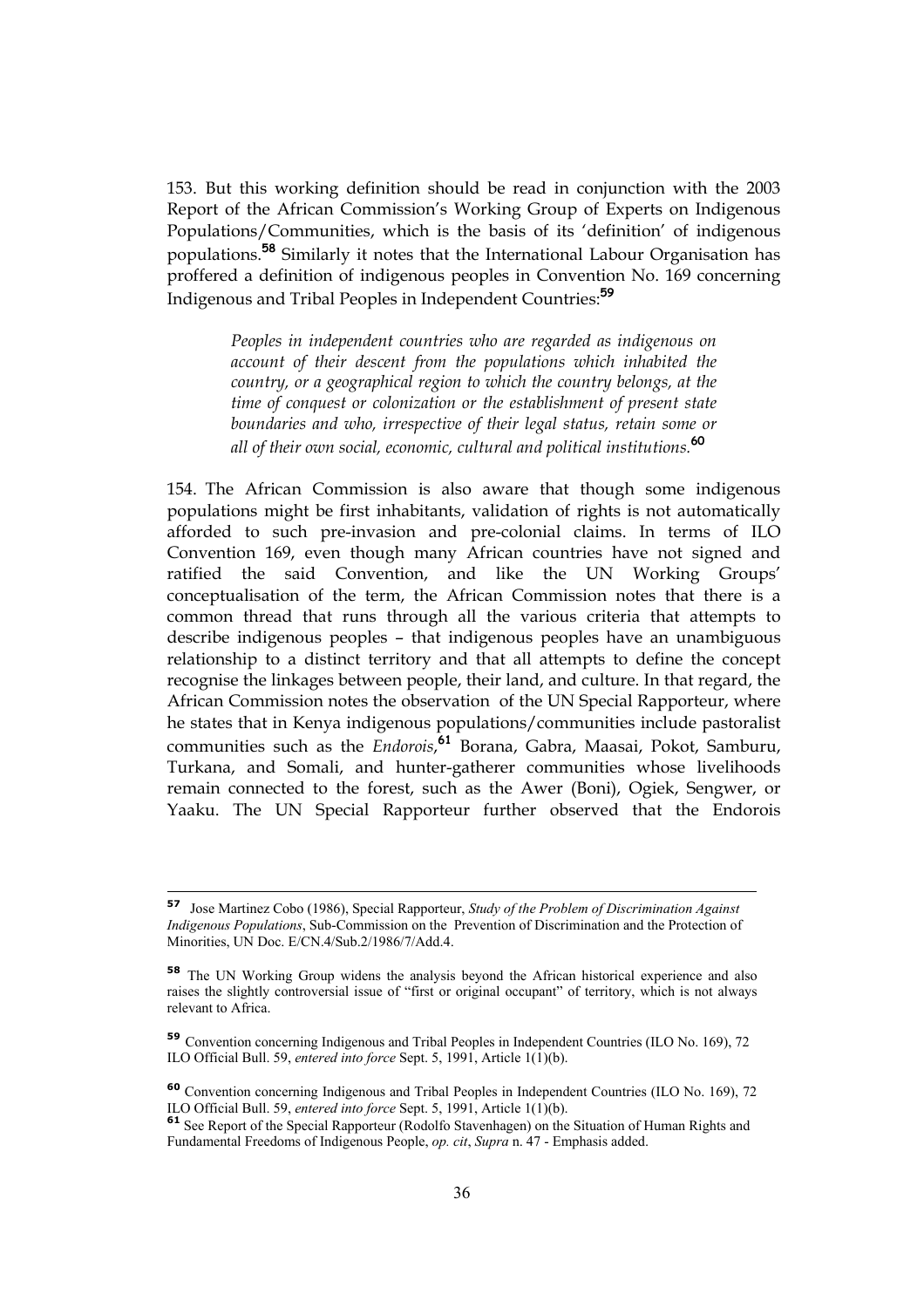153. But this working definition should be read in conjunction with the 2003 Report of the African Commission's Working Group of Experts on Indigenous Populations/Communities, which is the basis of its 'definition' of indigenous populations.[58] Similarly it notes that the International Labour Organisation has proffered a definition of indigenous peoples in Convention No. 169 concerning Indigenous and Tribal Peoples in Independent Countries:[59]

> *Peoples in independent countries who are regarded as indigenous on account of their descent from the populations which inhabited the country, or a geographical region to which the country belongs, at the time of conquest or colonization or the establishment of present state boundaries and who, irrespective of their legal status, retain some or all of their own social, economic, cultural and political institutions.*[60]

154. The African Commission is also aware that though some indigenous populations might be first inhabitants, validation of rights is not automatically afforded to such pre-invasion and pre-colonial claims. In terms of ILO Convention 169, even though many African countries have not signed and ratified the said Convention, and like the UN Working Groups' conceptualisation of the term, the African Commission notes that there is a common thread that runs through all the various criteria that attempts to describe indigenous peoples – that indigenous peoples have an unambiguous relationship to a distinct territory and that all attempts to define the concept recognise the linkages between people, their land, and culture. In that regard, the African Commission notes the observation of the UN Special Rapporteur, where he states that in Kenya indigenous populations/communities include pastoralist communities such as the *Endorois*,[61] Borana, Gabra, Maasai, Pokot, Samburu, Turkana, and Somali, and hunter-gatherer communities whose livelihoods remain connected to the forest, such as the Awer (Boni), Ogiek, Sengwer, or Yaaku. The UN Special Rapporteur further observed that the Endorois

---

[57] Jose Martinez Cobo (1986), Special Rapporteur, *Study of the Problem of Discrimination Against Indigenous Populations*, Sub-Commission on the Prevention of Discrimination and the Protection of Minorities, UN Doc. E/CN.4/Sub.2/1986/7/Add.4.

[58] The UN Working Group widens the analysis beyond the African historical experience and also raises the slightly controversial issue of "first or original occupant" of territory, which is not always relevant to Africa.

[59] Convention concerning Indigenous and Tribal Peoples in Independent Countries (ILO No. 169), 72 ILO Official Bull. 59, *entered into force* Sept. 5, 1991, Article 1(1)(b).

[60] Convention concerning Indigenous and Tribal Peoples in Independent Countries (ILO No. 169), 72 ILO Official Bull. 59, *entered into force* Sept. 5, 1991, Article 1(1)(b).

[61] See Report of the Special Rapporteur (Rodolfo Stavenhagen) on the Situation of Human Rights and Fundamental Freedoms of Indigenous People, *op. cit*, *Supra* n. 47 - Emphasis added.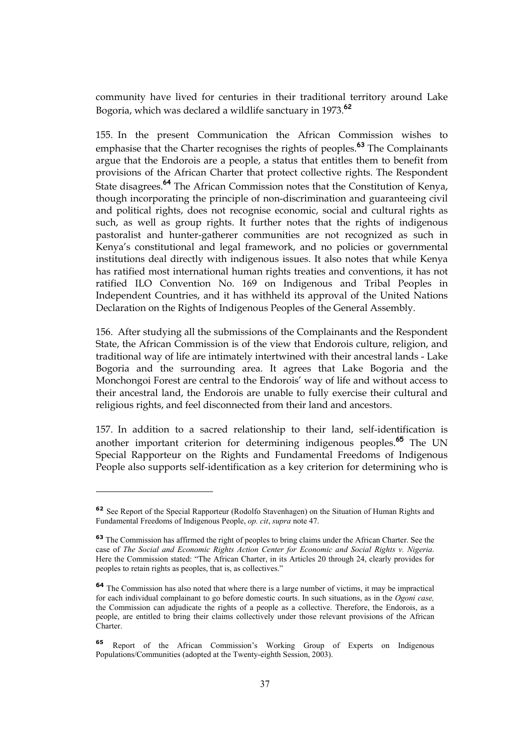community have lived for centuries in their traditional territory around Lake Bogoria, which was declared a wildlife sanctuary in 1973.[62]

155. In the present Communication the African Commission wishes to emphasise that the Charter recognises the rights of peoples.[63] The Complainants argue that the Endorois are a people, a status that entitles them to benefit from provisions of the African Charter that protect collective rights. The Respondent State disagrees.[64] The African Commission notes that the Constitution of Kenya, though incorporating the principle of non-discrimination and guaranteeing civil and political rights, does not recognise economic, social and cultural rights as such, as well as group rights. It further notes that the rights of indigenous pastoralist and hunter-gatherer communities are not recognized as such in Kenya's constitutional and legal framework, and no policies or governmental institutions deal directly with indigenous issues. It also notes that while Kenya has ratified most international human rights treaties and conventions, it has not ratified ILO Convention No. 169 on Indigenous and Tribal Peoples in Independent Countries, and it has withheld its approval of the United Nations Declaration on the Rights of Indigenous Peoples of the General Assembly.

156. After studying all the submissions of the Complainants and the Respondent State, the African Commission is of the view that Endorois culture, religion, and traditional way of life are intimately intertwined with their ancestral lands - Lake Bogoria and the surrounding area. It agrees that Lake Bogoria and the Monchongoi Forest are central to the Endorois' way of life and without access to their ancestral land, the Endorois are unable to fully exercise their cultural and religious rights, and feel disconnected from their land and ancestors.

157. In addition to a sacred relationship to their land, self-identification is another important criterion for determining indigenous peoples.[65] The UN Special Rapporteur on the Rights and Fundamental Freedoms of Indigenous People also supports self-identification as a key criterion for determining who is

---

[62] See Report of the Special Rapporteur (Rodolfo Stavenhagen) on the Situation of Human Rights and Fundamental Freedoms of Indigenous People, *op. cit*, *supra* note 47.

[63] The Commission has affirmed the right of peoples to bring claims under the African Charter. See the case of *The Social and Economic Rights Action Center for Economic and Social Rights v. Nigeria*. Here the Commission stated: "The African Charter, in its Articles 20 through 24, clearly provides for peoples to retain rights as peoples, that is, as collectives."

[64] The Commission has also noted that where there is a large number of victims, it may be impractical for each individual complainant to go before domestic courts. In such situations, as in the *Ogoni case,* the Commission can adjudicate the rights of a people as a collective. Therefore, the Endorois, as a people, are entitled to bring their claims collectively under those relevant provisions of the African Charter.

[65] Report of the African Commission's Working Group of Experts on Indigenous Populations/Communities (adopted at the Twenty-eighth Session, 2003).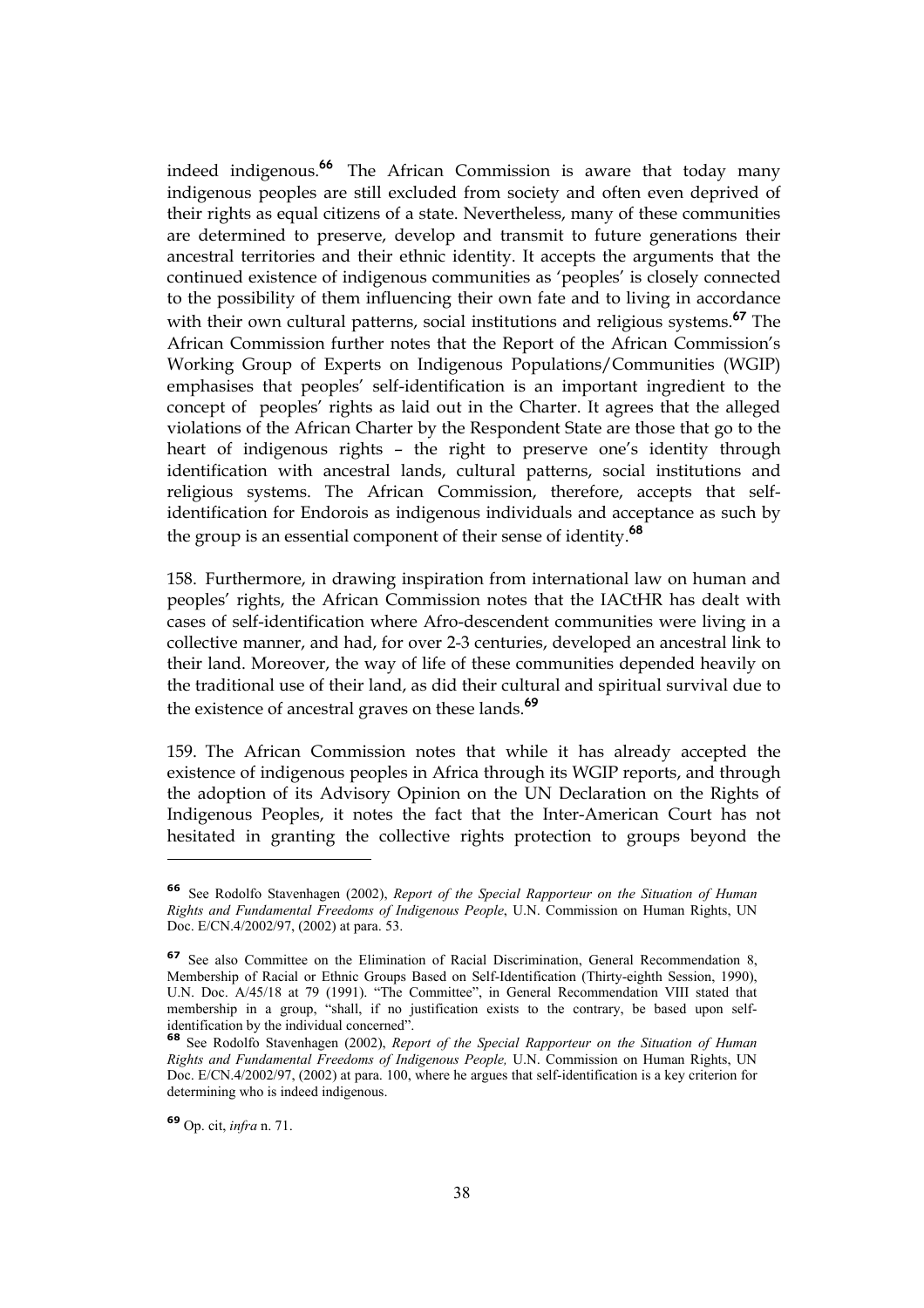indeed indigenous.[66] The African Commission is aware that today many indigenous peoples are still excluded from society and often even deprived of their rights as equal citizens of a state. Nevertheless, many of these communities are determined to preserve, develop and transmit to future generations their ancestral territories and their ethnic identity. It accepts the arguments that the continued existence of indigenous communities as 'peoples' is closely connected to the possibility of them influencing their own fate and to living in accordance with their own cultural patterns, social institutions and religious systems.[67] The African Commission further notes that the Report of the African Commission's Working Group of Experts on Indigenous Populations/Communities (WGIP) emphasises that peoples' self-identification is an important ingredient to the concept of peoples' rights as laid out in the Charter. It agrees that the alleged violations of the African Charter by the Respondent State are those that go to the heart of indigenous rights – the right to preserve one's identity through identification with ancestral lands, cultural patterns, social institutions and religious systems. The African Commission, therefore, accepts that self-identification for Endorois as indigenous individuals and acceptance as such by the group is an essential component of their sense of identity.[68]

158. Furthermore, in drawing inspiration from international law on human and peoples' rights, the African Commission notes that the IACtHR has dealt with cases of self-identification where Afro-descendent communities were living in a collective manner, and had, for over 2-3 centuries, developed an ancestral link to their land. Moreover, the way of life of these communities depended heavily on the traditional use of their land, as did their cultural and spiritual survival due to the existence of ancestral graves on these lands.[69]

159. The African Commission notes that while it has already accepted the existence of indigenous peoples in Africa through its WGIP reports, and through the adoption of its Advisory Opinion on the UN Declaration on the Rights of Indigenous Peoples, it notes the fact that the Inter-American Court has not hesitated in granting the collective rights protection to groups beyond the

---

[66] See Rodolfo Stavenhagen (2002), *Report of the Special Rapporteur on the Situation of Human Rights and Fundamental Freedoms of Indigenous People*, U.N. Commission on Human Rights, UN Doc. E/CN.4/2002/97, (2002) at para. 53.

[67] See also Committee on the Elimination of Racial Discrimination, General Recommendation 8, Membership of Racial or Ethnic Groups Based on Self-Identification (Thirty-eighth Session, 1990), U.N. Doc. A/45/18 at 79 (1991). "The Committee", in General Recommendation VIII stated that membership in a group, "shall, if no justification exists to the contrary, be based upon self-identification by the individual concerned".

[68] See Rodolfo Stavenhagen (2002), *Report of the Special Rapporteur on the Situation of Human Rights and Fundamental Freedoms of Indigenous People,* U.N. Commission on Human Rights, UN Doc. E/CN.4/2002/97, (2002) at para. 100, where he argues that self-identification is a key criterion for determining who is indeed indigenous.

[69] Op. cit, *infra* n. 71.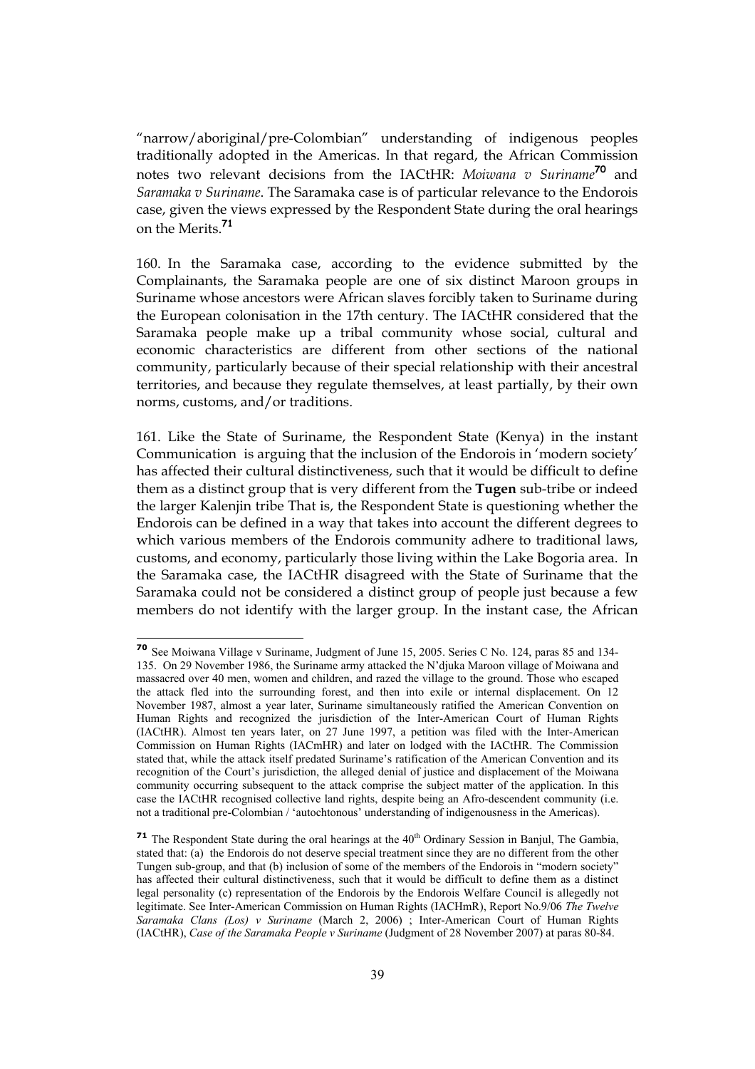"narrow/aboriginal/pre-Colombian" understanding of indigenous peoples traditionally adopted in the Americas. In that regard, the African Commission notes two relevant decisions from the IACtHR: *Moiwana v Suriname*[70] and *Saramaka v Suriname*. The Saramaka case is of particular relevance to the Endorois case, given the views expressed by the Respondent State during the oral hearings on the Merits.[71]

160. In the Saramaka case, according to the evidence submitted by the Complainants, the Saramaka people are one of six distinct Maroon groups in Suriname whose ancestors were African slaves forcibly taken to Suriname during the European colonisation in the 17th century. The IACtHR considered that the Saramaka people make up a tribal community whose social, cultural and economic characteristics are different from other sections of the national community, particularly because of their special relationship with their ancestral territories, and because they regulate themselves, at least partially, by their own norms, customs, and/or traditions.

161. Like the State of Suriname, the Respondent State (Kenya) in the instant Communication is arguing that the inclusion of the Endorois in 'modern society' has affected their cultural distinctiveness, such that it would be difficult to define them as a distinct group that is very different from the **Tugen** sub-tribe or indeed the larger Kalenjin tribe That is, the Respondent State is questioning whether the Endorois can be defined in a way that takes into account the different degrees to which various members of the Endorois community adhere to traditional laws, customs, and economy, particularly those living within the Lake Bogoria area. In the Saramaka case, the IACtHR disagreed with the State of Suriname that the Saramaka could not be considered a distinct group of people just because a few members do not identify with the larger group. In the instant case, the African

---

[70] See Moiwana Village v Suriname, Judgment of June 15, 2005. Series C No. 124, paras 85 and 134-135. On 29 November 1986, the Suriname army attacked the N'djuka Maroon village of Moiwana and massacred over 40 men, women and children, and razed the village to the ground. Those who escaped the attack fled into the surrounding forest, and then into exile or internal displacement. On 12 November 1987, almost a year later, Suriname simultaneously ratified the American Convention on Human Rights and recognized the jurisdiction of the Inter-American Court of Human Rights (IACtHR). Almost ten years later, on 27 June 1997, a petition was filed with the Inter-American Commission on Human Rights (IACmHR) and later on lodged with the IACtHR. The Commission stated that, while the attack itself predated Suriname's ratification of the American Convention and its recognition of the Court's jurisdiction, the alleged denial of justice and displacement of the Moiwana community occurring subsequent to the attack comprise the subject matter of the application. In this case the IACtHR recognised collective land rights, despite being an Afro-descendent community (i.e. not a traditional pre-Colombian / 'autochtonous' understanding of indigenousness in the Americas).

[71] The Respondent State during the oral hearings at the 40th Ordinary Session in Banjul, The Gambia, stated that: (a) the Endorois do not deserve special treatment since they are no different from the other Tungen sub-group, and that (b) inclusion of some of the members of the Endorois in "modern society" has affected their cultural distinctiveness, such that it would be difficult to define them as a distinct legal personality (c) representation of the Endorois by the Endorois Welfare Council is allegedly not legitimate. See Inter-American Commission on Human Rights (IACHmR), Report No.9/06 *The Twelve Saramaka Clans (Los) v Suriname* (March 2, 2006) ; Inter-American Court of Human Rights (IACtHR), *Case of the Saramaka People v Suriname* (Judgment of 28 November 2007) at paras 80-84.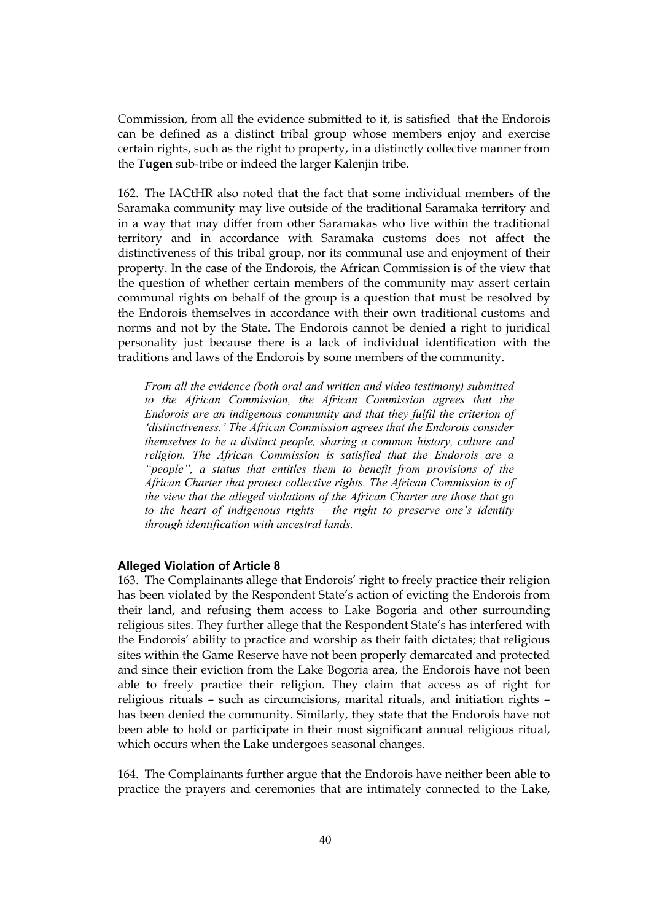Commission, from all the evidence submitted to it, is satisfied that the Endorois can be defined as a distinct tribal group whose members enjoy and exercise certain rights, such as the right to property, in a distinctly collective manner from the **Tugen** sub-tribe or indeed the larger Kalenjin tribe.

162. The IACtHR also noted that the fact that some individual members of the Saramaka community may live outside of the traditional Saramaka territory and in a way that may differ from other Saramakas who live within the traditional territory and in accordance with Saramaka customs does not affect the distinctiveness of this tribal group, nor its communal use and enjoyment of their property. In the case of the Endorois, the African Commission is of the view that the question of whether certain members of the community may assert certain communal rights on behalf of the group is a question that must be resolved by the Endorois themselves in accordance with their own traditional customs and norms and not by the State. The Endorois cannot be denied a right to juridical personality just because there is a lack of individual identification with the traditions and laws of the Endorois by some members of the community.

> *From all the evidence (both oral and written and video testimony) submitted to the African Commission, the African Commission agrees that the Endorois are an indigenous community and that they fulfil the criterion of 'distinctiveness.' The African Commission agrees that the Endorois consider themselves to be a distinct people, sharing a common history, culture and religion. The African Commission is satisfied that the Endorois are a "people", a status that entitles them to benefit from provisions of the African Charter that protect collective rights. The African Commission is of the view that the alleged violations of the African Charter are those that go to the heart of indigenous rights – the right to preserve one's identity through identification with ancestral lands.*

#### Alleged Violation of Article 8

163. The Complainants allege that Endorois' right to freely practice their religion has been violated by the Respondent State's action of evicting the Endorois from their land, and refusing them access to Lake Bogoria and other surrounding religious sites. They further allege that the Respondent State's has interfered with the Endorois' ability to practice and worship as their faith dictates; that religious sites within the Game Reserve have not been properly demarcated and protected and since their eviction from the Lake Bogoria area, the Endorois have not been able to freely practice their religion. They claim that access as of right for religious rituals – such as circumcisions, marital rituals, and initiation rights – has been denied the community. Similarly, they state that the Endorois have not been able to hold or participate in their most significant annual religious ritual, which occurs when the Lake undergoes seasonal changes.

164. The Complainants further argue that the Endorois have neither been able to practice the prayers and ceremonies that are intimately connected to the Lake,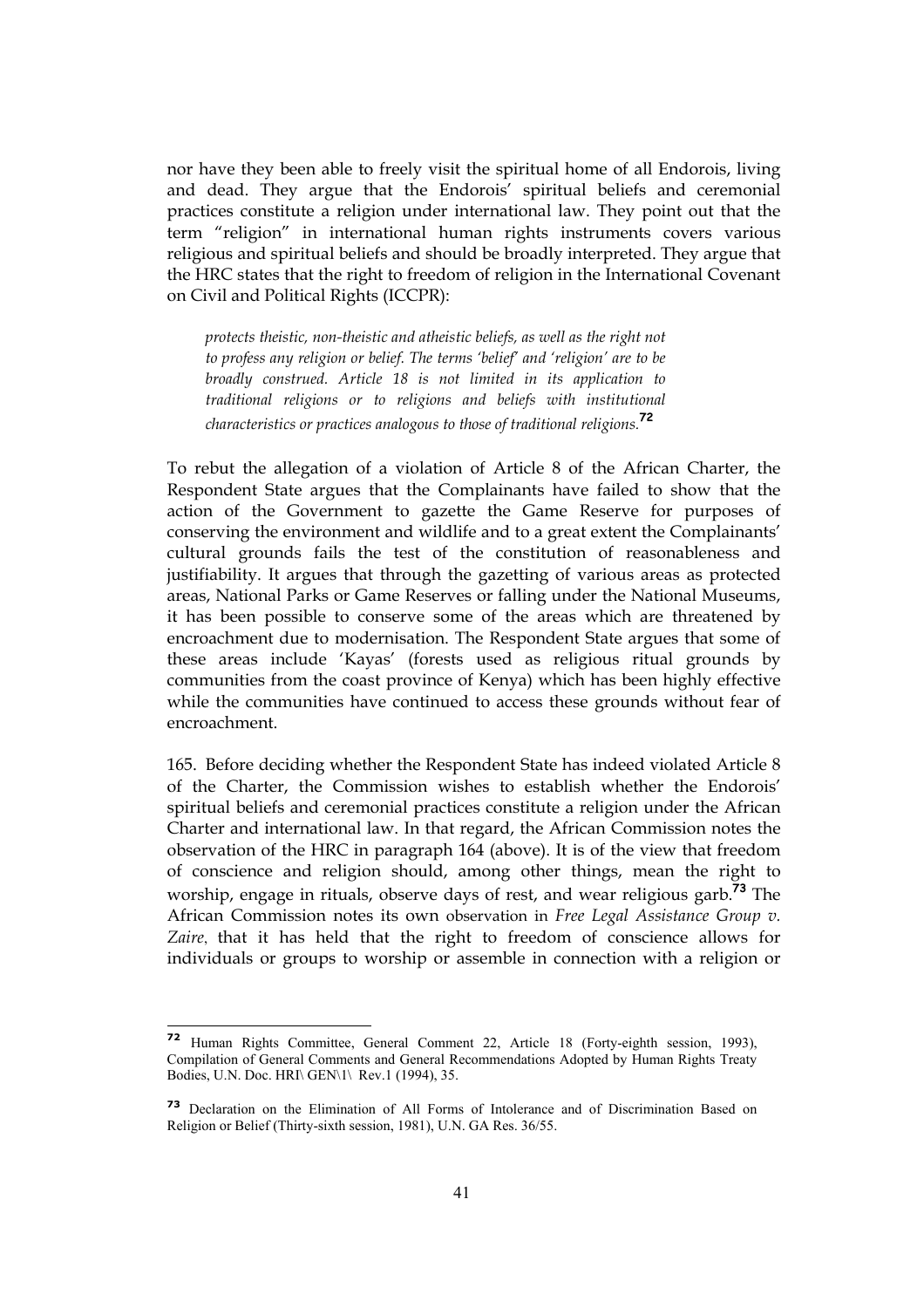nor have they been able to freely visit the spiritual home of all Endorois, living and dead. They argue that the Endorois' spiritual beliefs and ceremonial practices constitute a religion under international law. They point out that the term "religion" in international human rights instruments covers various religious and spiritual beliefs and should be broadly interpreted. They argue that the HRC states that the right to freedom of religion in the International Covenant on Civil and Political Rights (ICCPR):

> *protects theistic, non-theistic and atheistic beliefs, as well as the right not to profess any religion or belief. The terms 'belief' and 'religion' are to be broadly construed. Article 18 is not limited in its application to traditional religions or to religions and beliefs with institutional characteristics or practices analogous to those of traditional religions.*[72]

To rebut the allegation of a violation of Article 8 of the African Charter, the Respondent State argues that the Complainants have failed to show that the action of the Government to gazette the Game Reserve for purposes of conserving the environment and wildlife and to a great extent the Complainants' cultural grounds fails the test of the constitution of reasonableness and justifiability. It argues that through the gazetting of various areas as protected areas, National Parks or Game Reserves or falling under the National Museums, it has been possible to conserve some of the areas which are threatened by encroachment due to modernisation. The Respondent State argues that some of these areas include 'Kayas' (forests used as religious ritual grounds by communities from the coast province of Kenya) which has been highly effective while the communities have continued to access these grounds without fear of encroachment.

165. Before deciding whether the Respondent State has indeed violated Article 8 of the Charter, the Commission wishes to establish whether the Endorois' spiritual beliefs and ceremonial practices constitute a religion under the African Charter and international law. In that regard, the African Commission notes the observation of the HRC in paragraph 164 (above). It is of the view that freedom of conscience and religion should, among other things, mean the right to worship, engage in rituals, observe days of rest, and wear religious garb.[73] The African Commission notes its own observation in *Free Legal Assistance Group v. Zaire*, that it has held that the right to freedom of conscience allows for individuals or groups to worship or assemble in connection with a religion or

---

[72] Human Rights Committee, General Comment 22, Article 18 (Forty-eighth session, 1993), Compilation of General Comments and General Recommendations Adopted by Human Rights Treaty Bodies, U.N. Doc. HRI\ GEN\1\ Rev.1 (1994), 35.

[73] Declaration on the Elimination of All Forms of Intolerance and of Discrimination Based on Religion or Belief (Thirty-sixth session, 1981), U.N. GA Res. 36/55.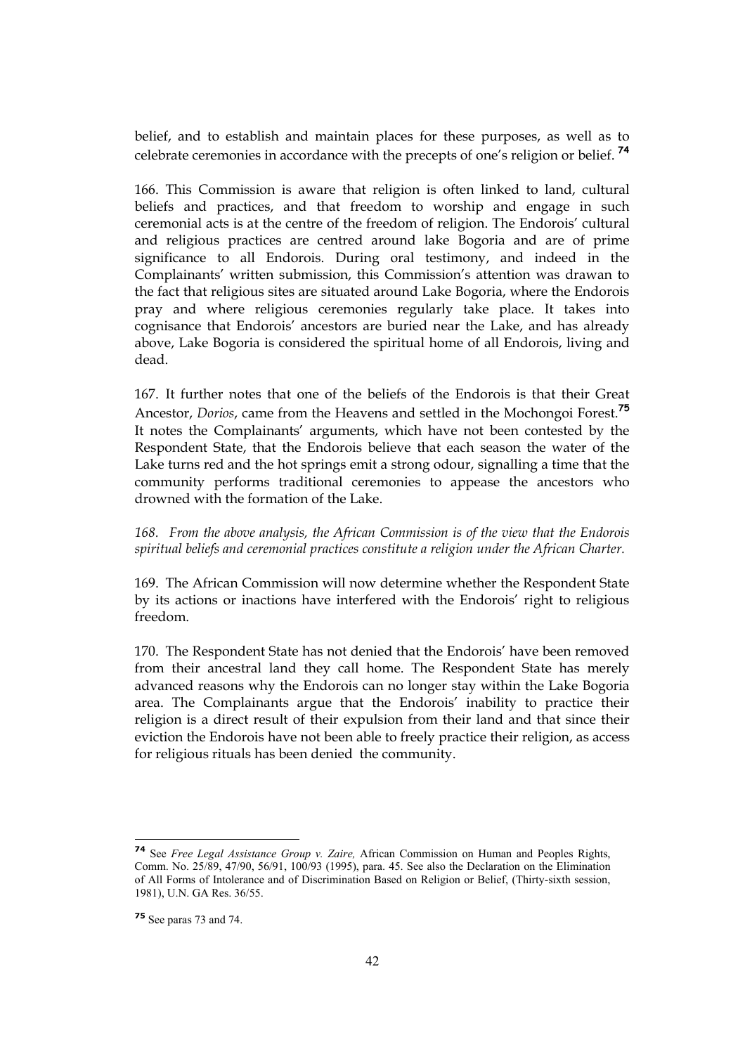belief, and to establish and maintain places for these purposes, as well as to celebrate ceremonies in accordance with the precepts of one's religion or belief. [74]

166. This Commission is aware that religion is often linked to land, cultural beliefs and practices, and that freedom to worship and engage in such ceremonial acts is at the centre of the freedom of religion. The Endorois' cultural and religious practices are centred around lake Bogoria and are of prime significance to all Endorois. During oral testimony, and indeed in the Complainants' written submission, this Commission's attention was drawan to the fact that religious sites are situated around Lake Bogoria, where the Endorois pray and where religious ceremonies regularly take place. It takes into cognisance that Endorois' ancestors are buried near the Lake, and has already above, Lake Bogoria is considered the spiritual home of all Endorois, living and dead.

167. It further notes that one of the beliefs of the Endorois is that their Great Ancestor, *Dorios*, came from the Heavens and settled in the Mochongoi Forest.[75] It notes the Complainants' arguments, which have not been contested by the Respondent State, that the Endorois believe that each season the water of the Lake turns red and the hot springs emit a strong odour, signalling a time that the community performs traditional ceremonies to appease the ancestors who drowned with the formation of the Lake.

*168. From the above analysis, the African Commission is of the view that the Endorois spiritual beliefs and ceremonial practices constitute a religion under the African Charter.*

169. The African Commission will now determine whether the Respondent State by its actions or inactions have interfered with the Endorois' right to religious freedom.

170. The Respondent State has not denied that the Endorois' have been removed from their ancestral land they call home. The Respondent State has merely advanced reasons why the Endorois can no longer stay within the Lake Bogoria area. The Complainants argue that the Endorois' inability to practice their religion is a direct result of their expulsion from their land and that since their eviction the Endorois have not been able to freely practice their religion, as access for religious rituals has been denied the community.

---

[74] See *Free Legal Assistance Group v. Zaire,* African Commission on Human and Peoples Rights, Comm. No. 25/89, 47/90, 56/91, 100/93 (1995), para. 45. See also the Declaration on the Elimination of All Forms of Intolerance and of Discrimination Based on Religion or Belief, (Thirty-sixth session, 1981), U.N. GA Res. 36/55.

[75] See paras 73 and 74.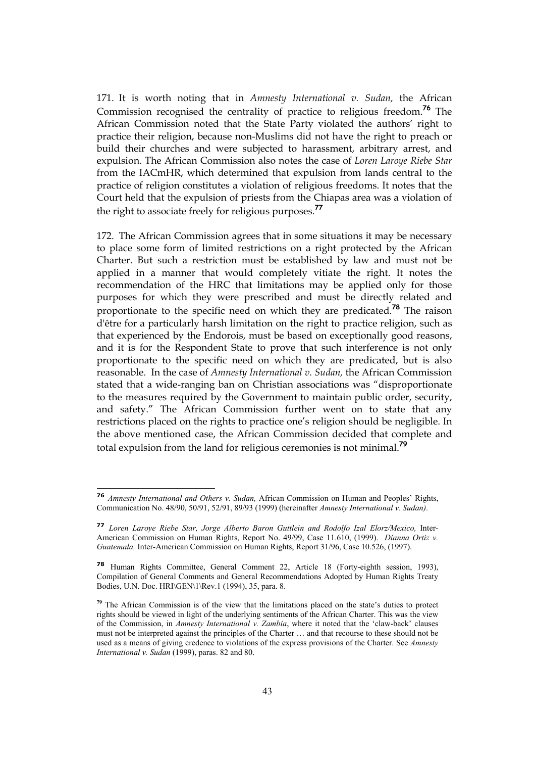171. It is worth noting that in *Amnesty International v. Sudan,* the African Commission recognised the centrality of practice to religious freedom.[76] The African Commission noted that the State Party violated the authors' right to practice their religion, because non-Muslims did not have the right to preach or build their churches and were subjected to harassment, arbitrary arrest, and expulsion. The African Commission also notes the case of *Loren Laroye Riebe Star* from the IACmHR, which determined that expulsion from lands central to the practice of religion constitutes a violation of religious freedoms. It notes that the Court held that the expulsion of priests from the Chiapas area was a violation of the right to associate freely for religious purposes.[77]

172. The African Commission agrees that in some situations it may be necessary to place some form of limited restrictions on a right protected by the African Charter. But such a restriction must be established by law and must not be applied in a manner that would completely vitiate the right. It notes the recommendation of the HRC that limitations may be applied only for those purposes for which they were prescribed and must be directly related and proportionate to the specific need on which they are predicated.[78] The raison d'être for a particularly harsh limitation on the right to practice religion, such as that experienced by the Endorois, must be based on exceptionally good reasons, and it is for the Respondent State to prove that such interference is not only proportionate to the specific need on which they are predicated, but is also reasonable. In the case of *Amnesty International v. Sudan,* the African Commission stated that a wide-ranging ban on Christian associations was "disproportionate to the measures required by the Government to maintain public order, security, and safety." The African Commission further went on to state that any restrictions placed on the rights to practice one's religion should be negligible. In the above mentioned case, the African Commission decided that complete and total expulsion from the land for religious ceremonies is not minimal.[79]

---

[76] *Amnesty International and Others v. Sudan,* African Commission on Human and Peoples' Rights, Communication No. 48/90, 50/91, 52/91, 89/93 (1999) (hereinafter *Amnesty International v. Sudan).*

[77] *Loren Laroye Riebe Star, Jorge Alberto Baron Guttlein and Rodolfo Izal Elorz/Mexico,* Inter-American Commission on Human Rights, Report No. 49/99, Case 11.610, (1999). *Dianna Ortiz v. Guatemala,* Inter-American Commission on Human Rights, Report 31/96, Case 10.526, (1997).

[78] Human Rights Committee, General Comment 22, Article 18 (Forty-eighth session, 1993), Compilation of General Comments and General Recommendations Adopted by Human Rights Treaty Bodies, U.N. Doc. HRI\GEN\1\Rev.1 (1994), 35, para. 8.

[79] The African Commission is of the view that the limitations placed on the state's duties to protect rights should be viewed in light of the underlying sentiments of the African Charter. This was the view of the Commission, in *Amnesty International v. Zambia*, where it noted that the 'claw-back' clauses must not be interpreted against the principles of the Charter … and that recourse to these should not be used as a means of giving credence to violations of the express provisions of the Charter. See *Amnesty International v. Sudan* (1999), paras. 82 and 80.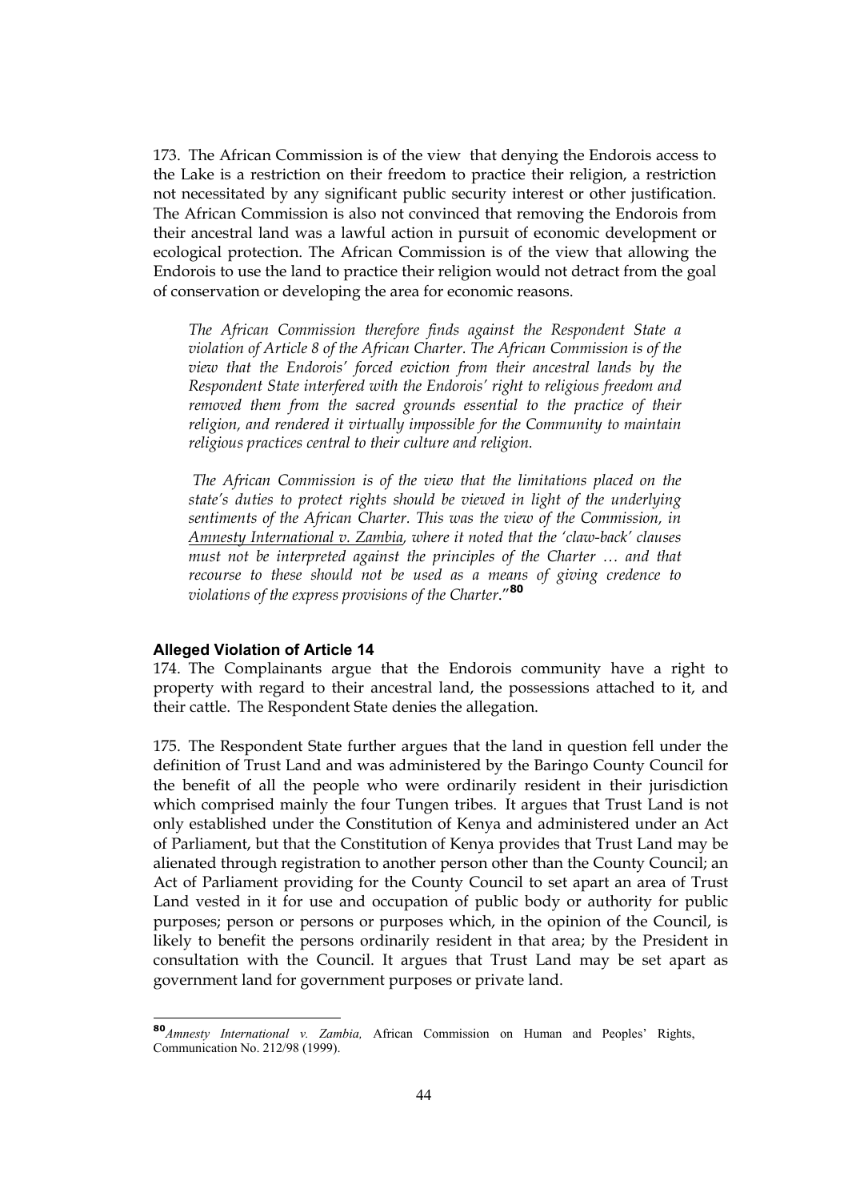173. The African Commission is of the view that denying the Endorois access to the Lake is a restriction on their freedom to practice their religion, a restriction not necessitated by any significant public security interest or other justification. The African Commission is also not convinced that removing the Endorois from their ancestral land was a lawful action in pursuit of economic development or ecological protection. The African Commission is of the view that allowing the Endorois to use the land to practice their religion would not detract from the goal of conservation or developing the area for economic reasons.

> *The African Commission therefore finds against the Respondent State a violation of Article 8 of the African Charter. The African Commission is of the view that the Endorois' forced eviction from their ancestral lands by the Respondent State interfered with the Endorois' right to religious freedom and removed them from the sacred grounds essential to the practice of their religion, and rendered it virtually impossible for the Community to maintain religious practices central to their culture and religion.*
>
> *The African Commission is of the view that the limitations placed on the state's duties to protect rights should be viewed in light of the underlying sentiments of the African Charter. This was the view of the Commission, in Amnesty International v. Zambia, where it noted that the 'claw-back' clauses must not be interpreted against the principles of the Charter … and that recourse to these should not be used as a means of giving credence to violations of the express provisions of the Charter."*[80]

#### Alleged Violation of Article 14

174. The Complainants argue that the Endorois community have a right to property with regard to their ancestral land, the possessions attached to it, and their cattle. The Respondent State denies the allegation.

175. The Respondent State further argues that the land in question fell under the definition of Trust Land and was administered by the Baringo County Council for the benefit of all the people who were ordinarily resident in their jurisdiction which comprised mainly the four Tungen tribes. It argues that Trust Land is not only established under the Constitution of Kenya and administered under an Act of Parliament, but that the Constitution of Kenya provides that Trust Land may be alienated through registration to another person other than the County Council; an Act of Parliament providing for the County Council to set apart an area of Trust Land vested in it for use and occupation of public body or authority for public purposes; person or persons or purposes which, in the opinion of the Council, is likely to benefit the persons ordinarily resident in that area; by the President in consultation with the Council. It argues that Trust Land may be set apart as government land for government purposes or private land.

---

[80] *Amnesty International v. Zambia,* African Commission on Human and Peoples' Rights, Communication No. 212/98 (1999).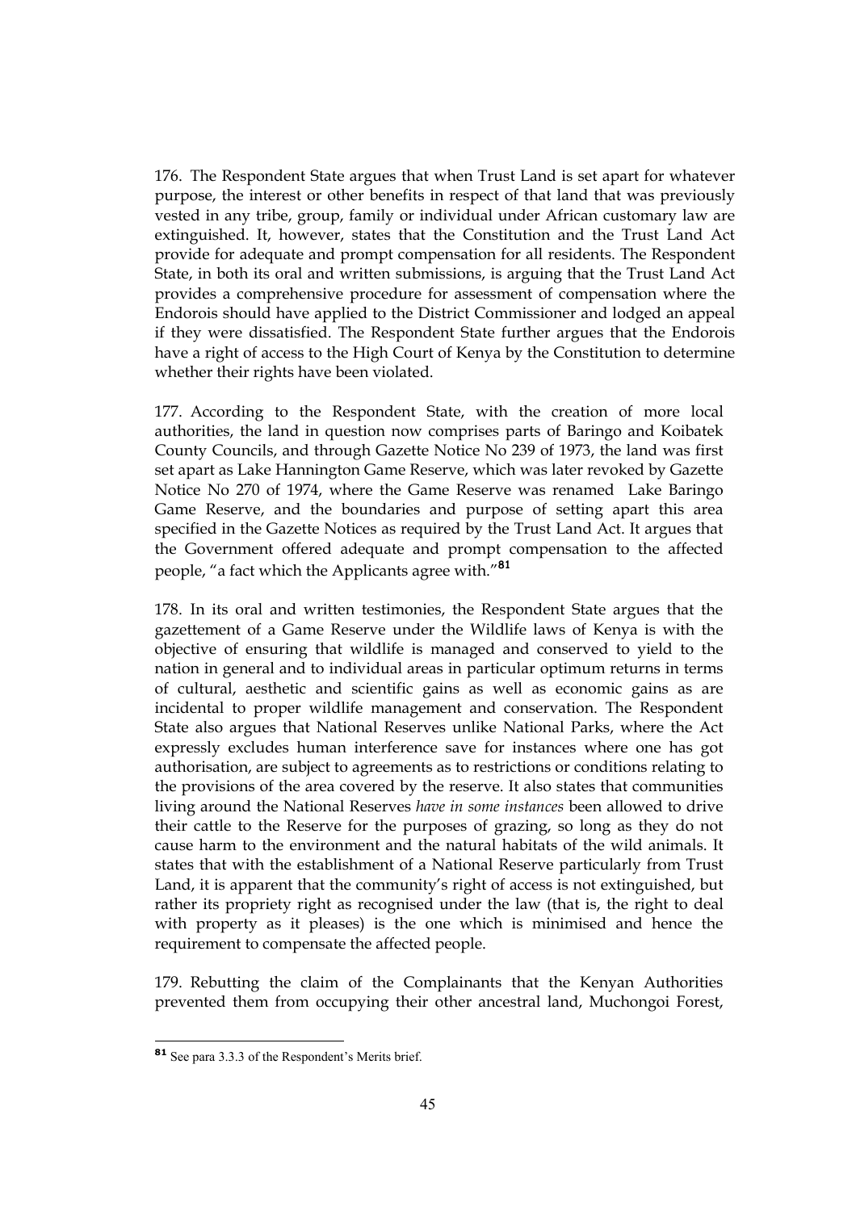176. The Respondent State argues that when Trust Land is set apart for whatever purpose, the interest or other benefits in respect of that land that was previously vested in any tribe, group, family or individual under African customary law are extinguished. It, however, states that the Constitution and the Trust Land Act provide for adequate and prompt compensation for all residents. The Respondent State, in both its oral and written submissions, is arguing that the Trust Land Act provides a comprehensive procedure for assessment of compensation where the Endorois should have applied to the District Commissioner and lodged an appeal if they were dissatisfied. The Respondent State further argues that the Endorois have a right of access to the High Court of Kenya by the Constitution to determine whether their rights have been violated.

177. According to the Respondent State, with the creation of more local authorities, the land in question now comprises parts of Baringo and Koibatek County Councils, and through Gazette Notice No 239 of 1973, the land was first set apart as Lake Hannington Game Reserve, which was later revoked by Gazette Notice No 270 of 1974, where the Game Reserve was renamed Lake Baringo Game Reserve, and the boundaries and purpose of setting apart this area specified in the Gazette Notices as required by the Trust Land Act. It argues that the Government offered adequate and prompt compensation to the affected people, "a fact which the Applicants agree with."[81]

178. In its oral and written testimonies, the Respondent State argues that the gazettement of a Game Reserve under the Wildlife laws of Kenya is with the objective of ensuring that wildlife is managed and conserved to yield to the nation in general and to individual areas in particular optimum returns in terms of cultural, aesthetic and scientific gains as well as economic gains as are incidental to proper wildlife management and conservation. The Respondent State also argues that National Reserves unlike National Parks, where the Act expressly excludes human interference save for instances where one has got authorisation, are subject to agreements as to restrictions or conditions relating to the provisions of the area covered by the reserve. It also states that communities living around the National Reserves *have in some instances* been allowed to drive their cattle to the Reserve for the purposes of grazing, so long as they do not cause harm to the environment and the natural habitats of the wild animals. It states that with the establishment of a National Reserve particularly from Trust Land, it is apparent that the community's right of access is not extinguished, but rather its propriety right as recognised under the law (that is, the right to deal with property as it pleases) is the one which is minimised and hence the requirement to compensate the affected people.

179. Rebutting the claim of the Complainants that the Kenyan Authorities prevented them from occupying their other ancestral land, Muchongoi Forest,

---

[81] See para 3.3.3 of the Respondent's Merits brief.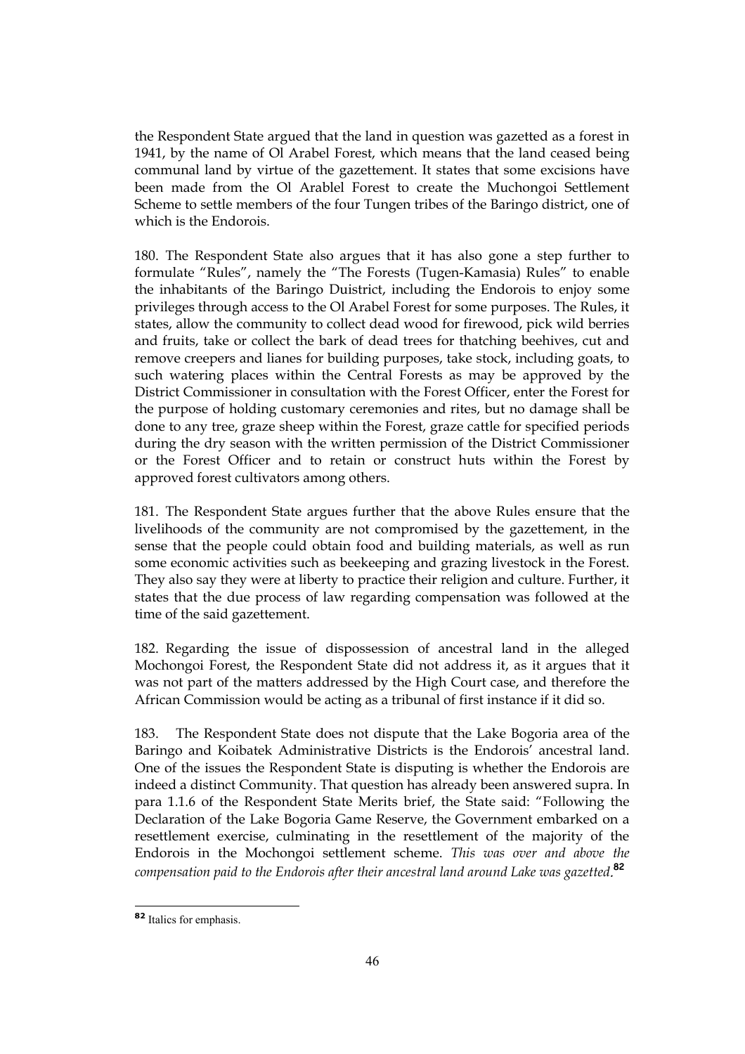the Respondent State argued that the land in question was gazetted as a forest in 1941, by the name of Ol Arabel Forest, which means that the land ceased being communal land by virtue of the gazettement. It states that some excisions have been made from the Ol Arablel Forest to create the Muchongoi Settlement Scheme to settle members of the four Tungen tribes of the Baringo district, one of which is the Endorois.

180. The Respondent State also argues that it has also gone a step further to formulate "Rules", namely the "The Forests (Tugen-Kamasia) Rules" to enable the inhabitants of the Baringo Duistrict, including the Endorois to enjoy some privileges through access to the Ol Arabel Forest for some purposes. The Rules, it states, allow the community to collect dead wood for firewood, pick wild berries and fruits, take or collect the bark of dead trees for thatching beehives, cut and remove creepers and lianes for building purposes, take stock, including goats, to such watering places within the Central Forests as may be approved by the District Commissioner in consultation with the Forest Officer, enter the Forest for the purpose of holding customary ceremonies and rites, but no damage shall be done to any tree, graze sheep within the Forest, graze cattle for specified periods during the dry season with the written permission of the District Commissioner or the Forest Officer and to retain or construct huts within the Forest by approved forest cultivators among others.

181. The Respondent State argues further that the above Rules ensure that the livelihoods of the community are not compromised by the gazettement, in the sense that the people could obtain food and building materials, as well as run some economic activities such as beekeeping and grazing livestock in the Forest. They also say they were at liberty to practice their religion and culture. Further, it states that the due process of law regarding compensation was followed at the time of the said gazettement.

182. Regarding the issue of dispossession of ancestral land in the alleged Mochongoi Forest, the Respondent State did not address it, as it argues that it was not part of the matters addressed by the High Court case, and therefore the African Commission would be acting as a tribunal of first instance if it did so.

183. The Respondent State does not dispute that the Lake Bogoria area of the Baringo and Koibatek Administrative Districts is the Endorois' ancestral land. One of the issues the Respondent State is disputing is whether the Endorois are indeed a distinct Community. That question has already been answered supra. In para 1.1.6 of the Respondent State Merits brief, the State said: "Following the Declaration of the Lake Bogoria Game Reserve, the Government embarked on a resettlement exercise, culminating in the resettlement of the majority of the Endorois in the Mochongoi settlement scheme. *This was over and above the compensation paid to the Endorois after their ancestral land around Lake was gazetted.*[82]

---

[82] Italics for emphasis.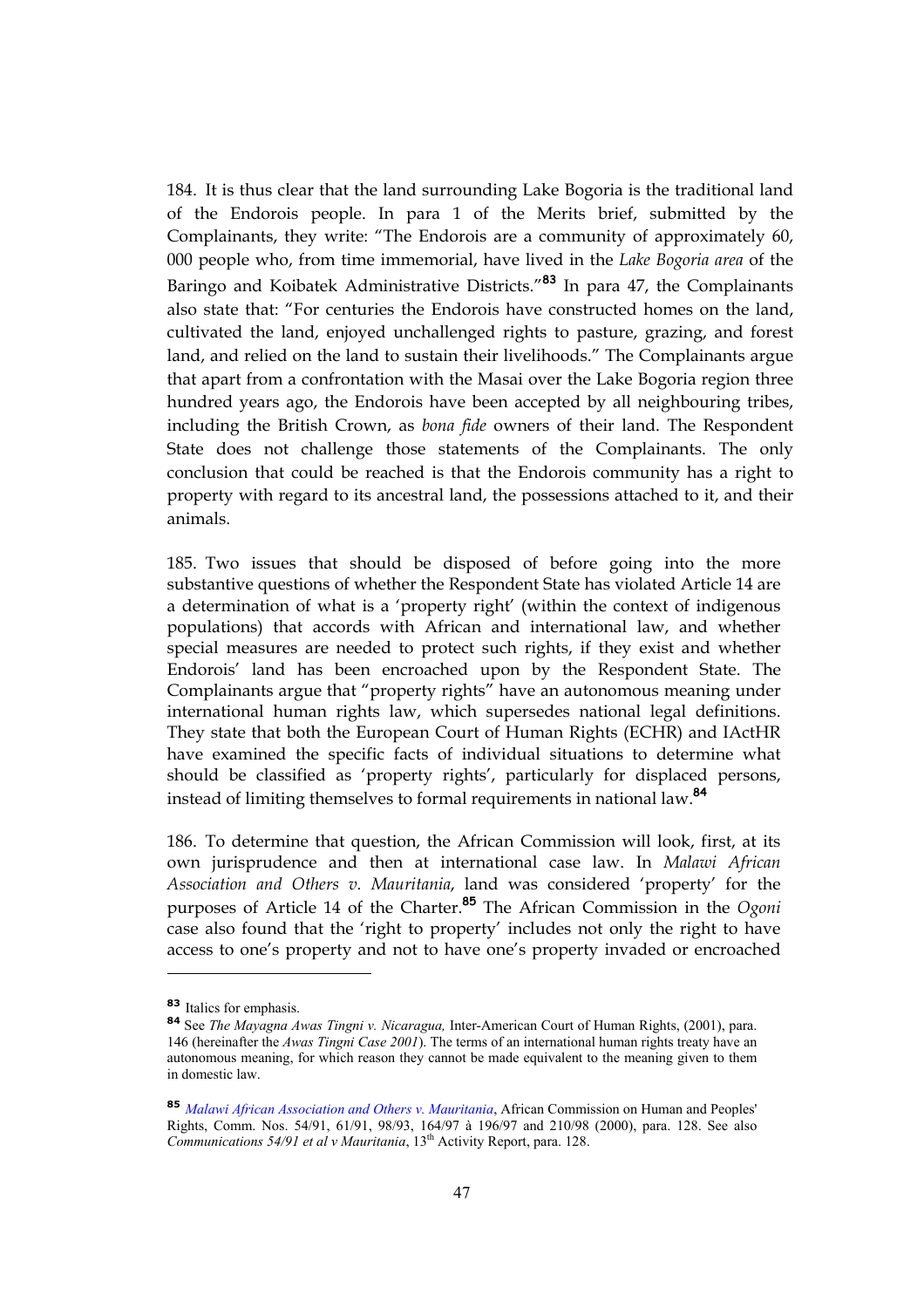184. It is thus clear that the land surrounding Lake Bogoria is the traditional land of the Endorois people. In para 1 of the Merits brief, submitted by the Complainants, they write: "The Endorois are a community of approximately 60, 000 people who, from time immemorial, have lived in the *Lake Bogoria area* of the Baringo and Koibatek Administrative Districts."[83] In para 47, the Complainants also state that: "For centuries the Endorois have constructed homes on the land, cultivated the land, enjoyed unchallenged rights to pasture, grazing, and forest land, and relied on the land to sustain their livelihoods." The Complainants argue that apart from a confrontation with the Masai over the Lake Bogoria region three hundred years ago, the Endorois have been accepted by all neighbouring tribes, including the British Crown, as *bona fide* owners of their land. The Respondent State does not challenge those statements of the Complainants. The only conclusion that could be reached is that the Endorois community has a right to property with regard to its ancestral land, the possessions attached to it, and their animals.

185. Two issues that should be disposed of before going into the more substantive questions of whether the Respondent State has violated Article 14 are a determination of what is a 'property right' (within the context of indigenous populations) that accords with African and international law, and whether special measures are needed to protect such rights, if they exist and whether Endorois' land has been encroached upon by the Respondent State. The Complainants argue that "property rights" have an autonomous meaning under international human rights law, which supersedes national legal definitions. They state that both the European Court of Human Rights (ECHR) and IActHR have examined the specific facts of individual situations to determine what should be classified as 'property rights', particularly for displaced persons, instead of limiting themselves to formal requirements in national law.[84]

186. To determine that question, the African Commission will look, first, at its own jurisprudence and then at international case law. In *Malawi African Association and Others v. Mauritania*, land was considered 'property' for the purposes of Article 14 of the Charter.[85] The African Commission in the *Ogoni* case also found that the 'right to property' includes not only the right to have access to one's property and not to have one's property invaded or encroached

---

[83] Italics for emphasis.

[84] See *The Mayagna Awas Tingni v. Nicaragua,* Inter-American Court of Human Rights, (2001), para. 146 (hereinafter the *Awas Tingni Case 2001*). The terms of an international human rights treaty have an autonomous meaning, for which reason they cannot be made equivalent to the meaning given to them in domestic law.

[85] *Malawi African Association and Others v. Mauritania*, African Commission on Human and Peoples' Rights, Comm. Nos. 54/91, 61/91, 98/93, 164/97 à 196/97 and 210/98 (2000), para. 128. See also *Communications 54/91 et al v Mauritania*, 13th Activity Report, para. 128.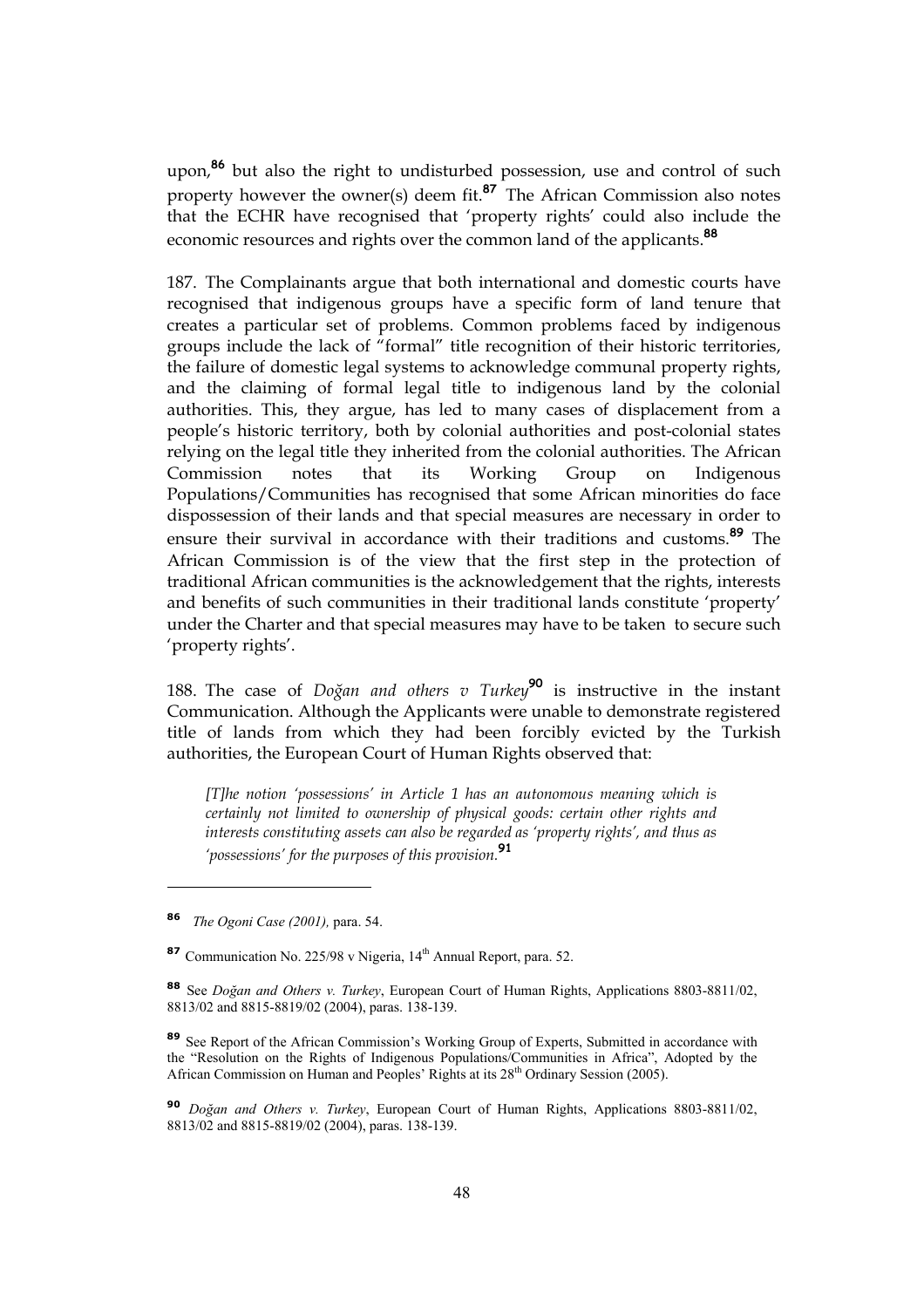upon,[86] but also the right to undisturbed possession, use and control of such property however the owner(s) deem fit.[87] The African Commission also notes that the ECHR have recognised that 'property rights' could also include the economic resources and rights over the common land of the applicants.[88]

187. The Complainants argue that both international and domestic courts have recognised that indigenous groups have a specific form of land tenure that creates a particular set of problems. Common problems faced by indigenous groups include the lack of "formal" title recognition of their historic territories, the failure of domestic legal systems to acknowledge communal property rights, and the claiming of formal legal title to indigenous land by the colonial authorities. This, they argue, has led to many cases of displacement from a people's historic territory, both by colonial authorities and post-colonial states relying on the legal title they inherited from the colonial authorities. The African Commission notes that its Working Group on Indigenous Populations/Communities has recognised that some African minorities do face dispossession of their lands and that special measures are necessary in order to ensure their survival in accordance with their traditions and customs.[89] The African Commission is of the view that the first step in the protection of traditional African communities is the acknowledgement that the rights, interests and benefits of such communities in their traditional lands constitute 'property' under the Charter and that special measures may have to be taken to secure such 'property rights'.

188. The case of *Doğan and others v Turkey*[90] is instructive in the instant Communication. Although the Applicants were unable to demonstrate registered title of lands from which they had been forcibly evicted by the Turkish authorities, the European Court of Human Rights observed that:

> *[T]he notion 'possessions' in Article 1 has an autonomous meaning which is certainly not limited to ownership of physical goods: certain other rights and interests constituting assets can also be regarded as 'property rights', and thus as 'possessions' for the purposes of this provision.*[91]

---

[86] *The Ogoni Case (2001),* para. 54.

[87] Communication No. 225/98 v Nigeria, 14th Annual Report, para. 52.

[88] See *Doğan and Others v. Turkey*, European Court of Human Rights, Applications 8803-8811/02, 8813/02 and 8815-8819/02 (2004), paras. 138-139.

[89] See Report of the African Commission's Working Group of Experts, Submitted in accordance with the "Resolution on the Rights of Indigenous Populations/Communities in Africa", Adopted by the African Commission on Human and Peoples' Rights at its 28th Ordinary Session (2005).

[90] *Doğan and Others v. Turkey*, European Court of Human Rights, Applications 8803-8811/02, 8813/02 and 8815-8819/02 (2004), paras. 138-139.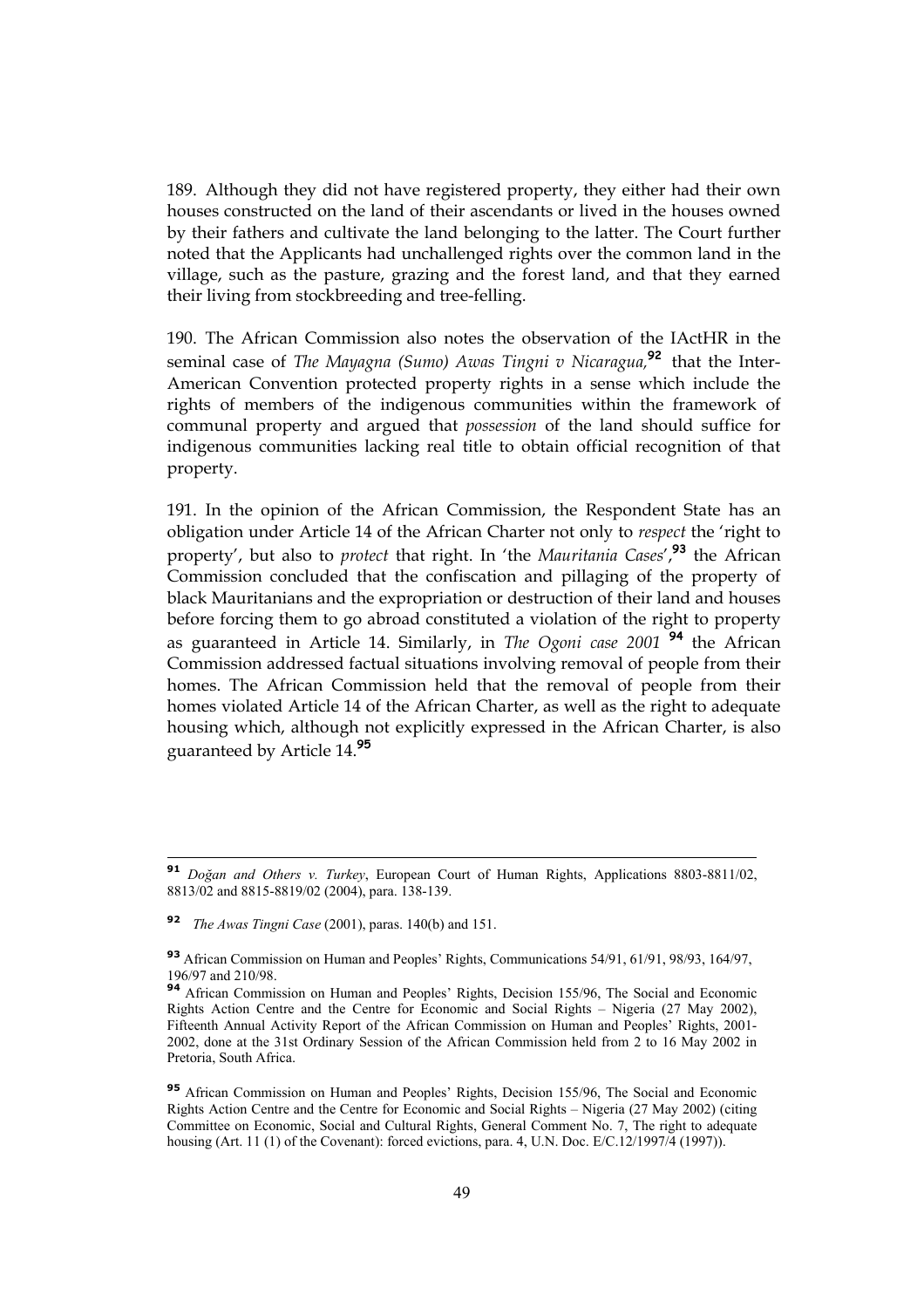189. Although they did not have registered property, they either had their own houses constructed on the land of their ascendants or lived in the houses owned by their fathers and cultivate the land belonging to the latter. The Court further noted that the Applicants had unchallenged rights over the common land in the village, such as the pasture, grazing and the forest land, and that they earned their living from stockbreeding and tree-felling.

190. The African Commission also notes the observation of the IActHR in the seminal case of *The Mayagna (Sumo) Awas Tingni v Nicaragua,*[92] that the Inter-American Convention protected property rights in a sense which include the rights of members of the indigenous communities within the framework of communal property and argued that *possession* of the land should suffice for indigenous communities lacking real title to obtain official recognition of that property.

191. In the opinion of the African Commission, the Respondent State has an obligation under Article 14 of the African Charter not only to *respect* the 'right to property', but also to *protect* that right. In 'the *Mauritania Cases*',[93] the African Commission concluded that the confiscation and pillaging of the property of black Mauritanians and the expropriation or destruction of their land and houses before forcing them to go abroad constituted a violation of the right to property as guaranteed in Article 14. Similarly, in *The Ogoni case 2001* [94] the African Commission addressed factual situations involving removal of people from their homes. The African Commission held that the removal of people from their homes violated Article 14 of the African Charter, as well as the right to adequate housing which, although not explicitly expressed in the African Charter, is also guaranteed by Article 14.[95]

---

[91] *Doğan and Others v. Turkey*, European Court of Human Rights, Applications 8803-8811/02, 8813/02 and 8815-8819/02 (2004), para. 138-139.

[92] *The Awas Tingni Case* (2001), paras. 140(b) and 151.

[93] African Commission on Human and Peoples' Rights, Communications 54/91, 61/91, 98/93, 164/97, 196/97 and 210/98.

[94] African Commission on Human and Peoples' Rights, Decision 155/96, The Social and Economic Rights Action Centre and the Centre for Economic and Social Rights – Nigeria (27 May 2002), Fifteenth Annual Activity Report of the African Commission on Human and Peoples' Rights, 2001-2002, done at the 31st Ordinary Session of the African Commission held from 2 to 16 May 2002 in Pretoria, South Africa.

[95] African Commission on Human and Peoples' Rights, Decision 155/96, The Social and Economic Rights Action Centre and the Centre for Economic and Social Rights – Nigeria (27 May 2002) (citing Committee on Economic, Social and Cultural Rights, General Comment No. 7, The right to adequate housing (Art. 11 (1) of the Covenant): forced evictions, para. 4, U.N. Doc. E/C.12/1997/4 (1997)).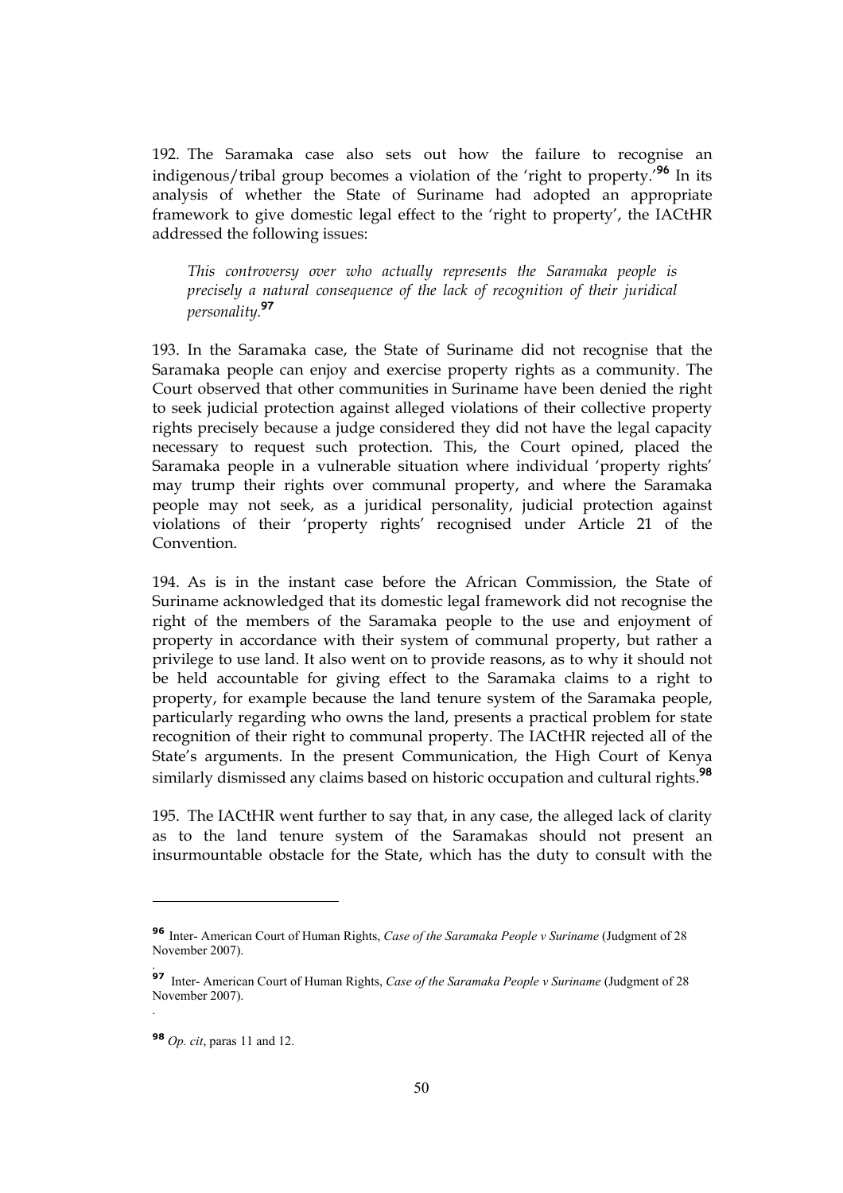192. The Saramaka case also sets out how the failure to recognise an indigenous/tribal group becomes a violation of the 'right to property.'[96] In its analysis of whether the State of Suriname had adopted an appropriate framework to give domestic legal effect to the 'right to property', the IACtHR addressed the following issues:

> *This controversy over who actually represents the Saramaka people is precisely a natural consequence of the lack of recognition of their juridical personality.*[97]

193. In the Saramaka case, the State of Suriname did not recognise that the Saramaka people can enjoy and exercise property rights as a community. The Court observed that other communities in Suriname have been denied the right to seek judicial protection against alleged violations of their collective property rights precisely because a judge considered they did not have the legal capacity necessary to request such protection. This, the Court opined, placed the Saramaka people in a vulnerable situation where individual 'property rights' may trump their rights over communal property, and where the Saramaka people may not seek, as a juridical personality, judicial protection against violations of their 'property rights' recognised under Article 21 of the Convention.

194. As is in the instant case before the African Commission, the State of Suriname acknowledged that its domestic legal framework did not recognise the right of the members of the Saramaka people to the use and enjoyment of property in accordance with their system of communal property, but rather a privilege to use land. It also went on to provide reasons, as to why it should not be held accountable for giving effect to the Saramaka claims to a right to property, for example because the land tenure system of the Saramaka people, particularly regarding who owns the land, presents a practical problem for state recognition of their right to communal property. The IACtHR rejected all of the State's arguments. In the present Communication, the High Court of Kenya similarly dismissed any claims based on historic occupation and cultural rights.[98]

195. The IACtHR went further to say that, in any case, the alleged lack of clarity as to the land tenure system of the Saramakas should not present an insurmountable obstacle for the State, which has the duty to consult with the

---

[96] Inter- American Court of Human Rights, *Case of the Saramaka People v Suriname* (Judgment of 28 November 2007).

[97] Inter- American Court of Human Rights, *Case of the Saramaka People v Suriname* (Judgment of 28 November 2007).

[98] *Op. cit*, paras 11 and 12.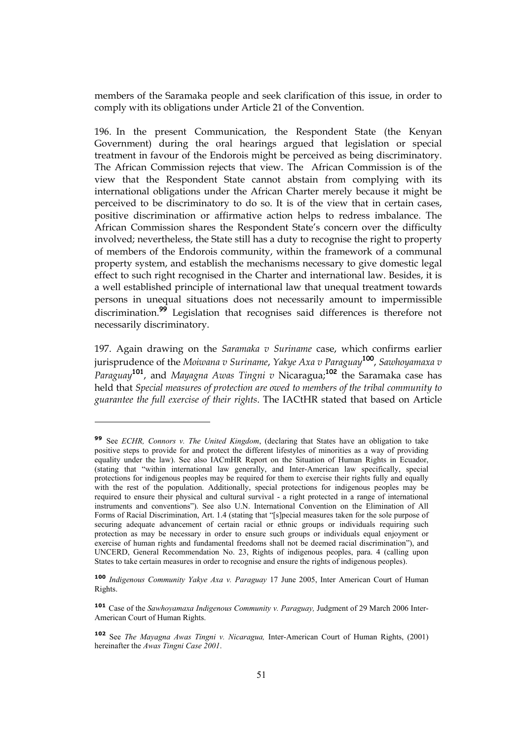members of the Saramaka people and seek clarification of this issue, in order to comply with its obligations under Article 21 of the Convention.

196. In the present Communication, the Respondent State (the Kenyan Government) during the oral hearings argued that legislation or special treatment in favour of the Endorois might be perceived as being discriminatory. The African Commission rejects that view. The African Commission is of the view that the Respondent State cannot abstain from complying with its international obligations under the African Charter merely because it might be perceived to be discriminatory to do so. It is of the view that in certain cases, positive discrimination or affirmative action helps to redress imbalance. The African Commission shares the Respondent State's concern over the difficulty involved; nevertheless, the State still has a duty to recognise the right to property of members of the Endorois community, within the framework of a communal property system, and establish the mechanisms necessary to give domestic legal effect to such right recognised in the Charter and international law. Besides, it is a well established principle of international law that unequal treatment towards persons in unequal situations does not necessarily amount to impermissible discrimination.[99] Legislation that recognises said differences is therefore not necessarily discriminatory.

197. Again drawing on the *Saramaka v Suriname* case, which confirms earlier jurisprudence of the *Moiwana v Suriname*, *Yakye Axa v Paraguay*[100], *Sawhoyamaxa v Paraguay*[101], and *Mayagna Awas Tingni v* Nicaragua;[102] the Saramaka case has held that *Special measures of protection are owed to members of the tribal community to guarantee the full exercise of their rights*. The IACtHR stated that based on Article

---

[99] See *ECHR, Connors v. The United Kingdom*, (declaring that States have an obligation to take positive steps to provide for and protect the different lifestyles of minorities as a way of providing equality under the law). See also IACmHR Report on the Situation of Human Rights in Ecuador, (stating that "within international law generally, and Inter-American law specifically, special protections for indigenous peoples may be required for them to exercise their rights fully and equally with the rest of the population. Additionally, special protections for indigenous peoples may be required to ensure their physical and cultural survival - a right protected in a range of international instruments and conventions"). See also U.N. International Convention on the Elimination of All Forms of Racial Discrimination, Art. 1.4 (stating that "[s]pecial measures taken for the sole purpose of securing adequate advancement of certain racial or ethnic groups or individuals requiring such protection as may be necessary in order to ensure such groups or individuals equal enjoyment or exercise of human rights and fundamental freedoms shall not be deemed racial discrimination"), and UNCERD, General Recommendation No. 23, Rights of indigenous peoples, para. 4 (calling upon States to take certain measures in order to recognise and ensure the rights of indigenous peoples).

[100] *Indigenous Community Yakye Axa v. Paraguay* 17 June 2005, Inter American Court of Human Rights.

[101] Case of the *Sawhoyamaxa Indigenous Community v. Paraguay,* Judgment of 29 March 2006 Inter-American Court of Human Rights.

[102] See *The Mayagna Awas Tingni v. Nicaragua,* Inter-American Court of Human Rights, (2001) hereinafter the *Awas Tingni Case 2001*.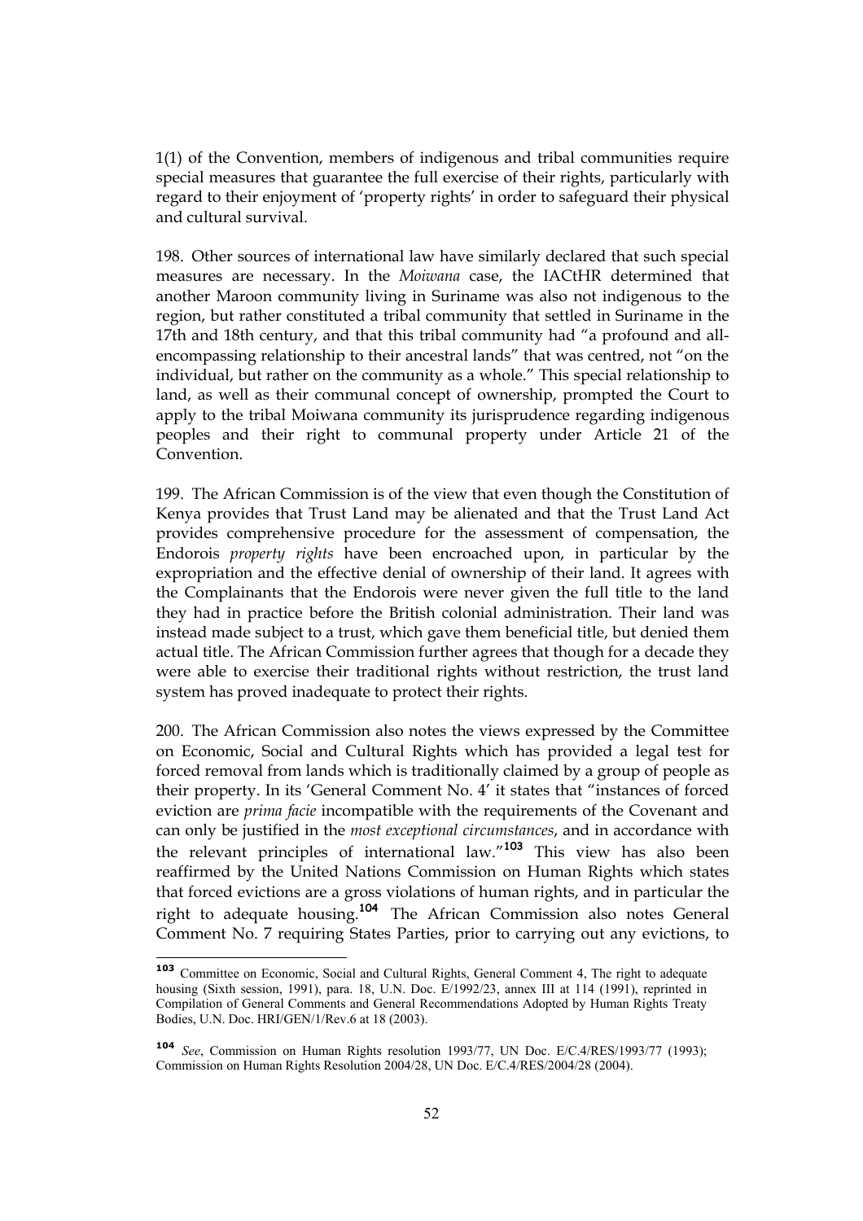1(1) of the Convention, members of indigenous and tribal communities require special measures that guarantee the full exercise of their rights, particularly with regard to their enjoyment of 'property rights' in order to safeguard their physical and cultural survival.

198. Other sources of international law have similarly declared that such special measures are necessary. In the *Moiwana* case, the IACtHR determined that another Maroon community living in Suriname was also not indigenous to the region, but rather constituted a tribal community that settled in Suriname in the 17th and 18th century, and that this tribal community had "a profound and all-encompassing relationship to their ancestral lands" that was centred, not "on the individual, but rather on the community as a whole." This special relationship to land, as well as their communal concept of ownership, prompted the Court to apply to the tribal Moiwana community its jurisprudence regarding indigenous peoples and their right to communal property under Article 21 of the Convention.

199. The African Commission is of the view that even though the Constitution of Kenya provides that Trust Land may be alienated and that the Trust Land Act provides comprehensive procedure for the assessment of compensation, the Endorois *property rights* have been encroached upon, in particular by the expropriation and the effective denial of ownership of their land. It agrees with the Complainants that the Endorois were never given the full title to the land they had in practice before the British colonial administration. Their land was instead made subject to a trust, which gave them beneficial title, but denied them actual title. The African Commission further agrees that though for a decade they were able to exercise their traditional rights without restriction, the trust land system has proved inadequate to protect their rights.

200. The African Commission also notes the views expressed by the Committee on Economic, Social and Cultural Rights which has provided a legal test for forced removal from lands which is traditionally claimed by a group of people as their property. In its 'General Comment No. 4' it states that "instances of forced eviction are *prima facie* incompatible with the requirements of the Covenant and can only be justified in the *most exceptional circumstances*, and in accordance with the relevant principles of international law."[103] This view has also been reaffirmed by the United Nations Commission on Human Rights which states that forced evictions are a gross violations of human rights, and in particular the right to adequate housing.[104] The African Commission also notes General Comment No. 7 requiring States Parties, prior to carrying out any evictions, to

---

[103] Committee on Economic, Social and Cultural Rights, General Comment 4, The right to adequate housing (Sixth session, 1991), para. 18, U.N. Doc. E/1992/23, annex III at 114 (1991), reprinted in Compilation of General Comments and General Recommendations Adopted by Human Rights Treaty Bodies, U.N. Doc. HRI/GEN/1/Rev.6 at 18 (2003).

[104] *See*, Commission on Human Rights resolution 1993/77, UN Doc. E/C.4/RES/1993/77 (1993); Commission on Human Rights Resolution 2004/28, UN Doc. E/C.4/RES/2004/28 (2004).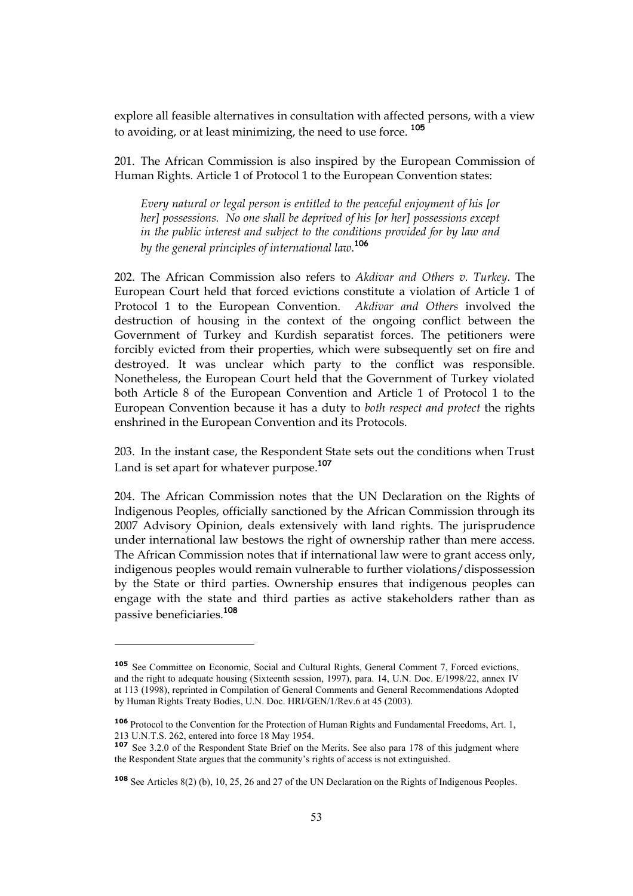explore all feasible alternatives in consultation with affected persons, with a view to avoiding, or at least minimizing, the need to use force. [105]

201. The African Commission is also inspired by the European Commission of Human Rights. Article 1 of Protocol 1 to the European Convention states:

> *Every natural or legal person is entitled to the peaceful enjoyment of his [or her] possessions. No one shall be deprived of his [or her] possessions except in the public interest and subject to the conditions provided for by law and by the general principles of international law*.[106]

202. The African Commission also refers to *Akdivar and Others v. Turkey*. The European Court held that forced evictions constitute a violation of Article 1 of Protocol 1 to the European Convention. *Akdivar and Others* involved the destruction of housing in the context of the ongoing conflict between the Government of Turkey and Kurdish separatist forces. The petitioners were forcibly evicted from their properties, which were subsequently set on fire and destroyed. It was unclear which party to the conflict was responsible. Nonetheless, the European Court held that the Government of Turkey violated both Article 8 of the European Convention and Article 1 of Protocol 1 to the European Convention because it has a duty to *both respect and protect* the rights enshrined in the European Convention and its Protocols.

203. In the instant case, the Respondent State sets out the conditions when Trust Land is set apart for whatever purpose.[107]

204. The African Commission notes that the UN Declaration on the Rights of Indigenous Peoples, officially sanctioned by the African Commission through its 2007 Advisory Opinion, deals extensively with land rights. The jurisprudence under international law bestows the right of ownership rather than mere access. The African Commission notes that if international law were to grant access only, indigenous peoples would remain vulnerable to further violations/dispossession by the State or third parties. Ownership ensures that indigenous peoples can engage with the state and third parties as active stakeholders rather than as passive beneficiaries.[108]

---

[105] See Committee on Economic, Social and Cultural Rights, General Comment 7, Forced evictions, and the right to adequate housing (Sixteenth session, 1997), para. 14, U.N. Doc. E/1998/22, annex IV at 113 (1998), reprinted in Compilation of General Comments and General Recommendations Adopted by Human Rights Treaty Bodies, U.N. Doc. HRI/GEN/1/Rev.6 at 45 (2003).

[106] Protocol to the Convention for the Protection of Human Rights and Fundamental Freedoms, Art. 1, 213 U.N.T.S. 262, entered into force 18 May 1954.

[107] See 3.2.0 of the Respondent State Brief on the Merits. See also para 178 of this judgment where the Respondent State argues that the community's rights of access is not extinguished.

[108] See Articles 8(2) (b), 10, 25, 26 and 27 of the UN Declaration on the Rights of Indigenous Peoples.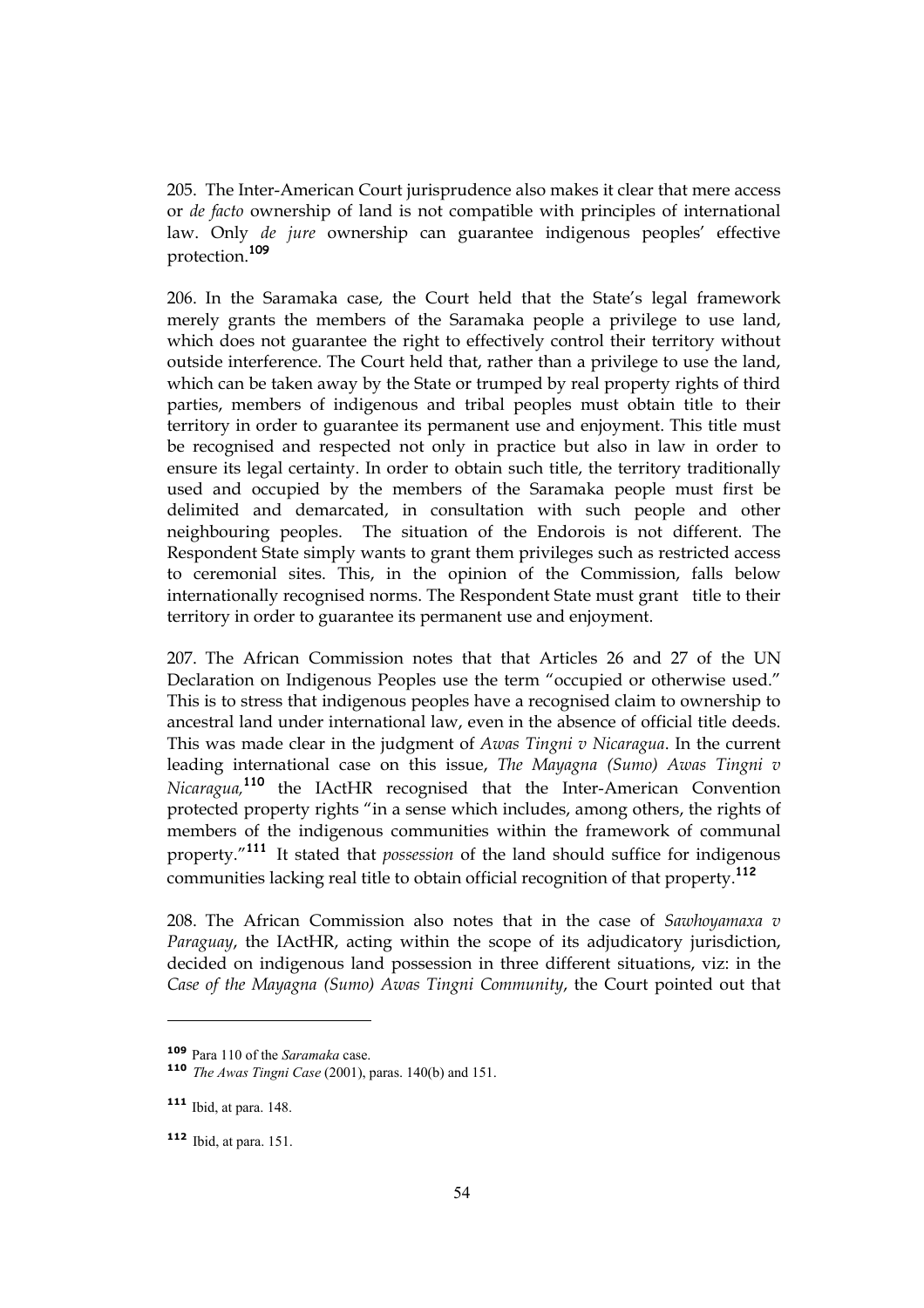205. The Inter-American Court jurisprudence also makes it clear that mere access or *de facto* ownership of land is not compatible with principles of international law. Only *de jure* ownership can guarantee indigenous peoples' effective protection.[109]

206. In the Saramaka case, the Court held that the State's legal framework merely grants the members of the Saramaka people a privilege to use land, which does not guarantee the right to effectively control their territory without outside interference. The Court held that, rather than a privilege to use the land, which can be taken away by the State or trumped by real property rights of third parties, members of indigenous and tribal peoples must obtain title to their territory in order to guarantee its permanent use and enjoyment. This title must be recognised and respected not only in practice but also in law in order to ensure its legal certainty. In order to obtain such title, the territory traditionally used and occupied by the members of the Saramaka people must first be delimited and demarcated, in consultation with such people and other neighbouring peoples. The situation of the Endorois is not different. The Respondent State simply wants to grant them privileges such as restricted access to ceremonial sites. This, in the opinion of the Commission, falls below internationally recognised norms. The Respondent State must grant title to their territory in order to guarantee its permanent use and enjoyment.

207. The African Commission notes that that Articles 26 and 27 of the UN Declaration on Indigenous Peoples use the term "occupied or otherwise used." This is to stress that indigenous peoples have a recognised claim to ownership to ancestral land under international law, even in the absence of official title deeds. This was made clear in the judgment of *Awas Tingni v Nicaragua*. In the current leading international case on this issue, *The Mayagna (Sumo) Awas Tingni v Nicaragua,*[110] the IActHR recognised that the Inter-American Convention protected property rights "in a sense which includes, among others, the rights of members of the indigenous communities within the framework of communal property."[111] It stated that *possession* of the land should suffice for indigenous communities lacking real title to obtain official recognition of that property.[112]

208. The African Commission also notes that in the case of *Sawhoyamaxa v Paraguay*, the IActHR, acting within the scope of its adjudicatory jurisdiction, decided on indigenous land possession in three different situations, viz: in the *Case of the Mayagna (Sumo) Awas Tingni Community*, the Court pointed out that

---

[109] Para 110 of the *Saramaka* case.

[110] *The Awas Tingni Case* (2001), paras. 140(b) and 151.

[111] Ibid, at para. 148.

[112] Ibid, at para. 151.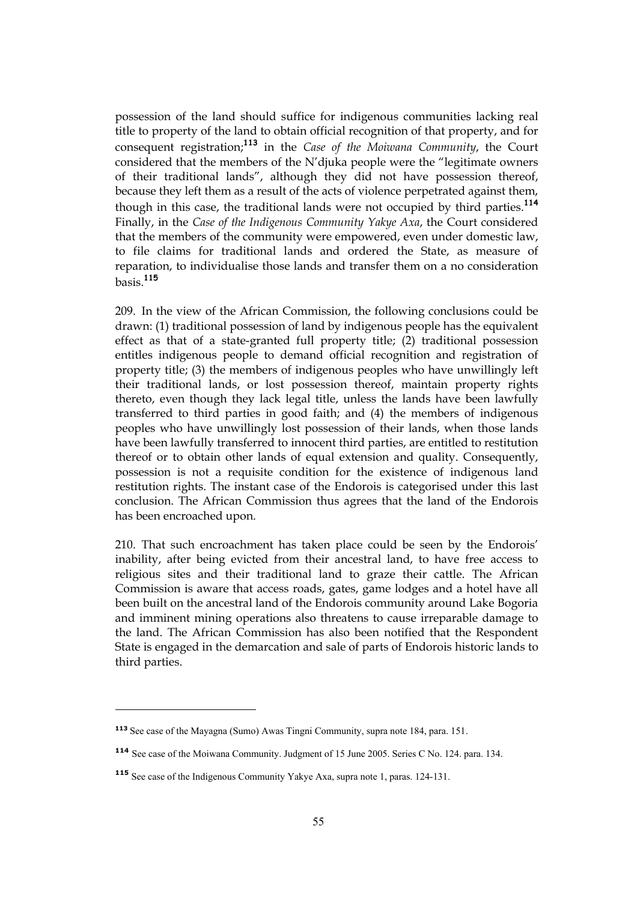possession of the land should suffice for indigenous communities lacking real title to property of the land to obtain official recognition of that property, and for consequent registration;[113] in the *Case of the Moiwana Community*, the Court considered that the members of the N'djuka people were the "legitimate owners of their traditional lands", although they did not have possession thereof, because they left them as a result of the acts of violence perpetrated against them, though in this case, the traditional lands were not occupied by third parties.[114] Finally, in the *Case of the Indigenous Community Yakye Axa*, the Court considered that the members of the community were empowered, even under domestic law, to file claims for traditional lands and ordered the State, as measure of reparation, to individualise those lands and transfer them on a no consideration basis.[115]

209. In the view of the African Commission, the following conclusions could be drawn: (1) traditional possession of land by indigenous people has the equivalent effect as that of a state-granted full property title; (2) traditional possession entitles indigenous people to demand official recognition and registration of property title; (3) the members of indigenous peoples who have unwillingly left their traditional lands, or lost possession thereof, maintain property rights thereto, even though they lack legal title, unless the lands have been lawfully transferred to third parties in good faith; and (4) the members of indigenous peoples who have unwillingly lost possession of their lands, when those lands have been lawfully transferred to innocent third parties, are entitled to restitution thereof or to obtain other lands of equal extension and quality. Consequently, possession is not a requisite condition for the existence of indigenous land restitution rights. The instant case of the Endorois is categorised under this last conclusion. The African Commission thus agrees that the land of the Endorois has been encroached upon.

210. That such encroachment has taken place could be seen by the Endorois' inability, after being evicted from their ancestral land, to have free access to religious sites and their traditional land to graze their cattle. The African Commission is aware that access roads, gates, game lodges and a hotel have all been built on the ancestral land of the Endorois community around Lake Bogoria and imminent mining operations also threatens to cause irreparable damage to the land. The African Commission has also been notified that the Respondent State is engaged in the demarcation and sale of parts of Endorois historic lands to third parties.

---

[113] See case of the Mayagna (Sumo) Awas Tingni Community, supra note 184, para. 151.

[114] See case of the Moiwana Community. Judgment of 15 June 2005. Series C No. 124. para. 134.

[115] See case of the Indigenous Community Yakye Axa, supra note 1, paras. 124-131.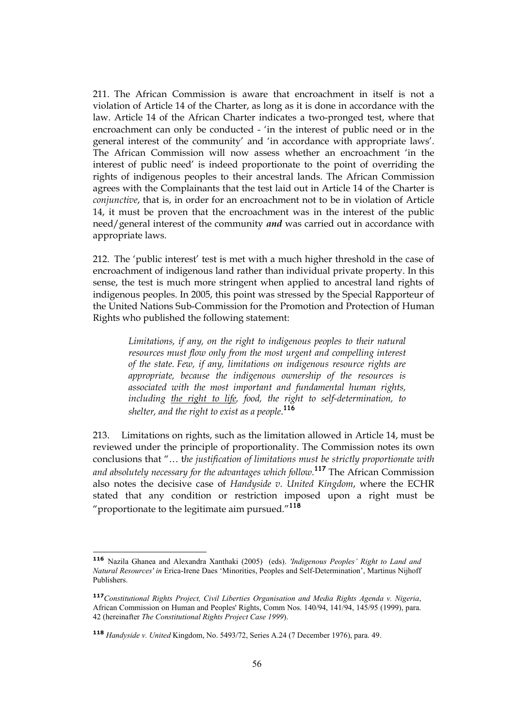211. The African Commission is aware that encroachment in itself is not a violation of Article 14 of the Charter, as long as it is done in accordance with the law. Article 14 of the African Charter indicates a two-pronged test, where that encroachment can only be conducted - 'in the interest of public need or in the general interest of the community' and 'in accordance with appropriate laws'. The African Commission will now assess whether an encroachment 'in the interest of public need' is indeed proportionate to the point of overriding the rights of indigenous peoples to their ancestral lands. The African Commission agrees with the Complainants that the test laid out in Article 14 of the Charter is *conjunctive*, that is, in order for an encroachment not to be in violation of Article 14, it must be proven that the encroachment was in the interest of the public need/general interest of the community ***and*** was carried out in accordance with appropriate laws.

212. The 'public interest' test is met with a much higher threshold in the case of encroachment of indigenous land rather than individual private property. In this sense, the test is much more stringent when applied to ancestral land rights of indigenous peoples. In 2005, this point was stressed by the Special Rapporteur of the United Nations Sub-Commission for the Promotion and Protection of Human Rights who published the following statement:

> *Limitations, if any, on the right to indigenous peoples to their natural resources must flow only from the most urgent and compelling interest of the state. Few, if any, limitations on indigenous resource rights are appropriate, because the indigenous ownership of the resources is associated with the most important and fundamental human rights, including <u>the right to life</u>, food, the right to self-determination, to shelter, and the right to exist as a people.*[116]

213. Limitations on rights, such as the limitation allowed in Article 14, must be reviewed under the principle of proportionality. The Commission notes its own conclusions that "… t*he justification of limitations must be strictly proportionate with and absolutely necessary for the advantages which follow*.[117] The African Commission also notes the decisive case of *Handyside v. United Kingdom*, where the ECHR stated that any condition or restriction imposed upon a right must be "proportionate to the legitimate aim pursued."[118]

---

[116] Nazila Ghanea and Alexandra Xanthaki (2005) (eds). *'Indigenous Peoples' Right to Land and Natural Resources' in* Erica-Irene Daes 'Minorities, Peoples and Self-Determination', Martinus Nijhoff Publishers.

[117] *Constitutional Rights Project, Civil Liberties Organisation and Media Rights Agenda v. Nigeria*, African Commission on Human and Peoples' Rights, Comm Nos. 140/94, 141/94, 145/95 (1999), para. 42 (hereinafter *The Constitutional Rights Project Case 1999*).

[118] *Handyside v. United* Kingdom, No. 5493/72, Series A.24 (7 December 1976), para. 49.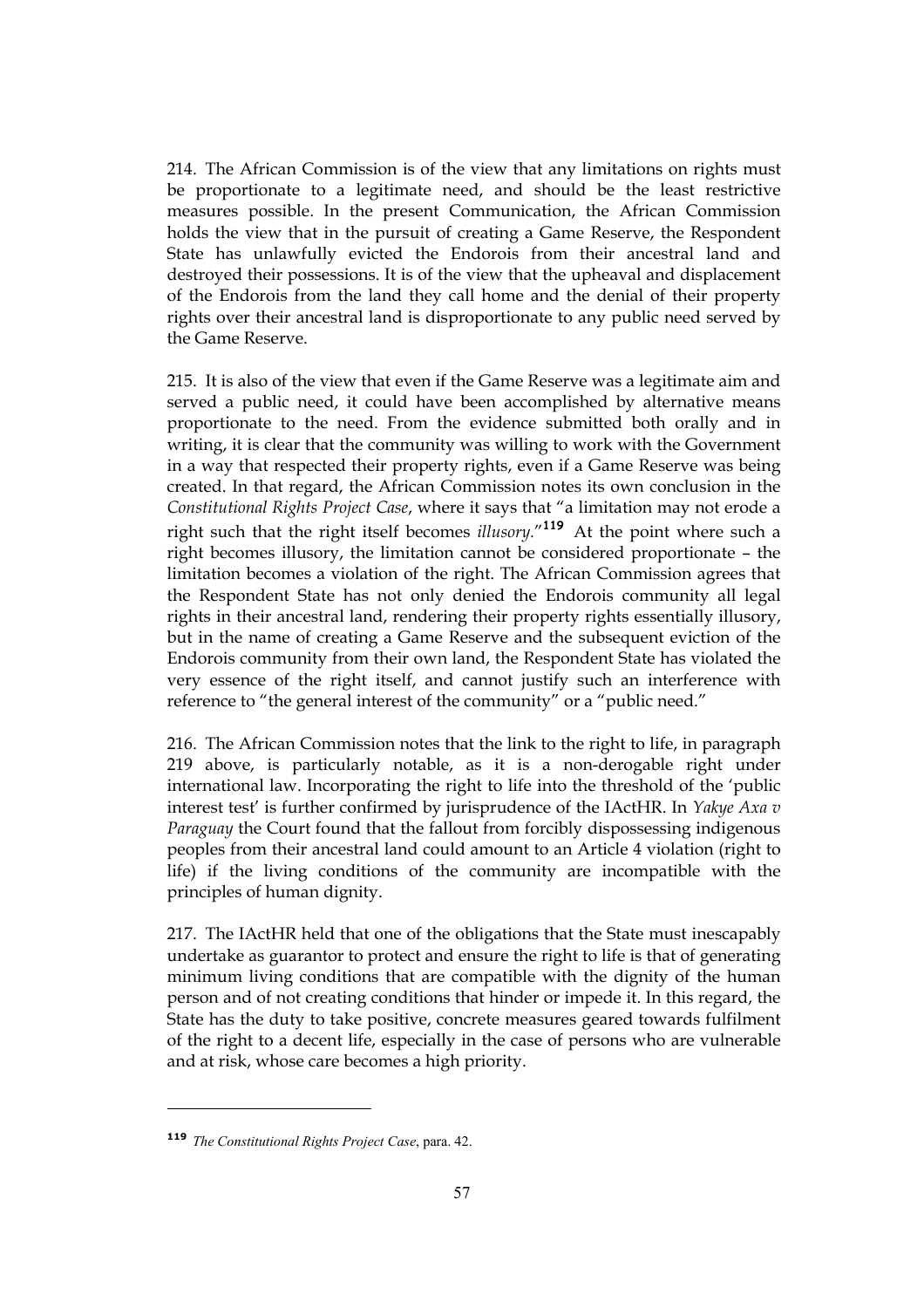214. The African Commission is of the view that any limitations on rights must be proportionate to a legitimate need, and should be the least restrictive measures possible. In the present Communication, the African Commission holds the view that in the pursuit of creating a Game Reserve, the Respondent State has unlawfully evicted the Endorois from their ancestral land and destroyed their possessions. It is of the view that the upheaval and displacement of the Endorois from the land they call home and the denial of their property rights over their ancestral land is disproportionate to any public need served by the Game Reserve.

215. It is also of the view that even if the Game Reserve was a legitimate aim and served a public need, it could have been accomplished by alternative means proportionate to the need. From the evidence submitted both orally and in writing, it is clear that the community was willing to work with the Government in a way that respected their property rights, even if a Game Reserve was being created. In that regard, the African Commission notes its own conclusion in the *Constitutional Rights Project Case*, where it says that "a limitation may not erode a right such that the right itself becomes *illusory.*"[119] At the point where such a right becomes illusory, the limitation cannot be considered proportionate – the limitation becomes a violation of the right. The African Commission agrees that the Respondent State has not only denied the Endorois community all legal rights in their ancestral land, rendering their property rights essentially illusory, but in the name of creating a Game Reserve and the subsequent eviction of the Endorois community from their own land, the Respondent State has violated the very essence of the right itself, and cannot justify such an interference with reference to "the general interest of the community" or a "public need."

216. The African Commission notes that the link to the right to life, in paragraph 219 above, is particularly notable, as it is a non-derogable right under international law. Incorporating the right to life into the threshold of the 'public interest test' is further confirmed by jurisprudence of the IActHR. In *Yakye Axa v Paraguay* the Court found that the fallout from forcibly dispossessing indigenous peoples from their ancestral land could amount to an Article 4 violation (right to life) if the living conditions of the community are incompatible with the principles of human dignity.

217. The IActHR held that one of the obligations that the State must inescapably undertake as guarantor to protect and ensure the right to life is that of generating minimum living conditions that are compatible with the dignity of the human person and of not creating conditions that hinder or impede it. In this regard, the State has the duty to take positive, concrete measures geared towards fulfilment of the right to a decent life, especially in the case of persons who are vulnerable and at risk, whose care becomes a high priority.

---

[119] *The Constitutional Rights Project Case*, para. 42.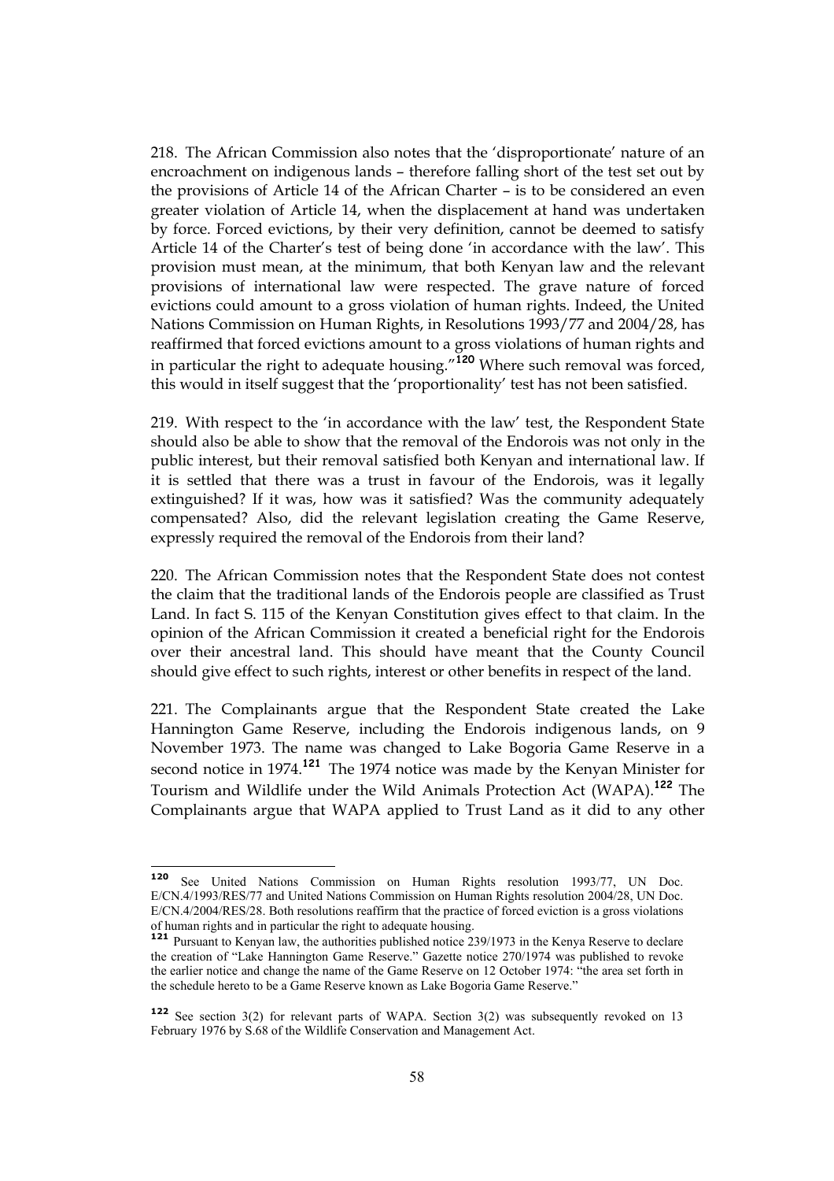218. The African Commission also notes that the 'disproportionate' nature of an encroachment on indigenous lands – therefore falling short of the test set out by the provisions of Article 14 of the African Charter – is to be considered an even greater violation of Article 14, when the displacement at hand was undertaken by force. Forced evictions, by their very definition, cannot be deemed to satisfy Article 14 of the Charter's test of being done 'in accordance with the law'. This provision must mean, at the minimum, that both Kenyan law and the relevant provisions of international law were respected. The grave nature of forced evictions could amount to a gross violation of human rights. Indeed, the United Nations Commission on Human Rights, in Resolutions 1993/77 and 2004/28, has reaffirmed that forced evictions amount to a gross violations of human rights and in particular the right to adequate housing."[120] Where such removal was forced, this would in itself suggest that the 'proportionality' test has not been satisfied.

219. With respect to the 'in accordance with the law' test, the Respondent State should also be able to show that the removal of the Endorois was not only in the public interest, but their removal satisfied both Kenyan and international law. If it is settled that there was a trust in favour of the Endorois, was it legally extinguished? If it was, how was it satisfied? Was the community adequately compensated? Also, did the relevant legislation creating the Game Reserve, expressly required the removal of the Endorois from their land?

220. The African Commission notes that the Respondent State does not contest the claim that the traditional lands of the Endorois people are classified as Trust Land. In fact S. 115 of the Kenyan Constitution gives effect to that claim. In the opinion of the African Commission it created a beneficial right for the Endorois over their ancestral land. This should have meant that the County Council should give effect to such rights, interest or other benefits in respect of the land.

221. The Complainants argue that the Respondent State created the Lake Hannington Game Reserve, including the Endorois indigenous lands, on 9 November 1973. The name was changed to Lake Bogoria Game Reserve in a second notice in 1974.[121] The 1974 notice was made by the Kenyan Minister for Tourism and Wildlife under the Wild Animals Protection Act (WAPA).[122] The Complainants argue that WAPA applied to Trust Land as it did to any other

---

[120] See United Nations Commission on Human Rights resolution 1993/77, UN Doc. E/CN.4/1993/RES/77 and United Nations Commission on Human Rights resolution 2004/28, UN Doc. E/CN.4/2004/RES/28. Both resolutions reaffirm that the practice of forced eviction is a gross violations of human rights and in particular the right to adequate housing.

[121] Pursuant to Kenyan law, the authorities published notice 239/1973 in the Kenya Reserve to declare the creation of "Lake Hannington Game Reserve." Gazette notice 270/1974 was published to revoke the earlier notice and change the name of the Game Reserve on 12 October 1974: "the area set forth in the schedule hereto to be a Game Reserve known as Lake Bogoria Game Reserve."

[122] See section 3(2) for relevant parts of WAPA. Section 3(2) was subsequently revoked on 13 February 1976 by S.68 of the Wildlife Conservation and Management Act.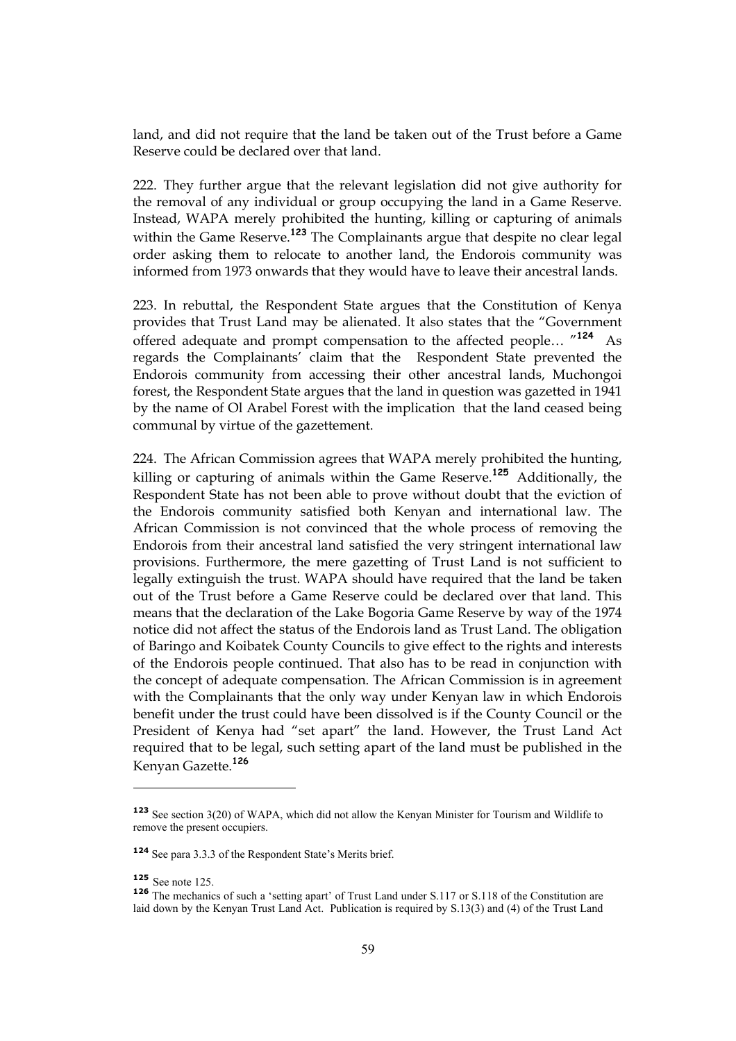land, and did not require that the land be taken out of the Trust before a Game Reserve could be declared over that land.

222. They further argue that the relevant legislation did not give authority for the removal of any individual or group occupying the land in a Game Reserve. Instead, WAPA merely prohibited the hunting, killing or capturing of animals within the Game Reserve.[123] The Complainants argue that despite no clear legal order asking them to relocate to another land, the Endorois community was informed from 1973 onwards that they would have to leave their ancestral lands.

223. In rebuttal, the Respondent State argues that the Constitution of Kenya provides that Trust Land may be alienated. It also states that the "Government offered adequate and prompt compensation to the affected people… "[124] As regards the Complainants' claim that the Respondent State prevented the Endorois community from accessing their other ancestral lands, Muchongoi forest, the Respondent State argues that the land in question was gazetted in 1941 by the name of Ol Arabel Forest with the implication that the land ceased being communal by virtue of the gazettement.

224. The African Commission agrees that WAPA merely prohibited the hunting, killing or capturing of animals within the Game Reserve.[125] Additionally, the Respondent State has not been able to prove without doubt that the eviction of the Endorois community satisfied both Kenyan and international law. The African Commission is not convinced that the whole process of removing the Endorois from their ancestral land satisfied the very stringent international law provisions. Furthermore, the mere gazetting of Trust Land is not sufficient to legally extinguish the trust. WAPA should have required that the land be taken out of the Trust before a Game Reserve could be declared over that land. This means that the declaration of the Lake Bogoria Game Reserve by way of the 1974 notice did not affect the status of the Endorois land as Trust Land. The obligation of Baringo and Koibatek County Councils to give effect to the rights and interests of the Endorois people continued. That also has to be read in conjunction with the concept of adequate compensation. The African Commission is in agreement with the Complainants that the only way under Kenyan law in which Endorois benefit under the trust could have been dissolved is if the County Council or the President of Kenya had "set apart" the land. However, the Trust Land Act required that to be legal, such setting apart of the land must be published in the Kenyan Gazette.[126]

---

[123] See section 3(20) of WAPA, which did not allow the Kenyan Minister for Tourism and Wildlife to remove the present occupiers.

[124] See para 3.3.3 of the Respondent State's Merits brief.

[125] See note 125.

[126] The mechanics of such a 'setting apart' of Trust Land under S.117 or S.118 of the Constitution are laid down by the Kenyan Trust Land Act. Publication is required by S.13(3) and (4) of the Trust Land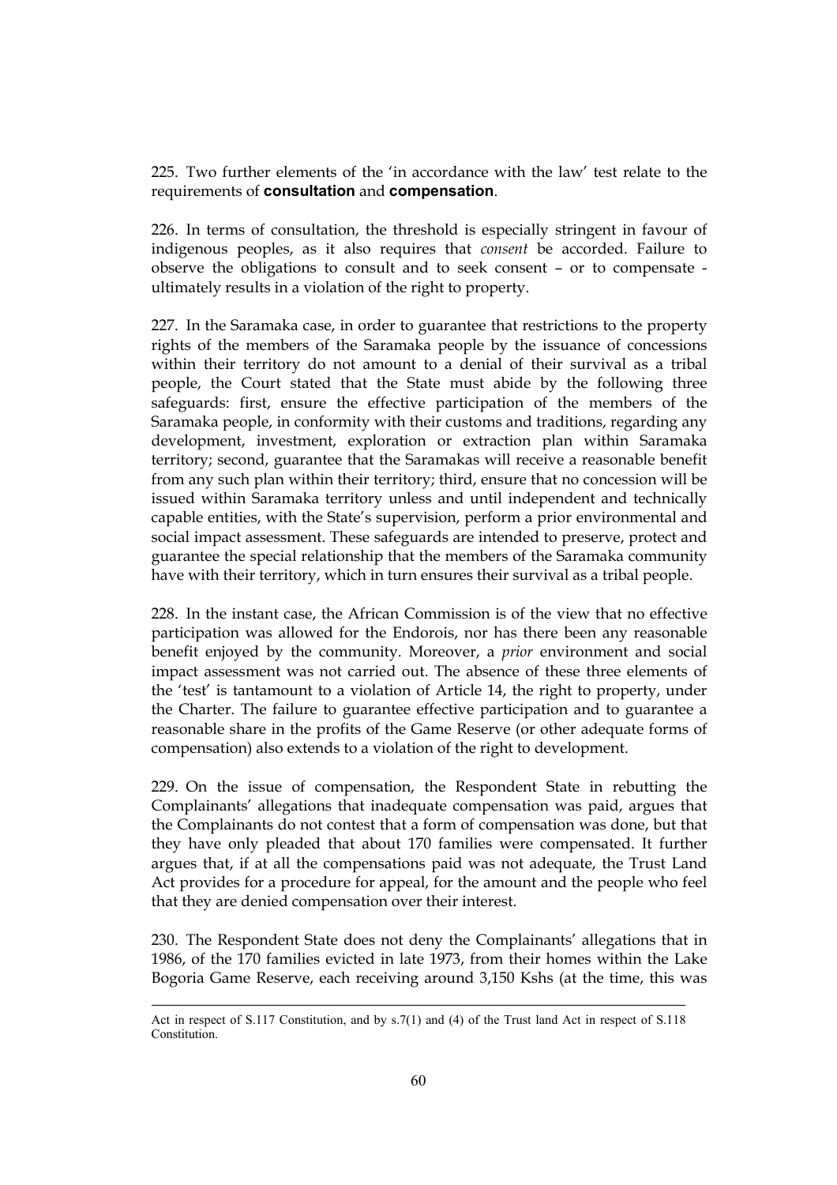225. Two further elements of the 'in accordance with the law' test relate to the requirements of **consultation** and **compensation**.

226. In terms of consultation, the threshold is especially stringent in favour of indigenous peoples, as it also requires that *consent* be accorded. Failure to observe the obligations to consult and to seek consent – or to compensate - ultimately results in a violation of the right to property.

227. In the Saramaka case, in order to guarantee that restrictions to the property rights of the members of the Saramaka people by the issuance of concessions within their territory do not amount to a denial of their survival as a tribal people, the Court stated that the State must abide by the following three safeguards: first, ensure the effective participation of the members of the Saramaka people, in conformity with their customs and traditions, regarding any development, investment, exploration or extraction plan within Saramaka territory; second, guarantee that the Saramakas will receive a reasonable benefit from any such plan within their territory; third, ensure that no concession will be issued within Saramaka territory unless and until independent and technically capable entities, with the State's supervision, perform a prior environmental and social impact assessment. These safeguards are intended to preserve, protect and guarantee the special relationship that the members of the Saramaka community have with their territory, which in turn ensures their survival as a tribal people.

228. In the instant case, the African Commission is of the view that no effective participation was allowed for the Endorois, nor has there been any reasonable benefit enjoyed by the community. Moreover, a *prior* environment and social impact assessment was not carried out. The absence of these three elements of the 'test' is tantamount to a violation of Article 14, the right to property, under the Charter. The failure to guarantee effective participation and to guarantee a reasonable share in the profits of the Game Reserve (or other adequate forms of compensation) also extends to a violation of the right to development.

229. On the issue of compensation, the Respondent State in rebutting the Complainants' allegations that inadequate compensation was paid, argues that the Complainants do not contest that a form of compensation was done, but that they have only pleaded that about 170 families were compensated. It further argues that, if at all the compensations paid was not adequate, the Trust Land Act provides for a procedure for appeal, for the amount and the people who feel that they are denied compensation over their interest.

230. The Respondent State does not deny the Complainants' allegations that in 1986, of the 170 families evicted in late 1973, from their homes within the Lake Bogoria Game Reserve, each receiving around 3,150 Kshs (at the time, this was

---

Act in respect of S.117 Constitution, and by s.7(1) and (4) of the Trust land Act in respect of S.118 Constitution.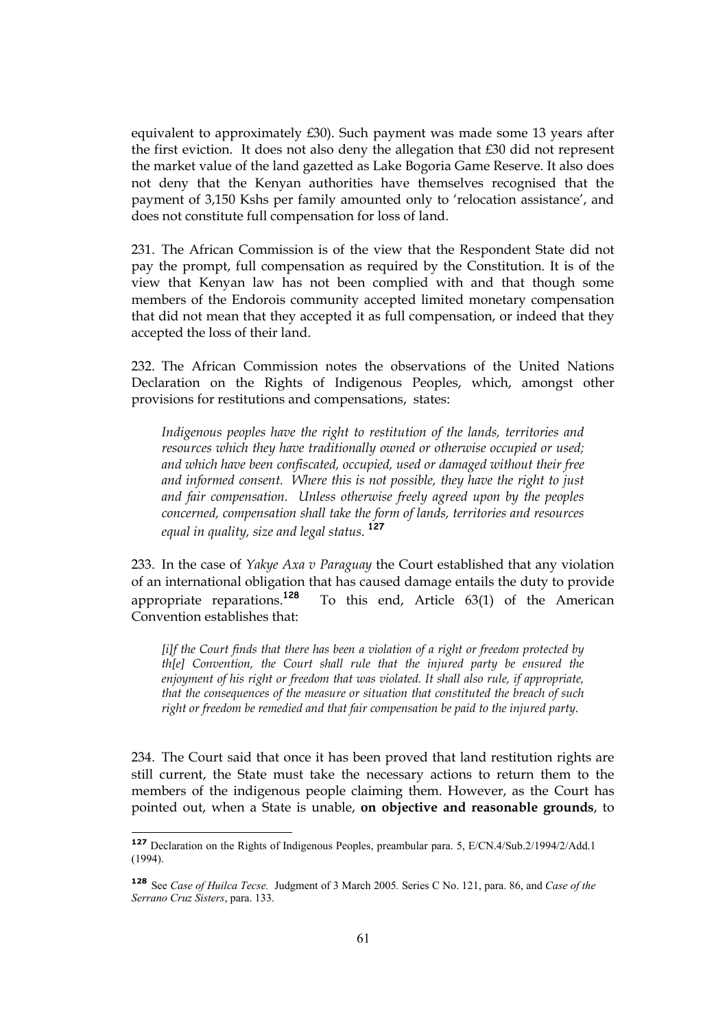equivalent to approximately £30). Such payment was made some 13 years after the first eviction. It does not also deny the allegation that £30 did not represent the market value of the land gazetted as Lake Bogoria Game Reserve. It also does not deny that the Kenyan authorities have themselves recognised that the payment of 3,150 Kshs per family amounted only to 'relocation assistance', and does not constitute full compensation for loss of land.

231. The African Commission is of the view that the Respondent State did not pay the prompt, full compensation as required by the Constitution. It is of the view that Kenyan law has not been complied with and that though some members of the Endorois community accepted limited monetary compensation that did not mean that they accepted it as full compensation, or indeed that they accepted the loss of their land.

232. The African Commission notes the observations of the United Nations Declaration on the Rights of Indigenous Peoples, which, amongst other provisions for restitutions and compensations, states:

> *Indigenous peoples have the right to restitution of the lands, territories and resources which they have traditionally owned or otherwise occupied or used; and which have been confiscated, occupied, used or damaged without their free and informed consent. Where this is not possible, they have the right to just and fair compensation. Unless otherwise freely agreed upon by the peoples concerned, compensation shall take the form of lands, territories and resources equal in quality, size and legal status.* [127]

233. In the case of *Yakye Axa v Paraguay* the Court established that any violation of an international obligation that has caused damage entails the duty to provide appropriate reparations.[128] To this end, Article 63(1) of the American Convention establishes that:

> *[i]f the Court finds that there has been a violation of a right or freedom protected by th[e] Convention, the Court shall rule that the injured party be ensured the enjoyment of his right or freedom that was violated. It shall also rule, if appropriate, that the consequences of the measure or situation that constituted the breach of such right or freedom be remedied and that fair compensation be paid to the injured party.*

234. The Court said that once it has been proved that land restitution rights are still current, the State must take the necessary actions to return them to the members of the indigenous people claiming them. However, as the Court has pointed out, when a State is unable, **on objective and reasonable grounds**, to

---

[127] Declaration on the Rights of Indigenous Peoples, preambular para. 5, E/CN.4/Sub.2/1994/2/Add.1 (1994).

[128] See *Case of Huilca Tecse.* Judgment of 3 March 2005*.* Series C No. 121, para. 86, and *Case of the Serrano Cruz Sisters*, para. 133.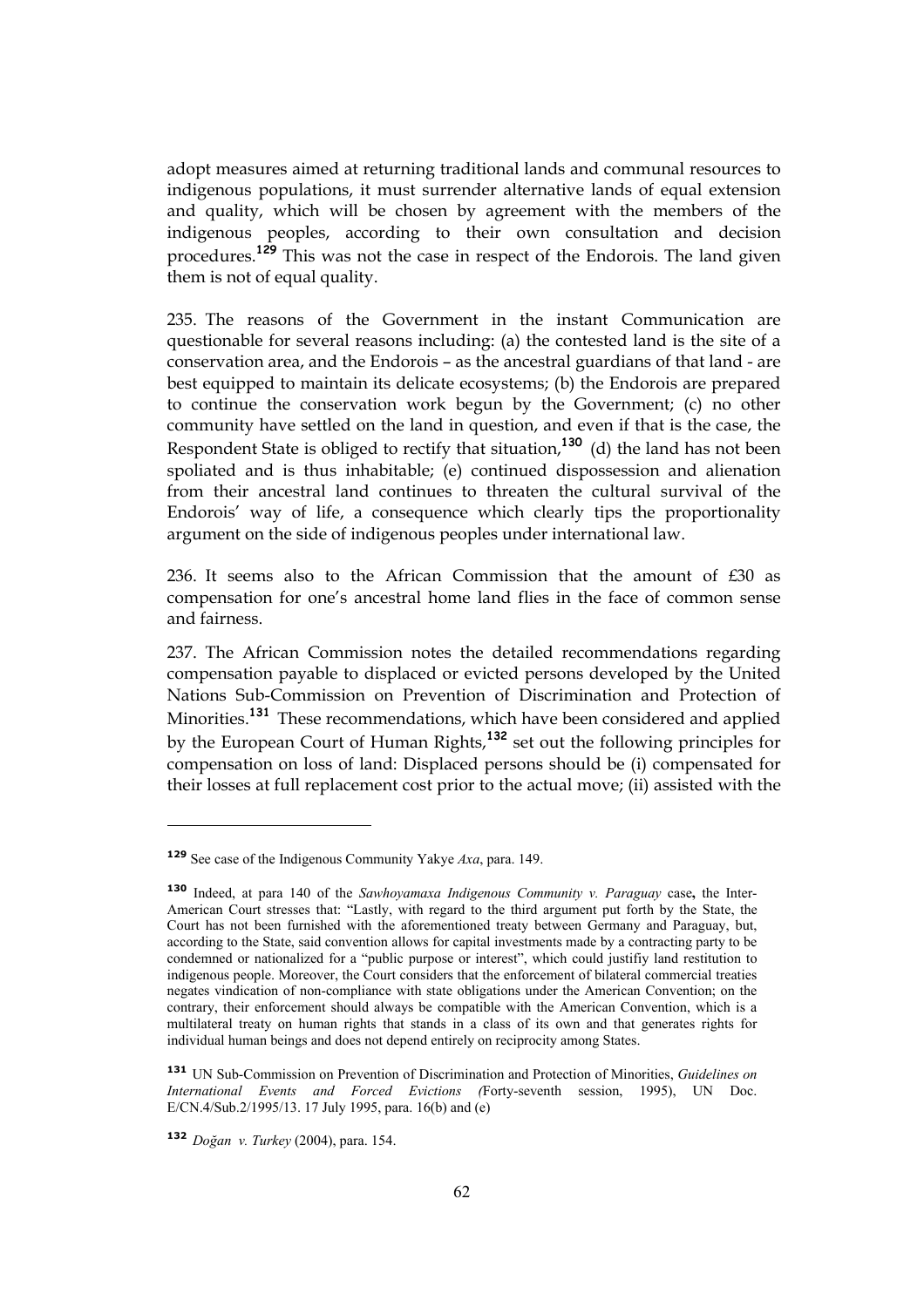adopt measures aimed at returning traditional lands and communal resources to indigenous populations, it must surrender alternative lands of equal extension and quality, which will be chosen by agreement with the members of the indigenous peoples, according to their own consultation and decision procedures.[129] This was not the case in respect of the Endorois. The land given them is not of equal quality.

235. The reasons of the Government in the instant Communication are questionable for several reasons including: (a) the contested land is the site of a conservation area, and the Endorois – as the ancestral guardians of that land - are best equipped to maintain its delicate ecosystems; (b) the Endorois are prepared to continue the conservation work begun by the Government; (c) no other community have settled on the land in question, and even if that is the case, the Respondent State is obliged to rectify that situation,[130] (d) the land has not been spoliated and is thus inhabitable; (e) continued dispossession and alienation from their ancestral land continues to threaten the cultural survival of the Endorois' way of life, a consequence which clearly tips the proportionality argument on the side of indigenous peoples under international law.

236. It seems also to the African Commission that the amount of £30 as compensation for one's ancestral home land flies in the face of common sense and fairness.

237. The African Commission notes the detailed recommendations regarding compensation payable to displaced or evicted persons developed by the United Nations Sub-Commission on Prevention of Discrimination and Protection of Minorities.[131] These recommendations, which have been considered and applied by the European Court of Human Rights,[132] set out the following principles for compensation on loss of land: Displaced persons should be (i) compensated for their losses at full replacement cost prior to the actual move; (ii) assisted with the

---

[129] See case of the Indigenous Community Yakye *Axa*, para. 149.

[130] Indeed, at para 140 of the *Sawhoyamaxa Indigenous Community v. Paraguay* case**,** the Inter-American Court stresses that: "Lastly, with regard to the third argument put forth by the State, the Court has not been furnished with the aforementioned treaty between Germany and Paraguay, but, according to the State, said convention allows for capital investments made by a contracting party to be condemned or nationalized for a "public purpose or interest", which could justifiy land restitution to indigenous people. Moreover, the Court considers that the enforcement of bilateral commercial treaties negates vindication of non-compliance with state obligations under the American Convention; on the contrary, their enforcement should always be compatible with the American Convention, which is a multilateral treaty on human rights that stands in a class of its own and that generates rights for individual human beings and does not depend entirely on reciprocity among States.

[131] UN Sub-Commission on Prevention of Discrimination and Protection of Minorities, *Guidelines on International Events and Forced Evictions (*Forty-seventh session, 1995), UN Doc. E/CN.4/Sub.2/1995/13. 17 July 1995, para. 16(b) and (e)

[132] *Doğan v. Turkey* (2004), para. 154.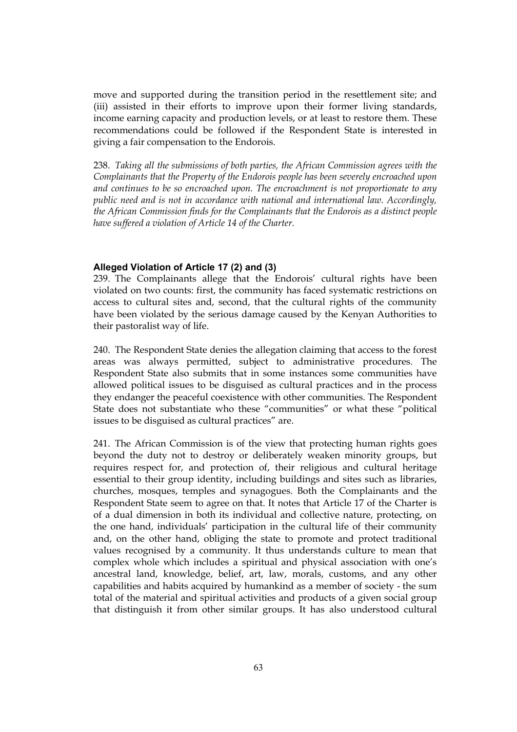move and supported during the transition period in the resettlement site; and (iii) assisted in their efforts to improve upon their former living standards, income earning capacity and production levels, or at least to restore them. These recommendations could be followed if the Respondent State is interested in giving a fair compensation to the Endorois.

238. *Taking all the submissions of both parties, the African Commission agrees with the Complainants that the Property of the Endorois people has been severely encroached upon and continues to be so encroached upon. The encroachment is not proportionate to any public need and is not in accordance with national and international law. Accordingly, the African Commission finds for the Complainants that the Endorois as a distinct people have suffered a violation of Article 14 of the Charter.*

### Alleged Violation of Article 17 (2) and (3)

239. The Complainants allege that the Endorois' cultural rights have been violated on two counts: first, the community has faced systematic restrictions on access to cultural sites and, second, that the cultural rights of the community have been violated by the serious damage caused by the Kenyan Authorities to their pastoralist way of life.

240. The Respondent State denies the allegation claiming that access to the forest areas was always permitted, subject to administrative procedures. The Respondent State also submits that in some instances some communities have allowed political issues to be disguised as cultural practices and in the process they endanger the peaceful coexistence with other communities. The Respondent State does not substantiate who these "communities" or what these "political issues to be disguised as cultural practices" are.

241. The African Commission is of the view that protecting human rights goes beyond the duty not to destroy or deliberately weaken minority groups, but requires respect for, and protection of, their religious and cultural heritage essential to their group identity, including buildings and sites such as libraries, churches, mosques, temples and synagogues. Both the Complainants and the Respondent State seem to agree on that. It notes that Article 17 of the Charter is of a dual dimension in both its individual and collective nature, protecting, on the one hand, individuals' participation in the cultural life of their community and, on the other hand, obliging the state to promote and protect traditional values recognised by a community. It thus understands culture to mean that complex whole which includes a spiritual and physical association with one's ancestral land, knowledge, belief, art, law, morals, customs, and any other capabilities and habits acquired by humankind as a member of society - the sum total of the material and spiritual activities and products of a given social group that distinguish it from other similar groups. It has also understood cultural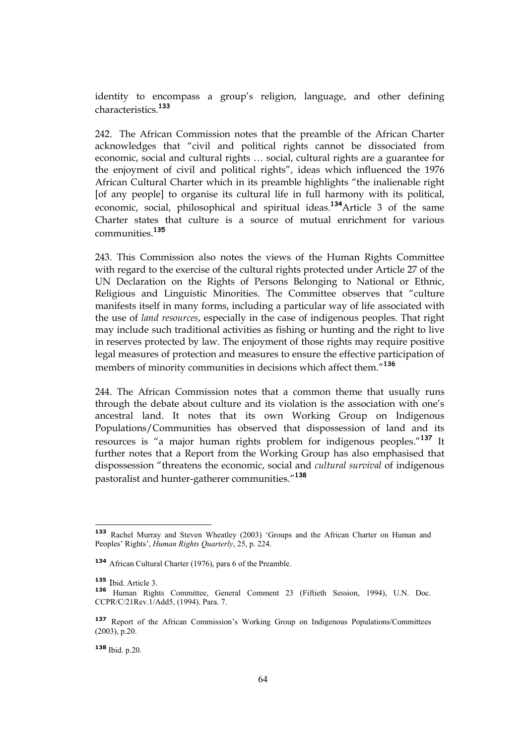identity to encompass a group's religion, language, and other defining characteristics.[133]

242. The African Commission notes that the preamble of the African Charter acknowledges that "civil and political rights cannot be dissociated from economic, social and cultural rights … social, cultural rights are a guarantee for the enjoyment of civil and political rights", ideas which influenced the 1976 African Cultural Charter which in its preamble highlights "the inalienable right [of any people] to organise its cultural life in full harmony with its political, economic, social, philosophical and spiritual ideas.[134]Article 3 of the same Charter states that culture is a source of mutual enrichment for various communities.[135]

243. This Commission also notes the views of the Human Rights Committee with regard to the exercise of the cultural rights protected under Article 27 of the UN Declaration on the Rights of Persons Belonging to National or Ethnic, Religious and Linguistic Minorities. The Committee observes that "culture manifests itself in many forms, including a particular way of life associated with the use of *land resources*, especially in the case of indigenous peoples. That right may include such traditional activities as fishing or hunting and the right to live in reserves protected by law. The enjoyment of those rights may require positive legal measures of protection and measures to ensure the effective participation of members of minority communities in decisions which affect them."[136]

244. The African Commission notes that a common theme that usually runs through the debate about culture and its violation is the association with one's ancestral land. It notes that its own Working Group on Indigenous Populations/Communities has observed that dispossession of land and its resources is "a major human rights problem for indigenous peoples."[137] It further notes that a Report from the Working Group has also emphasised that dispossession "threatens the economic, social and *cultural survival* of indigenous pastoralist and hunter-gatherer communities."[138]

---

[133] Rachel Murray and Steven Wheatley (2003) 'Groups and the African Charter on Human and Peoples' Rights', *Human Rights Quarterly*, 25, p. 224.

[134] African Cultural Charter (1976), para 6 of the Preamble.

[135] Ibid. Article 3.

[136] Human Rights Committee, General Comment 23 (Fiftieth Session, 1994), U.N. Doc. CCPR/C/21Rev.1/Add5, (1994). Para. 7.

[137] Report of the African Commission's Working Group on Indigenous Populations/Committees (2003), p.20.

[138] Ibid. p.20.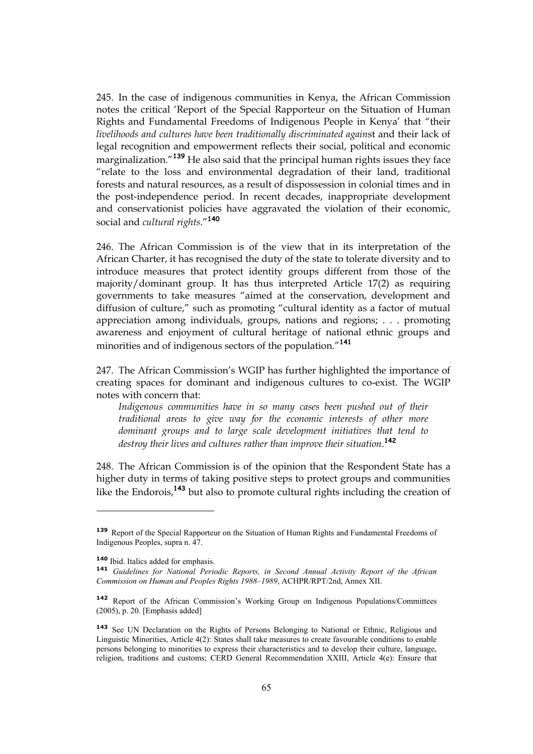245. In the case of indigenous communities in Kenya, the African Commission notes the critical 'Report of the Special Rapporteur on the Situation of Human Rights and Fundamental Freedoms of Indigenous People in Kenya' that "their *livelihoods and cultures have been traditionally discriminated again*st and their lack of legal recognition and empowerment reflects their social, political and economic marginalization."[139] He also said that the principal human rights issues they face "relate to the loss and environmental degradation of their land, traditional forests and natural resources, as a result of dispossession in colonial times and in the post-independence period. In recent decades, inappropriate development and conservationist policies have aggravated the violation of their economic, social and *cultural rights*."[140]

246. The African Commission is of the view that in its interpretation of the African Charter, it has recognised the duty of the state to tolerate diversity and to introduce measures that protect identity groups different from those of the majority/dominant group. It has thus interpreted Article 17(2) as requiring governments to take measures "aimed at the conservation, development and diffusion of culture," such as promoting "cultural identity as a factor of mutual appreciation among individuals, groups, nations and regions; . . . promoting awareness and enjoyment of cultural heritage of national ethnic groups and minorities and of indigenous sectors of the population."[141]

247. The African Commission's WGIP has further highlighted the importance of creating spaces for dominant and indigenous cultures to co-exist. The WGIP notes with concern that:

> *Indigenous communities have in so many cases been pushed out of their traditional areas to give way for the economic interests of other more dominant groups and to large scale development initiatives that tend to destroy their lives and cultures rather than improve their situation*.[142]

248. The African Commission is of the opinion that the Respondent State has a higher duty in terms of taking positive steps to protect groups and communities like the Endorois,[143] but also to promote cultural rights including the creation of

---

[139] Report of the Special Rapporteur on the Situation of Human Rights and Fundamental Freedoms of Indigenous Peoples, supra n. 47.

[140] Ibid. Italics added for emphasis.

[141] *Guidelines for National Periodic Reports, in Second Annual Activity Report of the African Commission on Human and Peoples Rights 1988–1989*, ACHPR/RPT/2nd, Annex XII.

[142] Report of the African Commission's Working Group on Indigenous Populations/Committees (2005), p. 20. [Emphasis added]

[143] See UN Declaration on the Rights of Persons Belonging to National or Ethnic, Religious and Linguistic Minorities, Article 4(2): States shall take measures to create favourable conditions to enable persons belonging to minorities to express their characteristics and to develop their culture, language, religion, traditions and customs; CERD General Recommendation XXIII, Article 4(e): Ensure that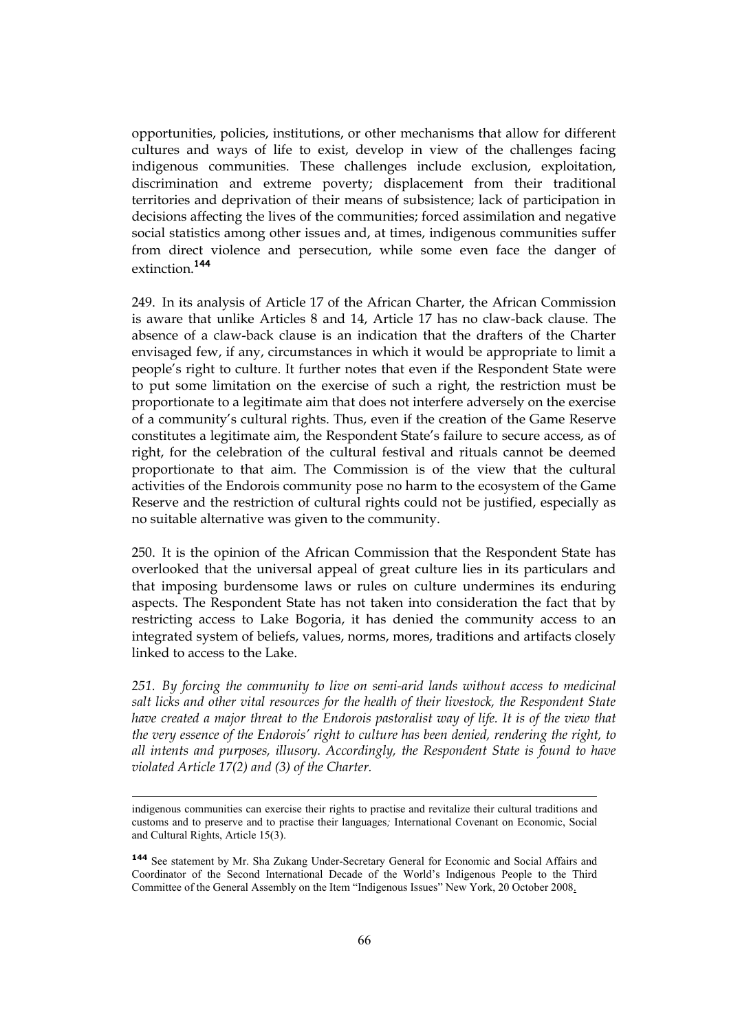opportunities, policies, institutions, or other mechanisms that allow for different cultures and ways of life to exist, develop in view of the challenges facing indigenous communities. These challenges include exclusion, exploitation, discrimination and extreme poverty; displacement from their traditional territories and deprivation of their means of subsistence; lack of participation in decisions affecting the lives of the communities; forced assimilation and negative social statistics among other issues and, at times, indigenous communities suffer from direct violence and persecution, while some even face the danger of extinction.[144]

249. In its analysis of Article 17 of the African Charter, the African Commission is aware that unlike Articles 8 and 14, Article 17 has no claw-back clause. The absence of a claw-back clause is an indication that the drafters of the Charter envisaged few, if any, circumstances in which it would be appropriate to limit a people's right to culture. It further notes that even if the Respondent State were to put some limitation on the exercise of such a right, the restriction must be proportionate to a legitimate aim that does not interfere adversely on the exercise of a community's cultural rights. Thus, even if the creation of the Game Reserve constitutes a legitimate aim, the Respondent State's failure to secure access, as of right, for the celebration of the cultural festival and rituals cannot be deemed proportionate to that aim. The Commission is of the view that the cultural activities of the Endorois community pose no harm to the ecosystem of the Game Reserve and the restriction of cultural rights could not be justified, especially as no suitable alternative was given to the community.

250. It is the opinion of the African Commission that the Respondent State has overlooked that the universal appeal of great culture lies in its particulars and that imposing burdensome laws or rules on culture undermines its enduring aspects. The Respondent State has not taken into consideration the fact that by restricting access to Lake Bogoria, it has denied the community access to an integrated system of beliefs, values, norms, mores, traditions and artifacts closely linked to access to the Lake.

*251. By forcing the community to live on semi-arid lands without access to medicinal salt licks and other vital resources for the health of their livestock, the Respondent State have created a major threat to the Endorois pastoralist way of life. It is of the view that the very essence of the Endorois' right to culture has been denied, rendering the right, to all intents and purposes, illusory. Accordingly, the Respondent State is found to have violated Article 17(2) and (3) of the Charter.*

---

indigenous communities can exercise their rights to practise and revitalize their cultural traditions and customs and to preserve and to practise their languages*;* International Covenant on Economic, Social and Cultural Rights, Article 15(3).

[144] See statement by Mr. Sha Zukang Under-Secretary General for Economic and Social Affairs and Coordinator of the Second International Decade of the World's Indigenous People to the Third Committee of the General Assembly on the Item "Indigenous Issues" New York, 20 October 2008.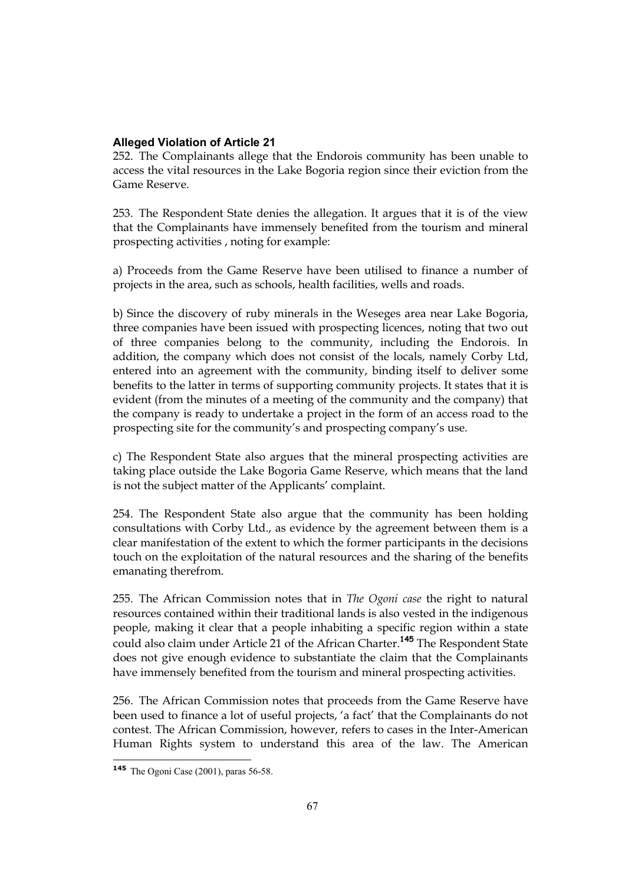**Alleged Violation of Article 21**

252. The Complainants allege that the Endorois community has been unable to access the vital resources in the Lake Bogoria region since their eviction from the Game Reserve.

253. The Respondent State denies the allegation. It argues that it is of the view that the Complainants have immensely benefited from the tourism and mineral prospecting activities , noting for example:

a) Proceeds from the Game Reserve have been utilised to finance a number of projects in the area, such as schools, health facilities, wells and roads.

b) Since the discovery of ruby minerals in the Weseges area near Lake Bogoria, three companies have been issued with prospecting licences, noting that two out of three companies belong to the community, including the Endorois. In addition, the company which does not consist of the locals, namely Corby Ltd, entered into an agreement with the community, binding itself to deliver some benefits to the latter in terms of supporting community projects. It states that it is evident (from the minutes of a meeting of the community and the company) that the company is ready to undertake a project in the form of an access road to the prospecting site for the community's and prospecting company's use.

c) The Respondent State also argues that the mineral prospecting activities are taking place outside the Lake Bogoria Game Reserve, which means that the land is not the subject matter of the Applicants' complaint.

254. The Respondent State also argue that the community has been holding consultations with Corby Ltd., as evidence by the agreement between them is a clear manifestation of the extent to which the former participants in the decisions touch on the exploitation of the natural resources and the sharing of the benefits emanating therefrom.

255. The African Commission notes that in *The Ogoni case* the right to natural resources contained within their traditional lands is also vested in the indigenous people, making it clear that a people inhabiting a specific region within a state could also claim under Article 21 of the African Charter.[145] The Respondent State does not give enough evidence to substantiate the claim that the Complainants have immensely benefited from the tourism and mineral prospecting activities.

256. The African Commission notes that proceeds from the Game Reserve have been used to finance a lot of useful projects, 'a fact' that the Complainants do not contest. The African Commission, however, refers to cases in the Inter-American Human Rights system to understand this area of the law. The American

[145] The Ogoni Case (2001), paras 56-58.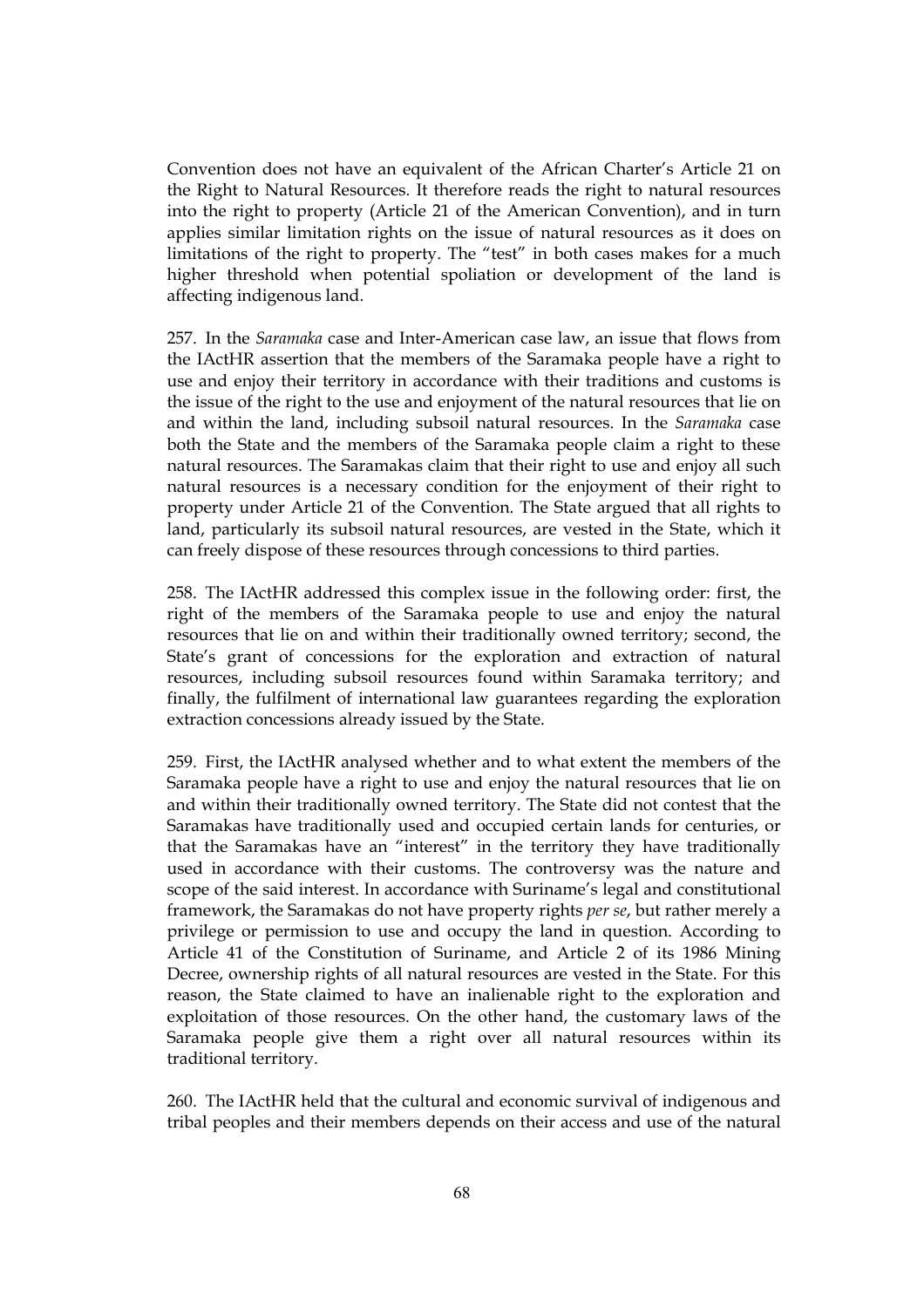Convention does not have an equivalent of the African Charter's Article 21 on the Right to Natural Resources. It therefore reads the right to natural resources into the right to property (Article 21 of the American Convention), and in turn applies similar limitation rights on the issue of natural resources as it does on limitations of the right to property. The "test" in both cases makes for a much higher threshold when potential spoliation or development of the land is affecting indigenous land.

257. In the *Saramaka* case and Inter-American case law, an issue that flows from the IActHR assertion that the members of the Saramaka people have a right to use and enjoy their territory in accordance with their traditions and customs is the issue of the right to the use and enjoyment of the natural resources that lie on and within the land, including subsoil natural resources. In the *Saramaka* case both the State and the members of the Saramaka people claim a right to these natural resources. The Saramakas claim that their right to use and enjoy all such natural resources is a necessary condition for the enjoyment of their right to property under Article 21 of the Convention. The State argued that all rights to land, particularly its subsoil natural resources, are vested in the State, which it can freely dispose of these resources through concessions to third parties.

258. The IActHR addressed this complex issue in the following order: first, the right of the members of the Saramaka people to use and enjoy the natural resources that lie on and within their traditionally owned territory; second, the State's grant of concessions for the exploration and extraction of natural resources, including subsoil resources found within Saramaka territory; and finally, the fulfilment of international law guarantees regarding the exploration extraction concessions already issued by the State.

259. First, the IActHR analysed whether and to what extent the members of the Saramaka people have a right to use and enjoy the natural resources that lie on and within their traditionally owned territory. The State did not contest that the Saramakas have traditionally used and occupied certain lands for centuries, or that the Saramakas have an "interest" in the territory they have traditionally used in accordance with their customs. The controversy was the nature and scope of the said interest. In accordance with Suriname's legal and constitutional framework, the Saramakas do not have property rights *per se*, but rather merely a privilege or permission to use and occupy the land in question. According to Article 41 of the Constitution of Suriname, and Article 2 of its 1986 Mining Decree, ownership rights of all natural resources are vested in the State. For this reason, the State claimed to have an inalienable right to the exploration and exploitation of those resources. On the other hand, the customary laws of the Saramaka people give them a right over all natural resources within its traditional territory.

260. The IActHR held that the cultural and economic survival of indigenous and tribal peoples and their members depends on their access and use of the natural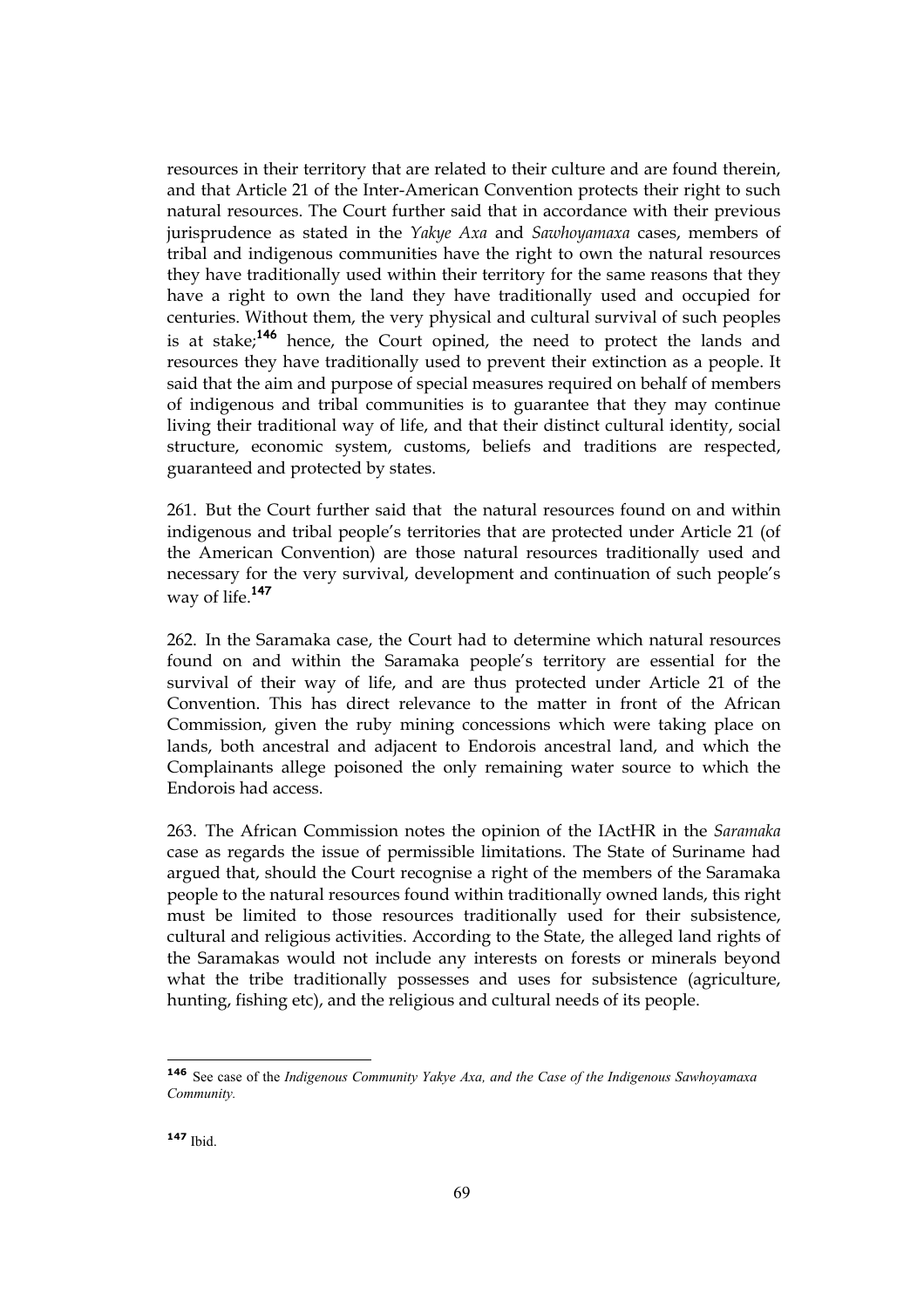resources in their territory that are related to their culture and are found therein, and that Article 21 of the Inter-American Convention protects their right to such natural resources. The Court further said that in accordance with their previous jurisprudence as stated in the *Yakye Axa* and *Sawhoyamaxa* cases, members of tribal and indigenous communities have the right to own the natural resources they have traditionally used within their territory for the same reasons that they have a right to own the land they have traditionally used and occupied for centuries. Without them, the very physical and cultural survival of such peoples is at stake;[146] hence, the Court opined, the need to protect the lands and resources they have traditionally used to prevent their extinction as a people. It said that the aim and purpose of special measures required on behalf of members of indigenous and tribal communities is to guarantee that they may continue living their traditional way of life, and that their distinct cultural identity, social structure, economic system, customs, beliefs and traditions are respected, guaranteed and protected by states.

261. But the Court further said that the natural resources found on and within indigenous and tribal people's territories that are protected under Article 21 (of the American Convention) are those natural resources traditionally used and necessary for the very survival, development and continuation of such people's way of life.[147]

262. In the Saramaka case, the Court had to determine which natural resources found on and within the Saramaka people's territory are essential for the survival of their way of life, and are thus protected under Article 21 of the Convention. This has direct relevance to the matter in front of the African Commission, given the ruby mining concessions which were taking place on lands, both ancestral and adjacent to Endorois ancestral land, and which the Complainants allege poisoned the only remaining water source to which the Endorois had access.

263. The African Commission notes the opinion of the IActHR in the *Saramaka* case as regards the issue of permissible limitations. The State of Suriname had argued that, should the Court recognise a right of the members of the Saramaka people to the natural resources found within traditionally owned lands, this right must be limited to those resources traditionally used for their subsistence, cultural and religious activities. According to the State, the alleged land rights of the Saramakas would not include any interests on forests or minerals beyond what the tribe traditionally possesses and uses for subsistence (agriculture, hunting, fishing etc), and the religious and cultural needs of its people.

---

[146] See case of the *Indigenous Community Yakye Axa, and the Case of the Indigenous Sawhoyamaxa Community.*

[147] Ibid.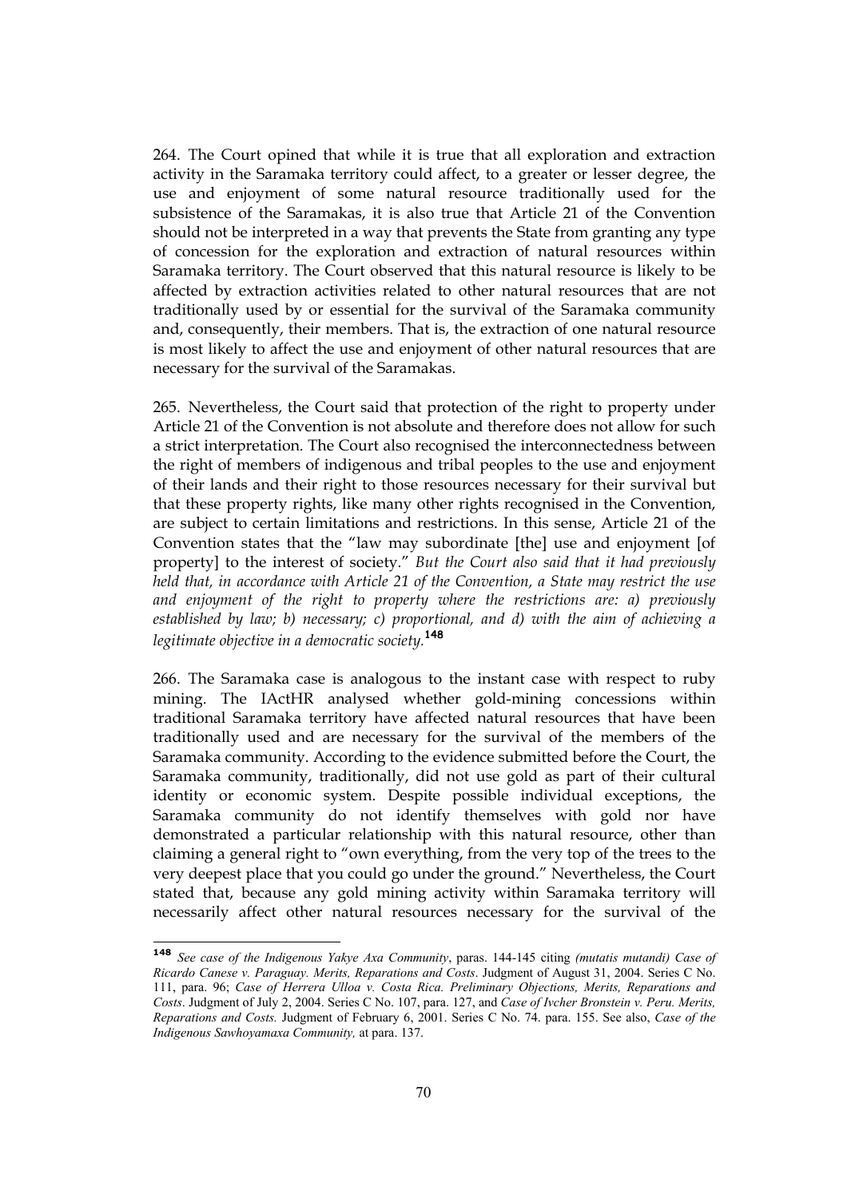264. The Court opined that while it is true that all exploration and extraction activity in the Saramaka territory could affect, to a greater or lesser degree, the use and enjoyment of some natural resource traditionally used for the subsistence of the Saramakas, it is also true that Article 21 of the Convention should not be interpreted in a way that prevents the State from granting any type of concession for the exploration and extraction of natural resources within Saramaka territory. The Court observed that this natural resource is likely to be affected by extraction activities related to other natural resources that are not traditionally used by or essential for the survival of the Saramaka community and, consequently, their members. That is, the extraction of one natural resource is most likely to affect the use and enjoyment of other natural resources that are necessary for the survival of the Saramakas.

265. Nevertheless, the Court said that protection of the right to property under Article 21 of the Convention is not absolute and therefore does not allow for such a strict interpretation. The Court also recognised the interconnectedness between the right of members of indigenous and tribal peoples to the use and enjoyment of their lands and their right to those resources necessary for their survival but that these property rights, like many other rights recognised in the Convention, are subject to certain limitations and restrictions. In this sense, Article 21 of the Convention states that the "law may subordinate [the] use and enjoyment [of property] to the interest of society." *But the Court also said that it had previously held that, in accordance with Article 21 of the Convention, a State may restrict the use and enjoyment of the right to property where the restrictions are: a) previously established by law; b) necessary; c) proportional, and d) with the aim of achieving a legitimate objective in a democratic society.*[148]

266. The Saramaka case is analogous to the instant case with respect to ruby mining. The IActHR analysed whether gold-mining concessions within traditional Saramaka territory have affected natural resources that have been traditionally used and are necessary for the survival of the members of the Saramaka community. According to the evidence submitted before the Court, the Saramaka community, traditionally, did not use gold as part of their cultural identity or economic system. Despite possible individual exceptions, the Saramaka community do not identify themselves with gold nor have demonstrated a particular relationship with this natural resource, other than claiming a general right to "own everything, from the very top of the trees to the very deepest place that you could go under the ground." Nevertheless, the Court stated that, because any gold mining activity within Saramaka territory will necessarily affect other natural resources necessary for the survival of the

---

[148] *See case of the Indigenous Yakye Axa Community*, paras. 144-145 citing *(mutatis mutandi) Case of Ricardo Canese v. Paraguay. Merits, Reparations and Costs*. Judgment of August 31, 2004. Series C No. 111, para. 96; *Case of Herrera Ulloa v. Costa Rica. Preliminary Objections, Merits, Reparations and Costs*. Judgment of July 2, 2004. Series C No. 107, para. 127, and *Case of Ivcher Bronstein v. Peru. Merits, Reparations and Costs.* Judgment of February 6, 2001. Series C No. 74. para. 155. See also, *Case of the Indigenous Sawhoyamaxa Community,* at para. 137.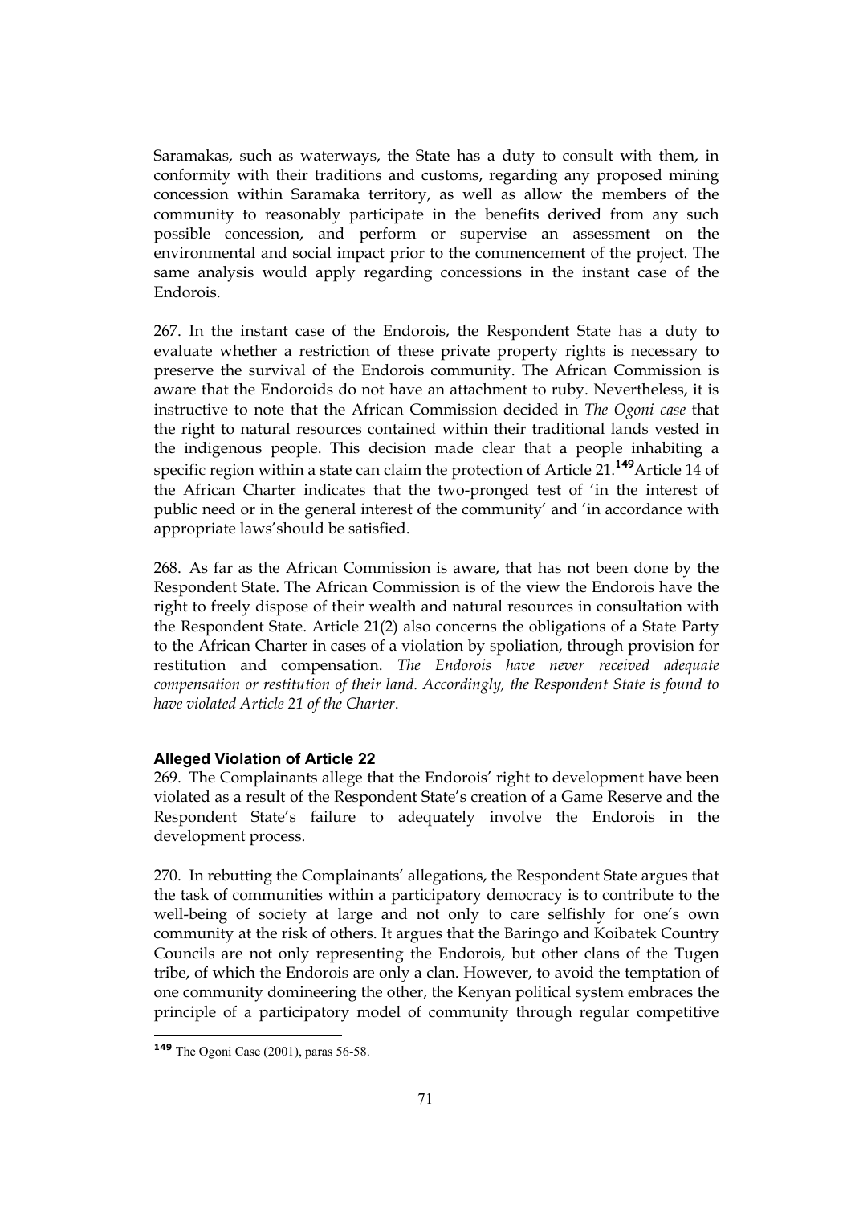Saramakas, such as waterways, the State has a duty to consult with them, in conformity with their traditions and customs, regarding any proposed mining concession within Saramaka territory, as well as allow the members of the community to reasonably participate in the benefits derived from any such possible concession, and perform or supervise an assessment on the environmental and social impact prior to the commencement of the project. The same analysis would apply regarding concessions in the instant case of the Endorois.

267. In the instant case of the Endorois, the Respondent State has a duty to evaluate whether a restriction of these private property rights is necessary to preserve the survival of the Endorois community. The African Commission is aware that the Endoroids do not have an attachment to ruby. Nevertheless, it is instructive to note that the African Commission decided in *The Ogoni case* that the right to natural resources contained within their traditional lands vested in the indigenous people. This decision made clear that a people inhabiting a specific region within a state can claim the protection of Article 21.[149] Article 14 of the African Charter indicates that the two-pronged test of 'in the interest of public need or in the general interest of the community' and 'in accordance with appropriate laws'should be satisfied.

268. As far as the African Commission is aware, that has not been done by the Respondent State. The African Commission is of the view the Endorois have the right to freely dispose of their wealth and natural resources in consultation with the Respondent State. Article 21(2) also concerns the obligations of a State Party to the African Charter in cases of a violation by spoliation, through provision for restitution and compensation. *The Endorois have never received adequate compensation or restitution of their land. Accordingly, the Respondent State is found to have violated Article 21 of the Charter*.

**Alleged Violation of Article 22**

269. The Complainants allege that the Endorois' right to development have been violated as a result of the Respondent State's creation of a Game Reserve and the Respondent State's failure to adequately involve the Endorois in the development process.

270. In rebutting the Complainants' allegations, the Respondent State argues that the task of communities within a participatory democracy is to contribute to the well-being of society at large and not only to care selfishly for one's own community at the risk of others. It argues that the Baringo and Koibatek Country Councils are not only representing the Endorois, but other clans of the Tugen tribe, of which the Endorois are only a clan. However, to avoid the temptation of one community domineering the other, the Kenyan political system embraces the principle of a participatory model of community through regular competitive

[149] The Ogoni Case (2001), paras 56-58.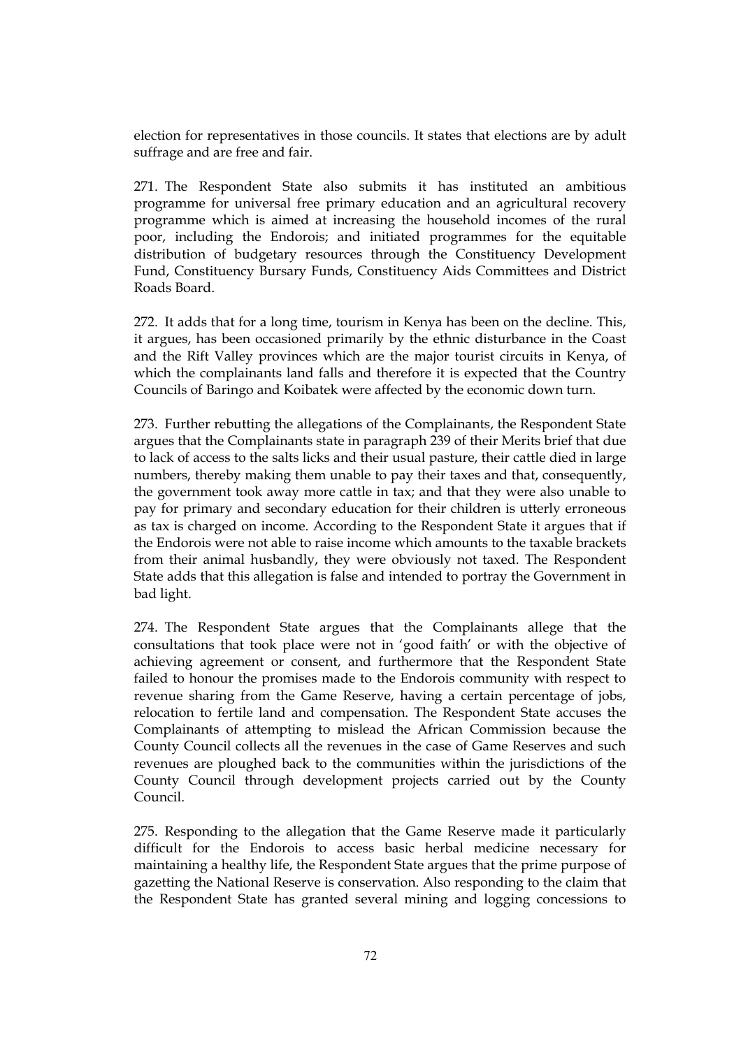election for representatives in those councils. It states that elections are by adult suffrage and are free and fair.

271. The Respondent State also submits it has instituted an ambitious programme for universal free primary education and an agricultural recovery programme which is aimed at increasing the household incomes of the rural poor, including the Endorois; and initiated programmes for the equitable distribution of budgetary resources through the Constituency Development Fund, Constituency Bursary Funds, Constituency Aids Committees and District Roads Board.

272. It adds that for a long time, tourism in Kenya has been on the decline. This, it argues, has been occasioned primarily by the ethnic disturbance in the Coast and the Rift Valley provinces which are the major tourist circuits in Kenya, of which the complainants land falls and therefore it is expected that the Country Councils of Baringo and Koibatek were affected by the economic down turn.

273. Further rebutting the allegations of the Complainants, the Respondent State argues that the Complainants state in paragraph 239 of their Merits brief that due to lack of access to the salts licks and their usual pasture, their cattle died in large numbers, thereby making them unable to pay their taxes and that, consequently, the government took away more cattle in tax; and that they were also unable to pay for primary and secondary education for their children is utterly erroneous as tax is charged on income. According to the Respondent State it argues that if the Endorois were not able to raise income which amounts to the taxable brackets from their animal husbandly, they were obviously not taxed. The Respondent State adds that this allegation is false and intended to portray the Government in bad light.

274. The Respondent State argues that the Complainants allege that the consultations that took place were not in 'good faith' or with the objective of achieving agreement or consent, and furthermore that the Respondent State failed to honour the promises made to the Endorois community with respect to revenue sharing from the Game Reserve, having a certain percentage of jobs, relocation to fertile land and compensation. The Respondent State accuses the Complainants of attempting to mislead the African Commission because the County Council collects all the revenues in the case of Game Reserves and such revenues are ploughed back to the communities within the jurisdictions of the County Council through development projects carried out by the County Council.

275. Responding to the allegation that the Game Reserve made it particularly difficult for the Endorois to access basic herbal medicine necessary for maintaining a healthy life, the Respondent State argues that the prime purpose of gazetting the National Reserve is conservation. Also responding to the claim that the Respondent State has granted several mining and logging concessions to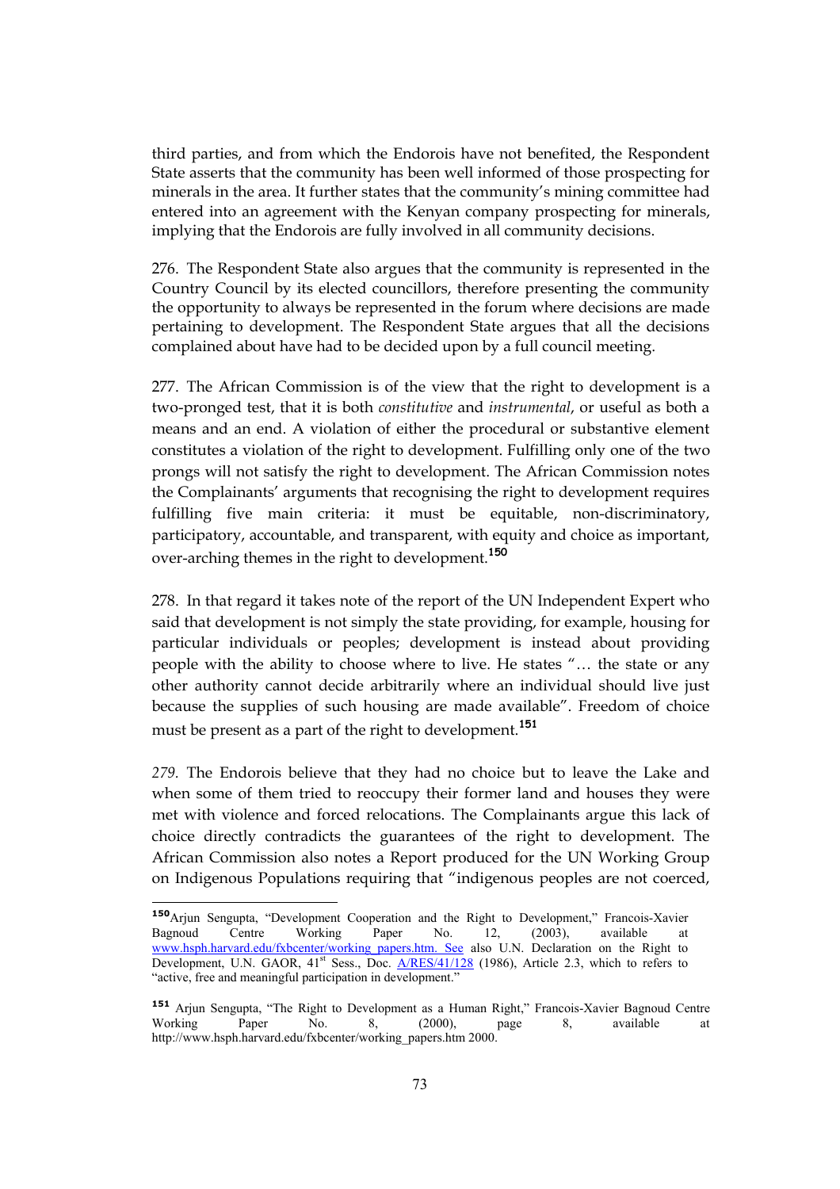third parties, and from which the Endorois have not benefited, the Respondent State asserts that the community has been well informed of those prospecting for minerals in the area. It further states that the community's mining committee had entered into an agreement with the Kenyan company prospecting for minerals, implying that the Endorois are fully involved in all community decisions.

276. The Respondent State also argues that the community is represented in the Country Council by its elected councillors, therefore presenting the community the opportunity to always be represented in the forum where decisions are made pertaining to development. The Respondent State argues that all the decisions complained about have had to be decided upon by a full council meeting.

277. The African Commission is of the view that the right to development is a two-pronged test, that it is both *constitutive* and *instrumental*, or useful as both a means and an end. A violation of either the procedural or substantive element constitutes a violation of the right to development. Fulfilling only one of the two prongs will not satisfy the right to development. The African Commission notes the Complainants' arguments that recognising the right to development requires fulfilling five main criteria: it must be equitable, non-discriminatory, participatory, accountable, and transparent, with equity and choice as important, over-arching themes in the right to development.[150]

278. In that regard it takes note of the report of the UN Independent Expert who said that development is not simply the state providing, for example, housing for particular individuals or peoples; development is instead about providing people with the ability to choose where to live. He states "… the state or any other authority cannot decide arbitrarily where an individual should live just because the supplies of such housing are made available". Freedom of choice must be present as a part of the right to development.[151]

*279.* The Endorois believe that they had no choice but to leave the Lake and when some of them tried to reoccupy their former land and houses they were met with violence and forced relocations. The Complainants argue this lack of choice directly contradicts the guarantees of the right to development. The African Commission also notes a Report produced for the UN Working Group on Indigenous Populations requiring that "indigenous peoples are not coerced,

---

[150] Arjun Sengupta, "Development Cooperation and the Right to Development," Francois-Xavier Bagnoud Centre Working Paper No. 12, (2003), available at www.hsph.harvard.edu/fxbcenter/working_papers.htm. See also U.N. Declaration on the Right to Development, U.N. GAOR, 41st Sess., Doc. A/RES/41/128 (1986), Article 2.3, which to refers to "active, free and meaningful participation in development."

[151] Arjun Sengupta, "The Right to Development as a Human Right," Francois-Xavier Bagnoud Centre Working Paper No. 8, (2000), page 8, available at http://www.hsph.harvard.edu/fxbcenter/working_papers.htm 2000.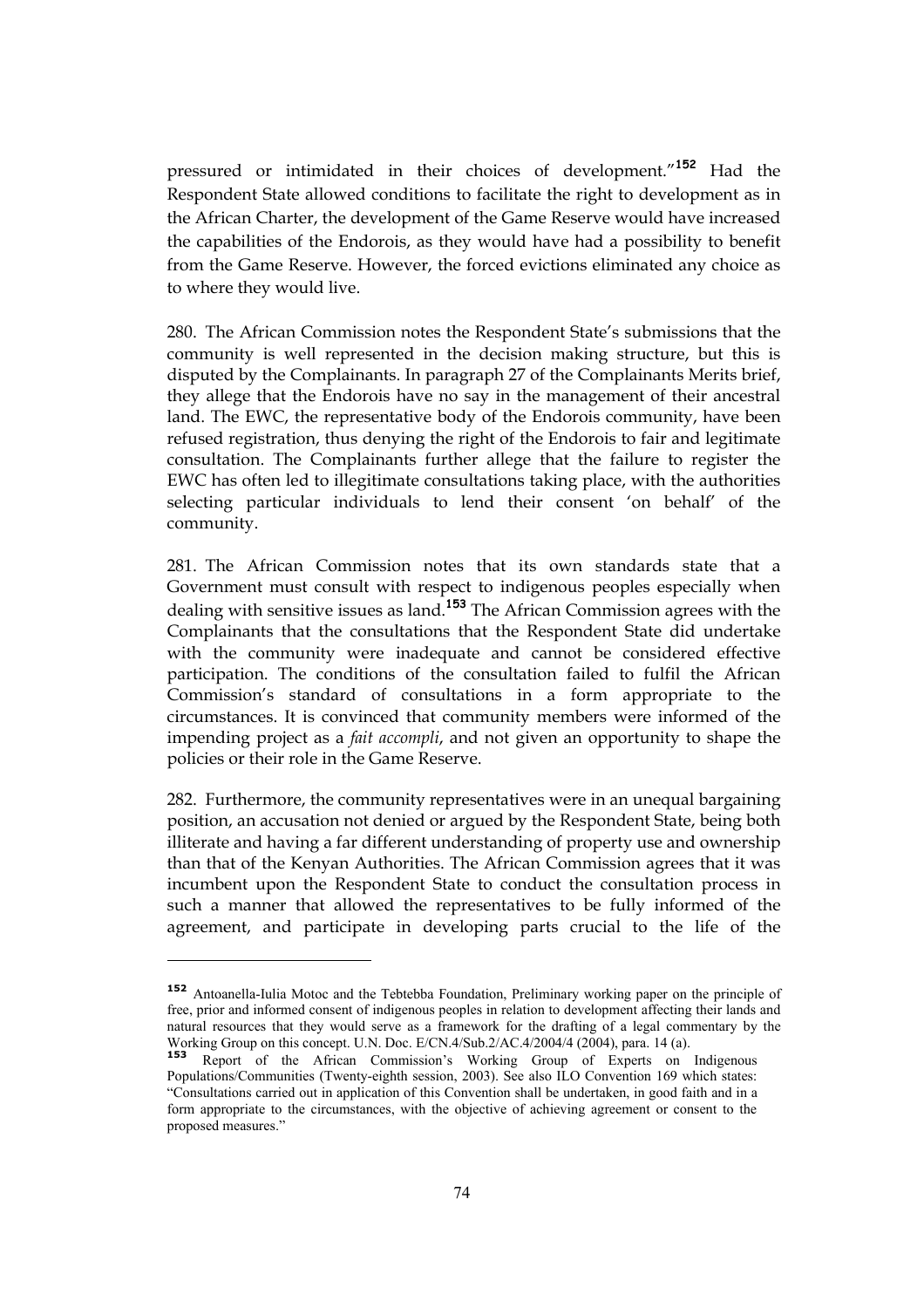pressured or intimidated in their choices of development."[152] Had the Respondent State allowed conditions to facilitate the right to development as in the African Charter, the development of the Game Reserve would have increased the capabilities of the Endorois, as they would have had a possibility to benefit from the Game Reserve. However, the forced evictions eliminated any choice as to where they would live.

280. The African Commission notes the Respondent State's submissions that the community is well represented in the decision making structure, but this is disputed by the Complainants. In paragraph 27 of the Complainants Merits brief, they allege that the Endorois have no say in the management of their ancestral land. The EWC, the representative body of the Endorois community, have been refused registration, thus denying the right of the Endorois to fair and legitimate consultation. The Complainants further allege that the failure to register the EWC has often led to illegitimate consultations taking place, with the authorities selecting particular individuals to lend their consent 'on behalf' of the community.

281. The African Commission notes that its own standards state that a Government must consult with respect to indigenous peoples especially when dealing with sensitive issues as land.[153] The African Commission agrees with the Complainants that the consultations that the Respondent State did undertake with the community were inadequate and cannot be considered effective participation. The conditions of the consultation failed to fulfil the African Commission's standard of consultations in a form appropriate to the circumstances. It is convinced that community members were informed of the impending project as a *fait accompli*, and not given an opportunity to shape the policies or their role in the Game Reserve.

282. Furthermore, the community representatives were in an unequal bargaining position, an accusation not denied or argued by the Respondent State, being both illiterate and having a far different understanding of property use and ownership than that of the Kenyan Authorities. The African Commission agrees that it was incumbent upon the Respondent State to conduct the consultation process in such a manner that allowed the representatives to be fully informed of the agreement, and participate in developing parts crucial to the life of the

---

[152] Antoanella-Iulia Motoc and the Tebtebba Foundation, Preliminary working paper on the principle of free, prior and informed consent of indigenous peoples in relation to development affecting their lands and natural resources that they would serve as a framework for the drafting of a legal commentary by the Working Group on this concept. U.N. Doc. E/CN.4/Sub.2/AC.4/2004/4 (2004), para. 14 (a).

[153] Report of the African Commission's Working Group of Experts on Indigenous Populations/Communities (Twenty-eighth session, 2003). See also ILO Convention 169 which states: "Consultations carried out in application of this Convention shall be undertaken, in good faith and in a form appropriate to the circumstances, with the objective of achieving agreement or consent to the proposed measures."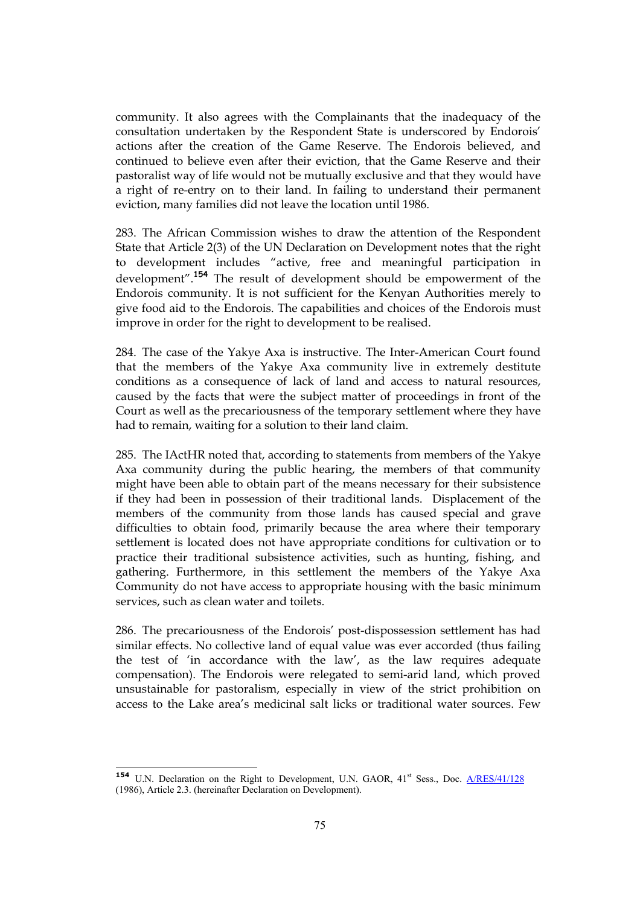community. It also agrees with the Complainants that the inadequacy of the consultation undertaken by the Respondent State is underscored by Endorois' actions after the creation of the Game Reserve. The Endorois believed, and continued to believe even after their eviction, that the Game Reserve and their pastoralist way of life would not be mutually exclusive and that they would have a right of re-entry on to their land. In failing to understand their permanent eviction, many families did not leave the location until 1986.

283. The African Commission wishes to draw the attention of the Respondent State that Article 2(3) of the UN Declaration on Development notes that the right to development includes "active, free and meaningful participation in development".[154] The result of development should be empowerment of the Endorois community. It is not sufficient for the Kenyan Authorities merely to give food aid to the Endorois. The capabilities and choices of the Endorois must improve in order for the right to development to be realised.

284. The case of the Yakye Axa is instructive. The Inter-American Court found that the members of the Yakye Axa community live in extremely destitute conditions as a consequence of lack of land and access to natural resources, caused by the facts that were the subject matter of proceedings in front of the Court as well as the precariousness of the temporary settlement where they have had to remain, waiting for a solution to their land claim.

285. The IActHR noted that, according to statements from members of the Yakye Axa community during the public hearing, the members of that community might have been able to obtain part of the means necessary for their subsistence if they had been in possession of their traditional lands. Displacement of the members of the community from those lands has caused special and grave difficulties to obtain food, primarily because the area where their temporary settlement is located does not have appropriate conditions for cultivation or to practice their traditional subsistence activities, such as hunting, fishing, and gathering. Furthermore, in this settlement the members of the Yakye Axa Community do not have access to appropriate housing with the basic minimum services, such as clean water and toilets.

286. The precariousness of the Endorois' post-dispossession settlement has had similar effects. No collective land of equal value was ever accorded (thus failing the test of 'in accordance with the law', as the law requires adequate compensation). The Endorois were relegated to semi-arid land, which proved unsustainable for pastoralism, especially in view of the strict prohibition on access to the Lake area's medicinal salt licks or traditional water sources. Few

---

[154] U.N. Declaration on the Right to Development, U.N. GAOR, 41st Sess., Doc. A/RES/41/128 (1986), Article 2.3. (hereinafter Declaration on Development).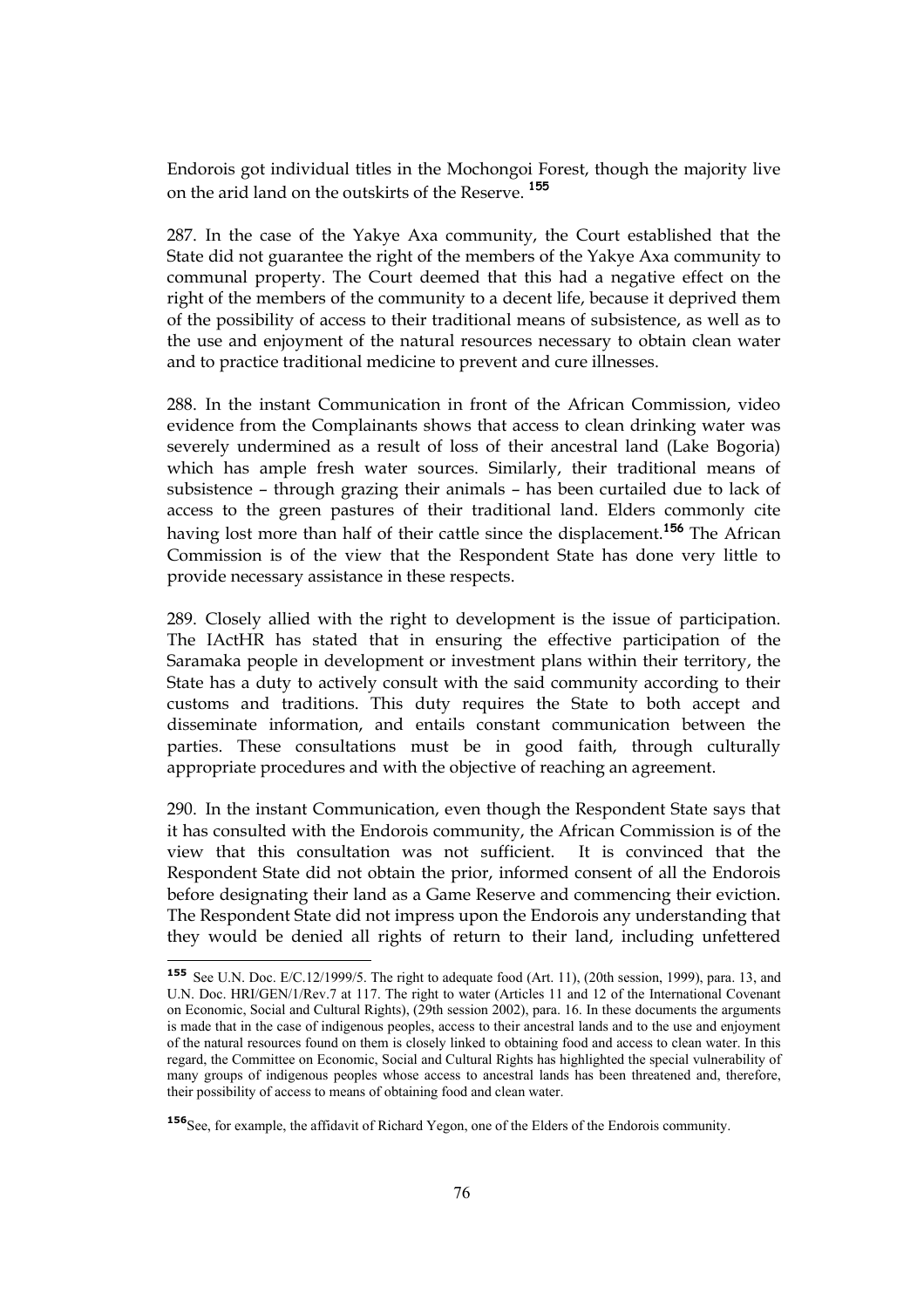Endorois got individual titles in the Mochongoi Forest, though the majority live on the arid land on the outskirts of the Reserve. [155]

287. In the case of the Yakye Axa community, the Court established that the State did not guarantee the right of the members of the Yakye Axa community to communal property. The Court deemed that this had a negative effect on the right of the members of the community to a decent life, because it deprived them of the possibility of access to their traditional means of subsistence, as well as to the use and enjoyment of the natural resources necessary to obtain clean water and to practice traditional medicine to prevent and cure illnesses.

288. In the instant Communication in front of the African Commission, video evidence from the Complainants shows that access to clean drinking water was severely undermined as a result of loss of their ancestral land (Lake Bogoria) which has ample fresh water sources. Similarly, their traditional means of subsistence – through grazing their animals – has been curtailed due to lack of access to the green pastures of their traditional land. Elders commonly cite having lost more than half of their cattle since the displacement.[156] The African Commission is of the view that the Respondent State has done very little to provide necessary assistance in these respects.

289. Closely allied with the right to development is the issue of participation. The IActHR has stated that in ensuring the effective participation of the Saramaka people in development or investment plans within their territory, the State has a duty to actively consult with the said community according to their customs and traditions. This duty requires the State to both accept and disseminate information, and entails constant communication between the parties. These consultations must be in good faith, through culturally appropriate procedures and with the objective of reaching an agreement.

290. In the instant Communication, even though the Respondent State says that it has consulted with the Endorois community, the African Commission is of the view that this consultation was not sufficient. It is convinced that the Respondent State did not obtain the prior, informed consent of all the Endorois before designating their land as a Game Reserve and commencing their eviction. The Respondent State did not impress upon the Endorois any understanding that they would be denied all rights of return to their land, including unfettered

---

[155] See U.N. Doc. E/C.12/1999/5. The right to adequate food (Art. 11), (20th session, 1999), para. 13, and U.N. Doc. HRI/GEN/1/Rev.7 at 117. The right to water (Articles 11 and 12 of the International Covenant on Economic, Social and Cultural Rights), (29th session 2002), para. 16. In these documents the arguments is made that in the case of indigenous peoples, access to their ancestral lands and to the use and enjoyment of the natural resources found on them is closely linked to obtaining food and access to clean water. In this regard, the Committee on Economic, Social and Cultural Rights has highlighted the special vulnerability of many groups of indigenous peoples whose access to ancestral lands has been threatened and, therefore, their possibility of access to means of obtaining food and clean water.

[156] See, for example, the affidavit of Richard Yegon, one of the Elders of the Endorois community.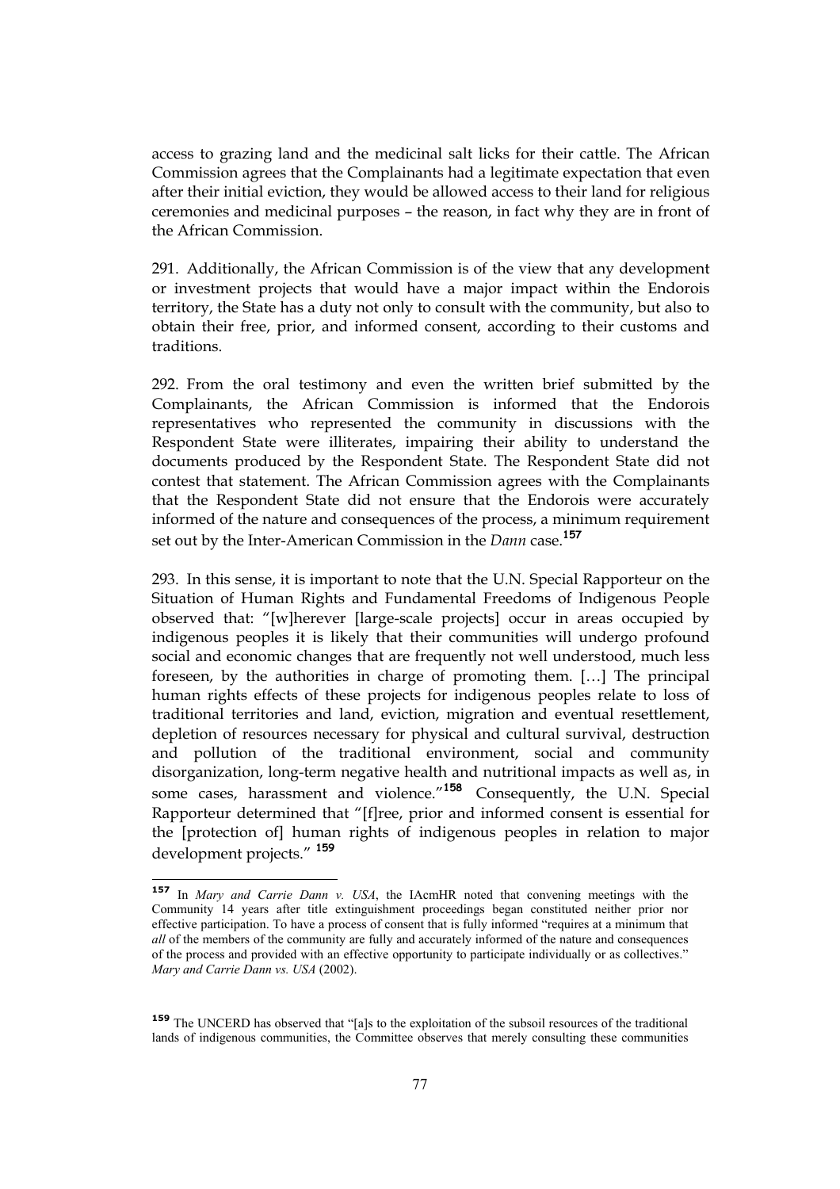access to grazing land and the medicinal salt licks for their cattle. The African Commission agrees that the Complainants had a legitimate expectation that even after their initial eviction, they would be allowed access to their land for religious ceremonies and medicinal purposes – the reason, in fact why they are in front of the African Commission.

291. Additionally, the African Commission is of the view that any development or investment projects that would have a major impact within the Endorois territory, the State has a duty not only to consult with the community, but also to obtain their free, prior, and informed consent, according to their customs and traditions.

292. From the oral testimony and even the written brief submitted by the Complainants, the African Commission is informed that the Endorois representatives who represented the community in discussions with the Respondent State were illiterates, impairing their ability to understand the documents produced by the Respondent State. The Respondent State did not contest that statement. The African Commission agrees with the Complainants that the Respondent State did not ensure that the Endorois were accurately informed of the nature and consequences of the process, a minimum requirement set out by the Inter-American Commission in the *Dann* case.[157]

293. In this sense, it is important to note that the U.N. Special Rapporteur on the Situation of Human Rights and Fundamental Freedoms of Indigenous People observed that: "[w]herever [large-scale projects] occur in areas occupied by indigenous peoples it is likely that their communities will undergo profound social and economic changes that are frequently not well understood, much less foreseen, by the authorities in charge of promoting them. […] The principal human rights effects of these projects for indigenous peoples relate to loss of traditional territories and land, eviction, migration and eventual resettlement, depletion of resources necessary for physical and cultural survival, destruction and pollution of the traditional environment, social and community disorganization, long-term negative health and nutritional impacts as well as, in some cases, harassment and violence."[158] Consequently, the U.N. Special Rapporteur determined that "[f]ree, prior and informed consent is essential for the [protection of] human rights of indigenous peoples in relation to major development projects." [159]

---

[157] In *Mary and Carrie Dann v. USA*, the IAcmHR noted that convening meetings with the Community 14 years after title extinguishment proceedings began constituted neither prior nor effective participation. To have a process of consent that is fully informed "requires at a minimum that *all* of the members of the community are fully and accurately informed of the nature and consequences of the process and provided with an effective opportunity to participate individually or as collectives." *Mary and Carrie Dann vs. USA* (2002).

[159] The UNCERD has observed that "[a]s to the exploitation of the subsoil resources of the traditional lands of indigenous communities, the Committee observes that merely consulting these communities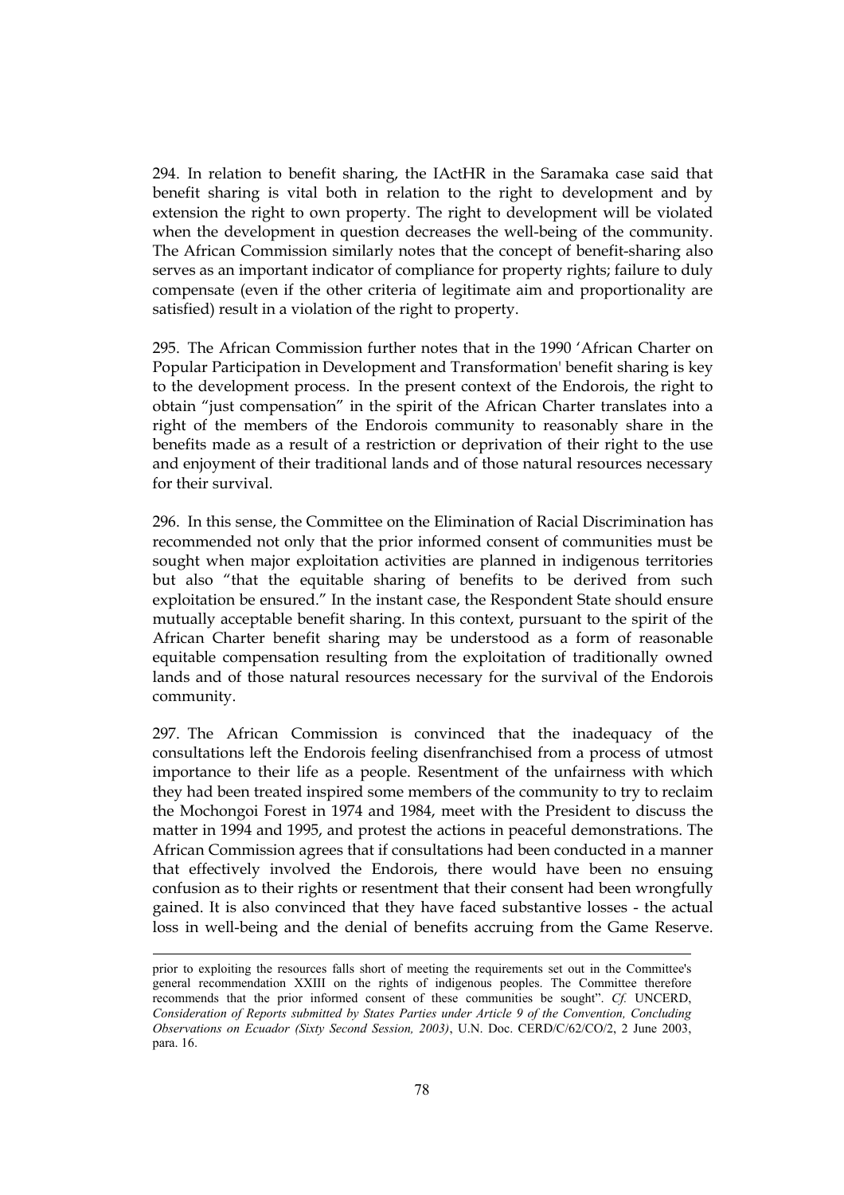294. In relation to benefit sharing, the IActHR in the Saramaka case said that benefit sharing is vital both in relation to the right to development and by extension the right to own property. The right to development will be violated when the development in question decreases the well-being of the community. The African Commission similarly notes that the concept of benefit-sharing also serves as an important indicator of compliance for property rights; failure to duly compensate (even if the other criteria of legitimate aim and proportionality are satisfied) result in a violation of the right to property.

295. The African Commission further notes that in the 1990 'African Charter on Popular Participation in Development and Transformation' benefit sharing is key to the development process. In the present context of the Endorois, the right to obtain "just compensation" in the spirit of the African Charter translates into a right of the members of the Endorois community to reasonably share in the benefits made as a result of a restriction or deprivation of their right to the use and enjoyment of their traditional lands and of those natural resources necessary for their survival.

296. In this sense, the Committee on the Elimination of Racial Discrimination has recommended not only that the prior informed consent of communities must be sought when major exploitation activities are planned in indigenous territories but also "that the equitable sharing of benefits to be derived from such exploitation be ensured." In the instant case, the Respondent State should ensure mutually acceptable benefit sharing. In this context, pursuant to the spirit of the African Charter benefit sharing may be understood as a form of reasonable equitable compensation resulting from the exploitation of traditionally owned lands and of those natural resources necessary for the survival of the Endorois community.

297. The African Commission is convinced that the inadequacy of the consultations left the Endorois feeling disenfranchised from a process of utmost importance to their life as a people. Resentment of the unfairness with which they had been treated inspired some members of the community to try to reclaim the Mochongoi Forest in 1974 and 1984, meet with the President to discuss the matter in 1994 and 1995, and protest the actions in peaceful demonstrations. The African Commission agrees that if consultations had been conducted in a manner that effectively involved the Endorois, there would have been no ensuing confusion as to their rights or resentment that their consent had been wrongfully gained. It is also convinced that they have faced substantive losses - the actual loss in well-being and the denial of benefits accruing from the Game Reserve.

---

prior to exploiting the resources falls short of meeting the requirements set out in the Committee's general recommendation XXIII on the rights of indigenous peoples. The Committee therefore recommends that the prior informed consent of these communities be sought". *Cf.* UNCERD, *Consideration of Reports submitted by States Parties under Article 9 of the Convention, Concluding Observations on Ecuador (Sixty Second Session, 2003)*, U.N. Doc. CERD/C/62/CO/2, 2 June 2003, para. 16.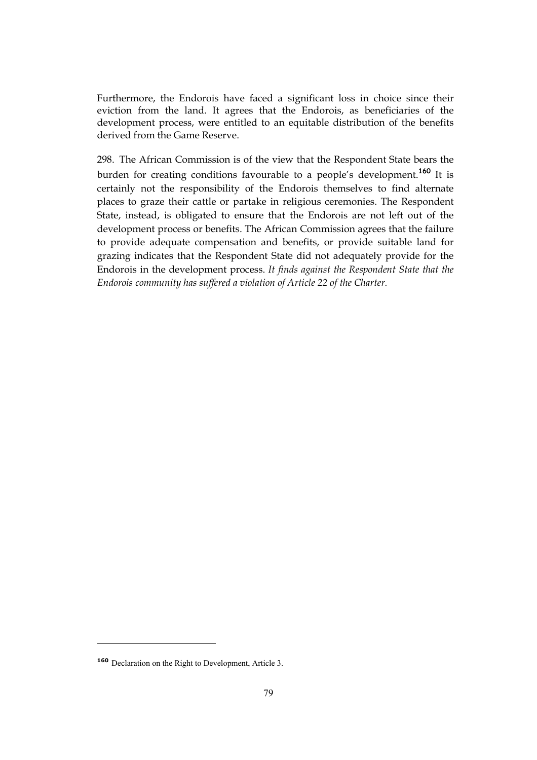Furthermore, the Endorois have faced a significant loss in choice since their eviction from the land. It agrees that the Endorois, as beneficiaries of the development process, were entitled to an equitable distribution of the benefits derived from the Game Reserve.

298. The African Commission is of the view that the Respondent State bears the burden for creating conditions favourable to a people's development.[160] It is certainly not the responsibility of the Endorois themselves to find alternate places to graze their cattle or partake in religious ceremonies. The Respondent State, instead, is obligated to ensure that the Endorois are not left out of the development process or benefits. The African Commission agrees that the failure to provide adequate compensation and benefits, or provide suitable land for grazing indicates that the Respondent State did not adequately provide for the Endorois in the development process. *It finds against the Respondent State that the Endorois community has suffered a violation of Article 22 of the Charter.*

---

[160] Declaration on the Right to Development, Article 3.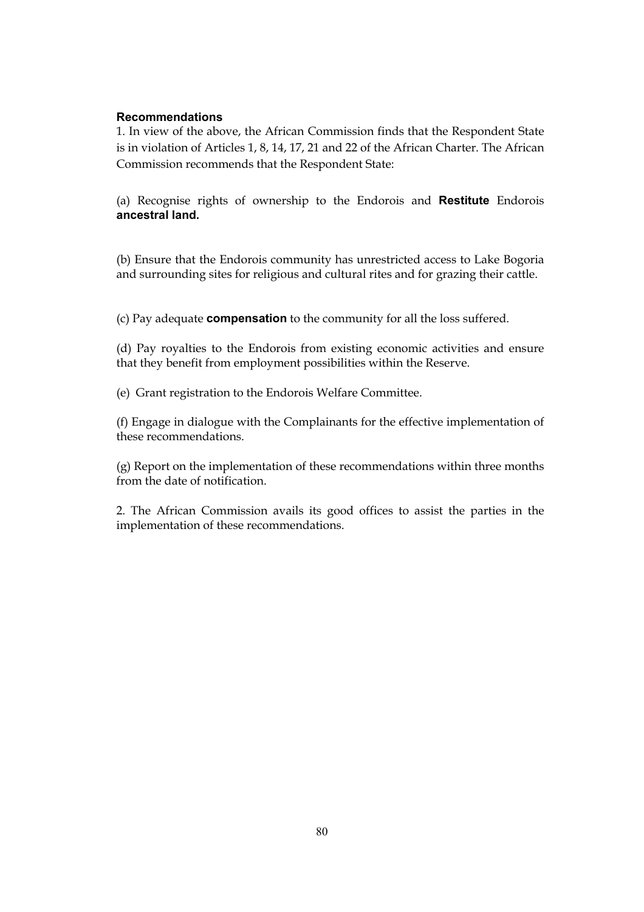**Recommendations**

1. In view of the above, the African Commission finds that the Respondent State is in violation of Articles 1, 8, 14, 17, 21 and 22 of the African Charter. The African Commission recommends that the Respondent State:

(a) Recognise rights of ownership to the Endorois and **Restitute** Endorois **ancestral land.**

(b) Ensure that the Endorois community has unrestricted access to Lake Bogoria and surrounding sites for religious and cultural rites and for grazing their cattle.

(c) Pay adequate **compensation** to the community for all the loss suffered.

(d) Pay royalties to the Endorois from existing economic activities and ensure that they benefit from employment possibilities within the Reserve.

(e) Grant registration to the Endorois Welfare Committee.

(f) Engage in dialogue with the Complainants for the effective implementation of these recommendations.

(g) Report on the implementation of these recommendations within three months from the date of notification.

2. The African Commission avails its good offices to assist the parties in the implementation of these recommendations.